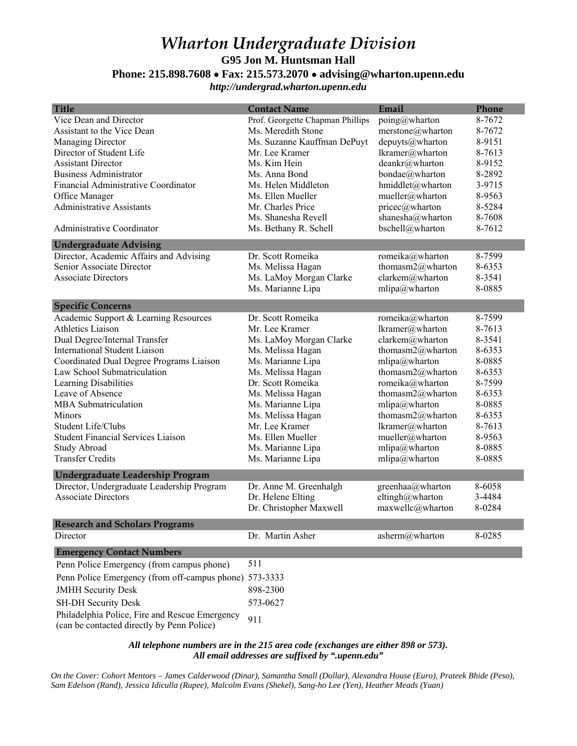# Wharton Undergraduate Division

**G95 Jon M. Huntsman Hall**

**Phone: 215.898.7608 • Fax: 215.573.2070 • advising@wharton.upenn.edu**

***http://undergrad.wharton.upenn.edu***

| Title | Contact Name | Email | Phone |
|---|---|---|---|
| Vice Dean and Director | Prof. Georgette Chapman Phillips | poing@wharton | 8-7672 |
| Assistant to the Vice Dean | Ms. Meredith Stone | merstone@wharton | 8-7672 |
| Managing Director | Ms. Suzanne Kauffman DePuyt | depuyts@wharton | 8-9151 |
| Director of Student Life | Mr. Lee Kramer | lkramer@wharton | 8-7613 |
| Assistant Director | Ms. Kim Hein | deankr@wharton | 8-9152 |
| Business Administrator | Ms. Anna Bond | bondae@wharton | 8-2892 |
| Financial Administrative Coordinator | Ms. Helen Middleton | hmiddlet@wharton | 3-9715 |
| Office Manager | Ms. Ellen Mueller | mueller@wharton | 8-9563 |
| Administrative Assistants | Mr. Charles Price | pricec@wharton | 8-5284 |
| | Ms. Shanesha Revell | shanesha@wharton | 8-7608 |
| Administrative Coordinator | Ms. Bethany R. Schell | bschell@wharton | 8-7612 |
| **Undergraduate Advising** | | | |
| Director, Academic Affairs and Advising | Dr. Scott Romeika | romeika@wharton | 8-7599 |
| Senior Associate Director | Ms. Melissa Hagan | thomasm2@wharton | 8-6353 |
| Associate Directors | Ms. LaMoy Morgan Clarke | clarkem@wharton | 8-3541 |
| | Ms. Marianne Lipa | mlipa@wharton | 8-0885 |
| **Specific Concerns** | | | |
| Academic Support & Learning Resources | Dr. Scott Romeika | romeika@wharton | 8-7599 |
| Athletics Liaison | Mr. Lee Kramer | lkramer@wharton | 8-7613 |
| Dual Degree/Internal Transfer | Ms. LaMoy Morgan Clarke | clarkem@wharton | 8-3541 |
| International Student Liaison | Ms. Melissa Hagan | thomasm2@wharton | 8-6353 |
| Coordinated Dual Degree Programs Liaison | Ms. Marianne Lipa | mlipa@wharton | 8-0885 |
| Law School Submatriculation | Ms. Melissa Hagan | thomasm2@wharton | 8-6353 |
| Learning Disabilities | Dr. Scott Romeika | romeika@wharton | 8-7599 |
| Leave of Absence | Ms. Melissa Hagan | thomasm2@wharton | 8-6353 |
| MBA Submatriculation | Ms. Marianne Lipa | mlipa@wharton | 8-0885 |
| Minors | Ms. Melissa Hagan | thomasm2@wharton | 8-6353 |
| Student Life/Clubs | Mr. Lee Kramer | lkramer@wharton | 8-7613 |
| Student Financial Services Liaison | Ms. Ellen Mueller | mueller@wharton | 8-9563 |
| Study Abroad | Ms. Marianne Lipa | mlipa@wharton | 8-0885 |
| Transfer Credits | Ms. Marianne Lipa | mlipa@wharton | 8-0885 |
| **Undergraduate Leadership Program** | | | |
| Director, Undergraduate Leadership Program | Dr. Anne M. Greenhalgh | greenhaa@wharton | 8-6058 |
| Associate Directors | Dr. Helene Elting | eltingh@wharton | 3-4484 |
| | Dr. Christopher Maxwell | maxwellc@wharton | 8-0284 |
| **Research and Scholars Programs** | | | |
| Director | Dr. Martin Asher | asherm@wharton | 8-0285 |

| Emergency Contact Numbers | |
|---|---|
| Penn Police Emergency (from campus phone) | 511 |
| Penn Police Emergency (from off-campus phone) | 573-3333 |
| JMHH Security Desk | 898-2300 |
| SH-DH Security Desk | 573-0627 |
| Philadelphia Police, Fire and Rescue Emergency (can be contacted directly by Penn Police) | 911 |

***All telephone numbers are in the 215 area code (exchanges are either 898 or 573).***
***All email addresses are suffixed by ".upenn.edu"***

*On the Cover: Cohort Mentors – James Calderwood (Dinar), Samantha Small (Dollar), Alexandra House (Euro), Prateek Bhide (Peso), Sam Edelson (Rand), Jessica Idiculla (Rupee), Malcolm Evans (Shekel), Sang-ho Lee (Yen), Heather Meads (Yuan)*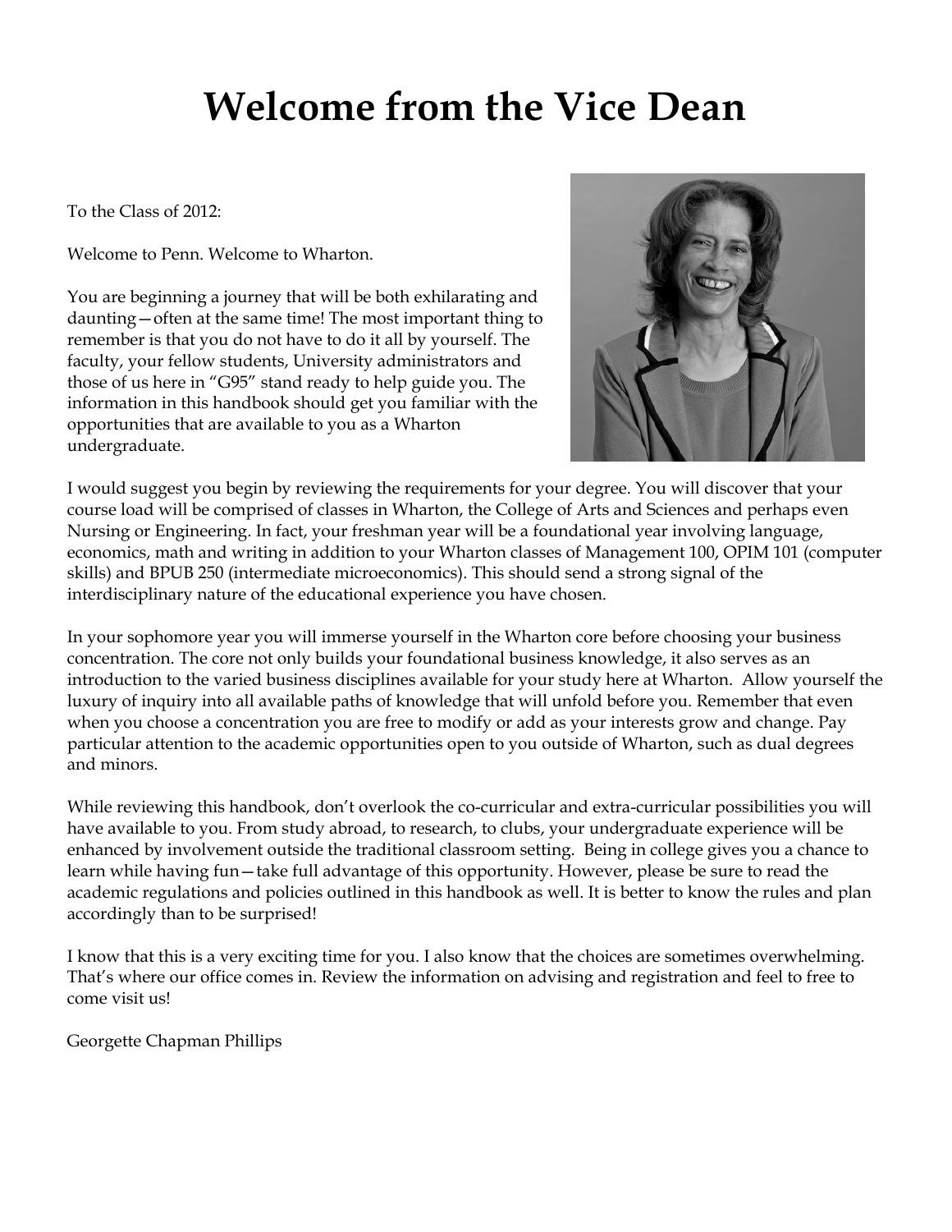# Welcome from the Vice Dean

To the Class of 2012:

Welcome to Penn. Welcome to Wharton.

You are beginning a journey that will be both exhilarating and daunting—often at the same time! The most important thing to remember is that you do not have to do it all by yourself. The faculty, your fellow students, University administrators and those of us here in "G95" stand ready to help guide you. The information in this handbook should get you familiar with the opportunities that are available to you as a Wharton undergraduate.

I would suggest you begin by reviewing the requirements for your degree. You will discover that your course load will be comprised of classes in Wharton, the College of Arts and Sciences and perhaps even Nursing or Engineering. In fact, your freshman year will be a foundational year involving language, economics, math and writing in addition to your Wharton classes of Management 100, OPIM 101 (computer skills) and BPUB 250 (intermediate microeconomics). This should send a strong signal of the interdisciplinary nature of the educational experience you have chosen.

In your sophomore year you will immerse yourself in the Wharton core before choosing your business concentration. The core not only builds your foundational business knowledge, it also serves as an introduction to the varied business disciplines available for your study here at Wharton. Allow yourself the luxury of inquiry into all available paths of knowledge that will unfold before you. Remember that even when you choose a concentration you are free to modify or add as your interests grow and change. Pay particular attention to the academic opportunities open to you outside of Wharton, such as dual degrees and minors.

While reviewing this handbook, don't overlook the co-curricular and extra-curricular possibilities you will have available to you. From study abroad, to research, to clubs, your undergraduate experience will be enhanced by involvement outside the traditional classroom setting. Being in college gives you a chance to learn while having fun—take full advantage of this opportunity. However, please be sure to read the academic regulations and policies outlined in this handbook as well. It is better to know the rules and plan accordingly than to be surprised!

I know that this is a very exciting time for you. I also know that the choices are sometimes overwhelming. That's where our office comes in. Review the information on advising and registration and feel to free to come visit us!

Georgette Chapman Phillips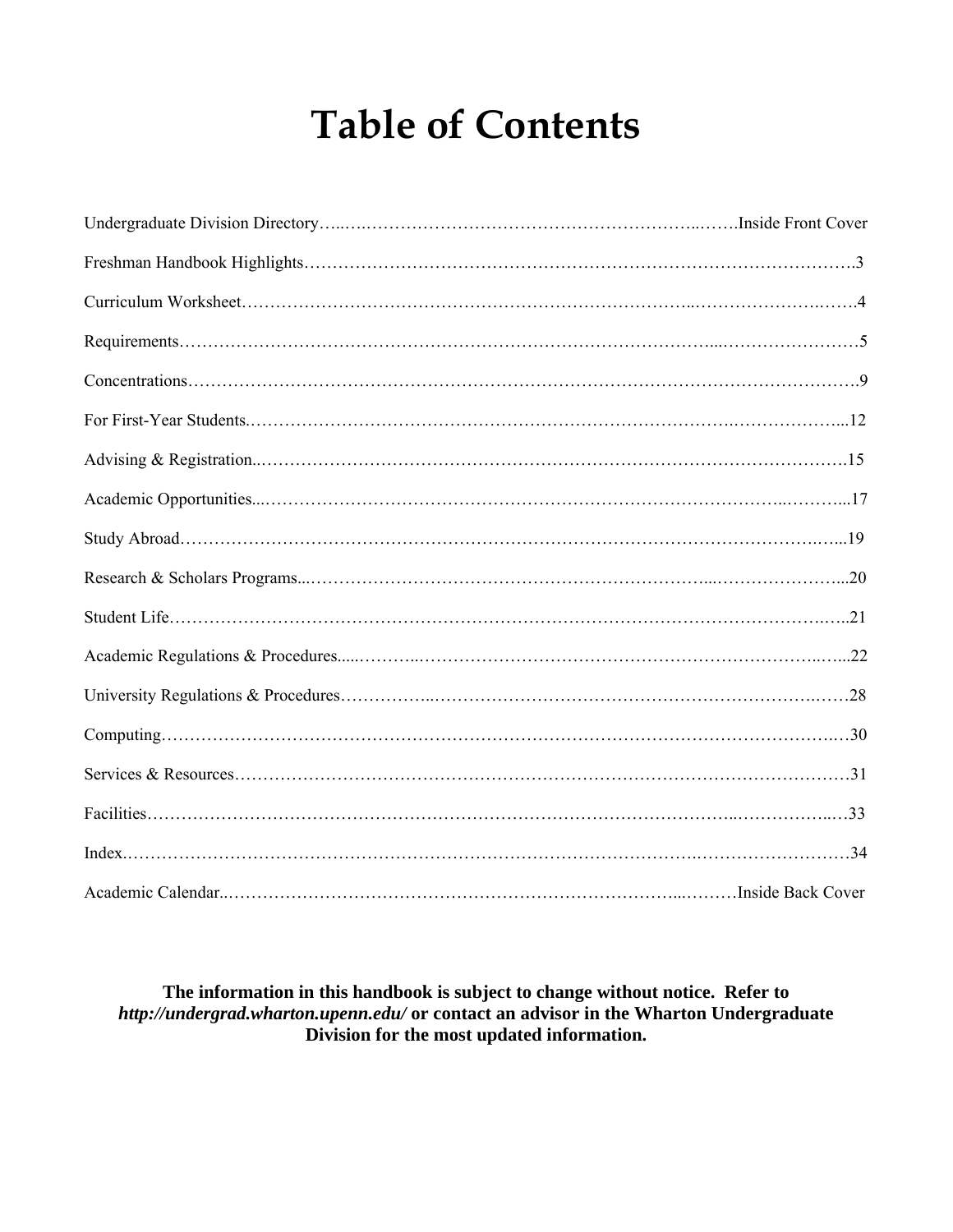# Table of Contents

| Section | Page |
|---|---|
| Undergraduate Division Directory | Inside Front Cover |
| Freshman Handbook Highlights | 3 |
| Curriculum Worksheet | 4 |
| Requirements | 5 |
| Concentrations | 9 |
| For First-Year Students | 12 |
| Advising & Registration | 15 |
| Academic Opportunities | 17 |
| Study Abroad | 19 |
| Research & Scholars Programs | 20 |
| Student Life | 21 |
| Academic Regulations & Procedures | 22 |
| University Regulations & Procedures | 28 |
| Computing | 30 |
| Services & Resources | 31 |
| Facilities | 33 |
| Index | 34 |
| Academic Calendar | Inside Back Cover |

**The information in this handbook is subject to change without notice. Refer to *http://undergrad.wharton.upenn.edu/* or contact an advisor in the Wharton Undergraduate Division for the most updated information.**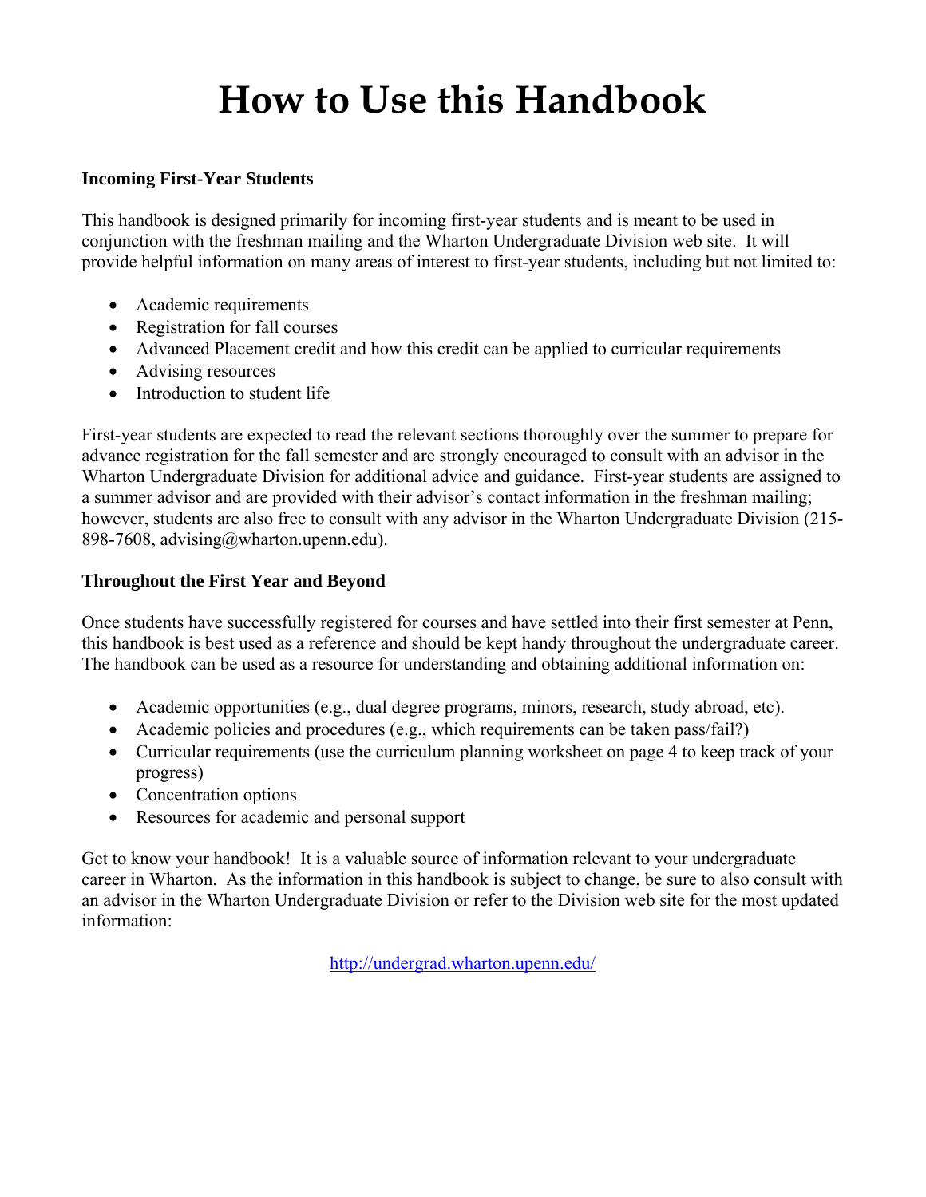# How to Use this Handbook

**Incoming First-Year Students**

This handbook is designed primarily for incoming first-year students and is meant to be used in conjunction with the freshman mailing and the Wharton Undergraduate Division web site. It will provide helpful information on many areas of interest to first-year students, including but not limited to:

- Academic requirements
- Registration for fall courses
- Advanced Placement credit and how this credit can be applied to curricular requirements
- Advising resources
- Introduction to student life

First-year students are expected to read the relevant sections thoroughly over the summer to prepare for advance registration for the fall semester and are strongly encouraged to consult with an advisor in the Wharton Undergraduate Division for additional advice and guidance. First-year students are assigned to a summer advisor and are provided with their advisor's contact information in the freshman mailing; however, students are also free to consult with any advisor in the Wharton Undergraduate Division (215-898-7608, advising@wharton.upenn.edu).

**Throughout the First Year and Beyond**

Once students have successfully registered for courses and have settled into their first semester at Penn, this handbook is best used as a reference and should be kept handy throughout the undergraduate career. The handbook can be used as a resource for understanding and obtaining additional information on:

- Academic opportunities (e.g., dual degree programs, minors, research, study abroad, etc).
- Academic policies and procedures (e.g., which requirements can be taken pass/fail?)
- Curricular requirements (use the curriculum planning worksheet on page 4 to keep track of your progress)
- Concentration options
- Resources for academic and personal support

Get to know your handbook! It is a valuable source of information relevant to your undergraduate career in Wharton. As the information in this handbook is subject to change, be sure to also consult with an advisor in the Wharton Undergraduate Division or refer to the Division web site for the most updated information:

http://undergrad.wharton.upenn.edu/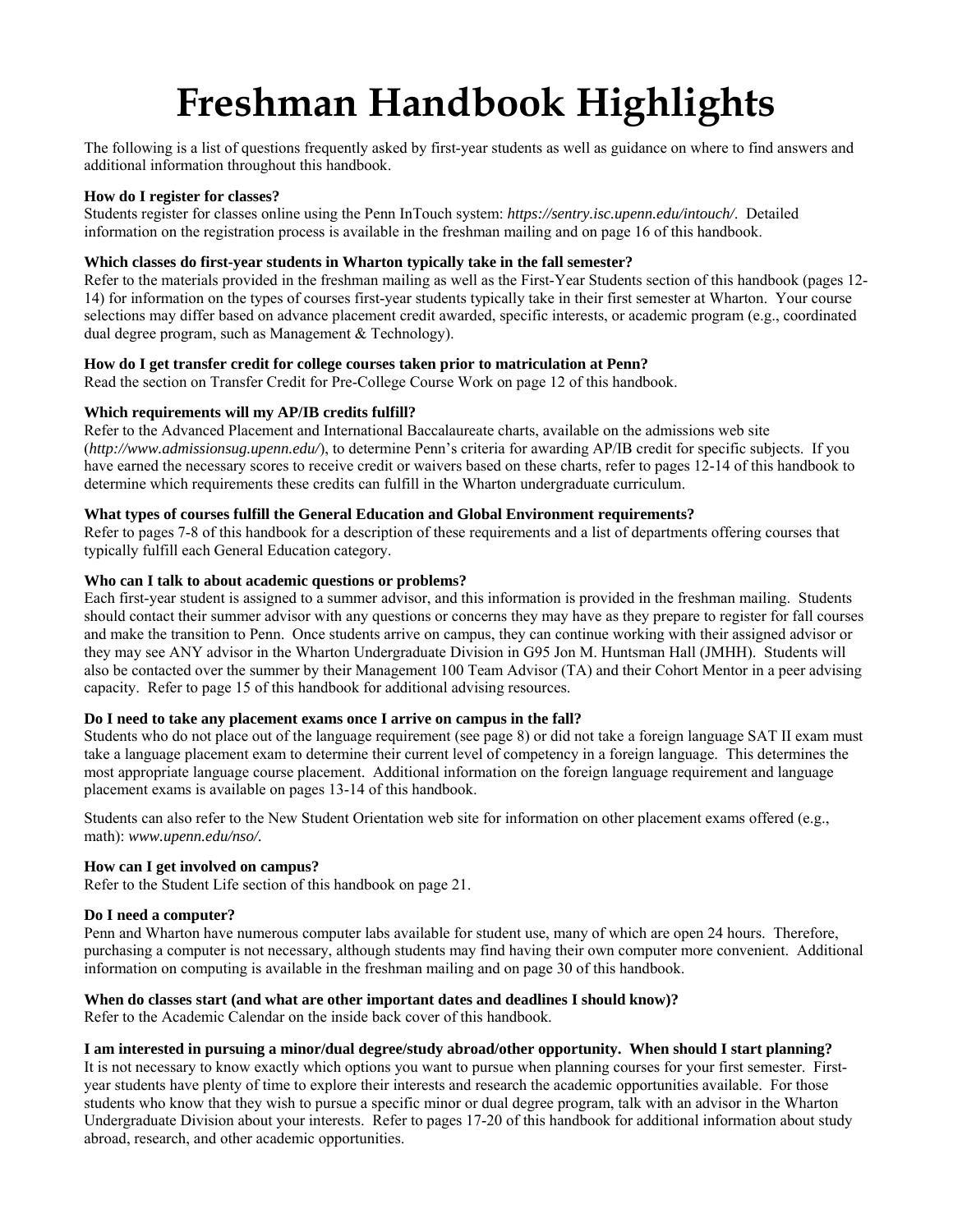# Freshman Handbook Highlights

The following is a list of questions frequently asked by first-year students as well as guidance on where to find answers and additional information throughout this handbook.

**How do I register for classes?**
Students register for classes online using the Penn InTouch system: *https://sentry.isc.upenn.edu/intouch/*. Detailed information on the registration process is available in the freshman mailing and on page 16 of this handbook.

**Which classes do first-year students in Wharton typically take in the fall semester?**
Refer to the materials provided in the freshman mailing as well as the First-Year Students section of this handbook (pages 12-14) for information on the types of courses first-year students typically take in their first semester at Wharton. Your course selections may differ based on advance placement credit awarded, specific interests, or academic program (e.g., coordinated dual degree program, such as Management & Technology).

**How do I get transfer credit for college courses taken prior to matriculation at Penn?**
Read the section on Transfer Credit for Pre-College Course Work on page 12 of this handbook.

**Which requirements will my AP/IB credits fulfill?**
Refer to the Advanced Placement and International Baccalaureate charts, available on the admissions web site (*http://www.admissionsug.upenn.edu/*), to determine Penn's criteria for awarding AP/IB credit for specific subjects. If you have earned the necessary scores to receive credit or waivers based on these charts, refer to pages 12-14 of this handbook to determine which requirements these credits can fulfill in the Wharton undergraduate curriculum.

**What types of courses fulfill the General Education and Global Environment requirements?**
Refer to pages 7-8 of this handbook for a description of these requirements and a list of departments offering courses that typically fulfill each General Education category.

**Who can I talk to about academic questions or problems?**
Each first-year student is assigned to a summer advisor, and this information is provided in the freshman mailing. Students should contact their summer advisor with any questions or concerns they may have as they prepare to register for fall courses and make the transition to Penn. Once students arrive on campus, they can continue working with their assigned advisor or they may see ANY advisor in the Wharton Undergraduate Division in G95 Jon M. Huntsman Hall (JMHH). Students will also be contacted over the summer by their Management 100 Team Advisor (TA) and their Cohort Mentor in a peer advising capacity. Refer to page 15 of this handbook for additional advising resources.

**Do I need to take any placement exams once I arrive on campus in the fall?**
Students who do not place out of the language requirement (see page 8) or did not take a foreign language SAT II exam must take a language placement exam to determine their current level of competency in a foreign language. This determines the most appropriate language course placement. Additional information on the foreign language requirement and language placement exams is available on pages 13-14 of this handbook.

Students can also refer to the New Student Orientation web site for information on other placement exams offered (e.g., math): *www.upenn.edu/nso/*.

**How can I get involved on campus?**
Refer to the Student Life section of this handbook on page 21.

**Do I need a computer?**
Penn and Wharton have numerous computer labs available for student use, many of which are open 24 hours. Therefore, purchasing a computer is not necessary, although students may find having their own computer more convenient. Additional information on computing is available in the freshman mailing and on page 30 of this handbook.

**When do classes start (and what are other important dates and deadlines I should know)?**
Refer to the Academic Calendar on the inside back cover of this handbook.

**I am interested in pursuing a minor/dual degree/study abroad/other opportunity. When should I start planning?**
It is not necessary to know exactly which options you want to pursue when planning courses for your first semester. First-year students have plenty of time to explore their interests and research the academic opportunities available. For those students who know that they wish to pursue a specific minor or dual degree program, talk with an advisor in the Wharton Undergraduate Division about your interests. Refer to pages 17-20 of this handbook for additional information about study abroad, research, and other academic opportunities.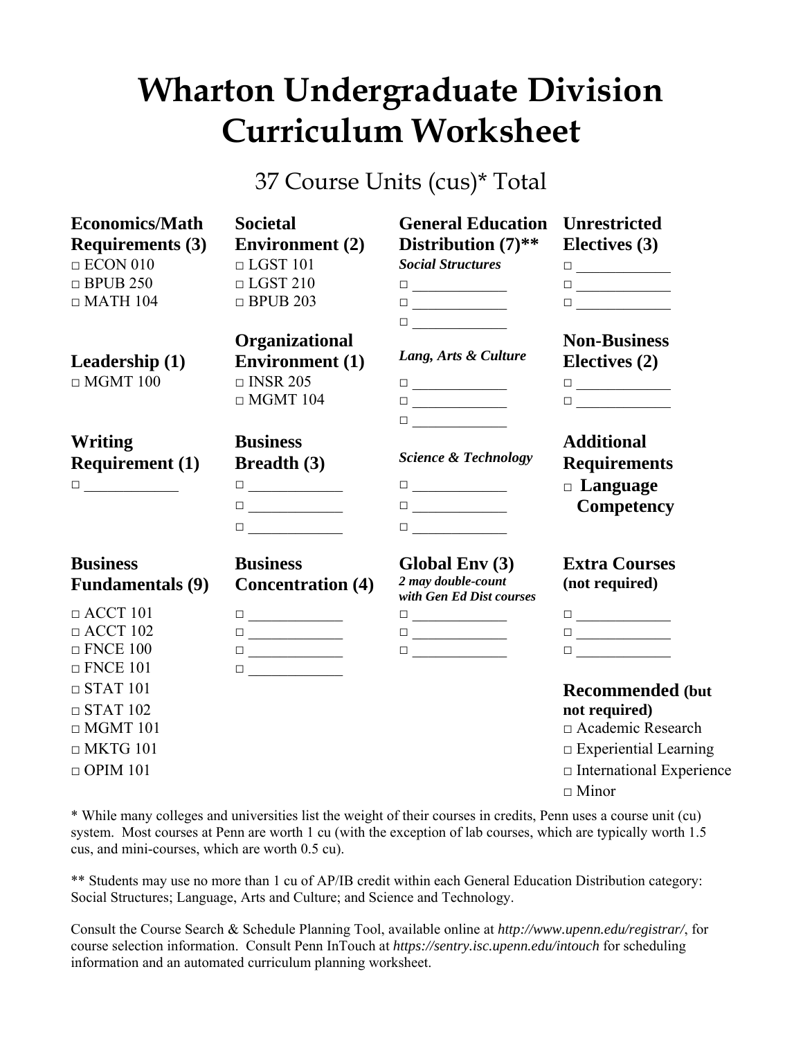# Wharton Undergraduate Division Curriculum Worksheet

37 Course Units (cus)* Total

**Economics/Math Requirements (3)**
- □ ECON 010
- □ BPUB 250
- □ MATH 104

**Leadership (1)**
- □ MGMT 100

**Writing Requirement (1)**
- □ ____________

**Business Fundamentals (9)**
- □ ACCT 101
- □ ACCT 102
- □ FNCE 100
- □ FNCE 101
- □ STAT 101
- □ STAT 102
- □ MGMT 101
- □ MKTG 101
- □ OPIM 101

**Societal Environment (2)**
- □ LGST 101
- □ LGST 210
- □ BPUB 203

**Organizational Environment (1)**
- □ INSR 205
- □ MGMT 104

**Business Breadth (3)**
- □ ____________
- □ ____________
- □ ____________

**Business Concentration (4)**
- □ ____________
- □ ____________
- □ ____________
- □ ____________

**General Education Distribution (7)****

***Social Structures***
- □ ____________
- □ ____________
- □ ____________

***Lang, Arts & Culture***
- □ ____________
- □ ____________
- □ ____________

***Science & Technology***
- □ ____________
- □ ____________
- □ ____________

**Global Env (3)**
***2 may double-count with Gen Ed Dist courses***
- □ ____________
- □ ____________
- □ ____________

**Unrestricted Electives (3)**
- □ ____________
- □ ____________
- □ ____________

**Non-Business Electives (2)**
- □ ____________
- □ ____________

**Additional Requirements**
- □ **Language Competency**

**Extra Courses (not required)**
- □ ____________
- □ ____________
- □ ____________

**Recommended (but not required)**
- □ Academic Research
- □ Experiential Learning
- □ International Experience
- □ Minor

* While many colleges and universities list the weight of their courses in credits, Penn uses a course unit (cu) system. Most courses at Penn are worth 1 cu (with the exception of lab courses, which are typically worth 1.5 cus, and mini-courses, which are worth 0.5 cu).

** Students may use no more than 1 cu of AP/IB credit within each General Education Distribution category: Social Structures; Language, Arts and Culture; and Science and Technology.

Consult the Course Search & Schedule Planning Tool, available online at *http://www.upenn.edu/registrar/*, for course selection information. Consult Penn InTouch at *https://sentry.isc.upenn.edu/intouch* for scheduling information and an automated curriculum planning worksheet.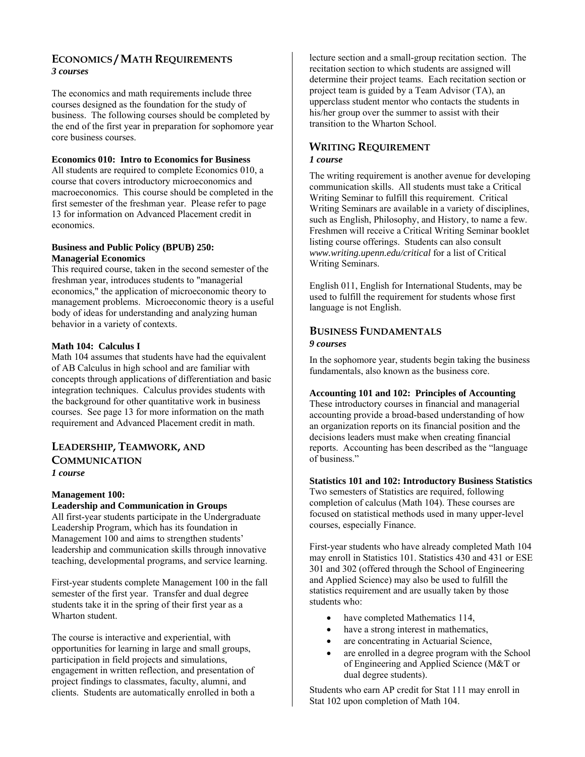## Economics / Math Requirements

***3 courses***

The economics and math requirements include three courses designed as the foundation for the study of business. The following courses should be completed by the end of the first year in preparation for sophomore year core business courses.

**Economics 010: Intro to Economics for Business**

All students are required to complete Economics 010, a course that covers introductory microeconomics and macroeconomics. This course should be completed in the first semester of the freshman year. Please refer to page 13 for information on Advanced Placement credit in economics.

**Business and Public Policy (BPUB) 250: Managerial Economics**

This required course, taken in the second semester of the freshman year, introduces students to "managerial economics," the application of microeconomic theory to management problems. Microeconomic theory is a useful body of ideas for understanding and analyzing human behavior in a variety of contexts.

**Math 104: Calculus I**

Math 104 assumes that students have had the equivalent of AB Calculus in high school and are familiar with concepts through applications of differentiation and basic integration techniques. Calculus provides students with the background for other quantitative work in business courses. See page 13 for more information on the math requirement and Advanced Placement credit in math.

## Leadership, Teamwork, and Communication

***1 course***

**Management 100: Leadership and Communication in Groups**

All first-year students participate in the Undergraduate Leadership Program, which has its foundation in Management 100 and aims to strengthen students' leadership and communication skills through innovative teaching, developmental programs, and service learning.

First-year students complete Management 100 in the fall semester of the first year. Transfer and dual degree students take it in the spring of their first year as a Wharton student.

The course is interactive and experiential, with opportunities for learning in large and small groups, participation in field projects and simulations, engagement in written reflection, and presentation of project findings to classmates, faculty, alumni, and clients. Students are automatically enrolled in both a lecture section and a small-group recitation section. The recitation section to which students are assigned will determine their project teams. Each recitation section or project team is guided by a Team Advisor (TA), an upperclass student mentor who contacts the students in his/her group over the summer to assist with their transition to the Wharton School.

## Writing Requirement

***1 course***

The writing requirement is another avenue for developing communication skills. All students must take a Critical Writing Seminar to fulfill this requirement. Critical Writing Seminars are available in a variety of disciplines, such as English, Philosophy, and History, to name a few. Freshmen will receive a Critical Writing Seminar booklet listing course offerings. Students can also consult *www.writing.upenn.edu/critical* for a list of Critical Writing Seminars.

English 011, English for International Students, may be used to fulfill the requirement for students whose first language is not English.

## Business Fundamentals

***9 courses***

In the sophomore year, students begin taking the business fundamentals, also known as the business core.

**Accounting 101 and 102: Principles of Accounting**

These introductory courses in financial and managerial accounting provide a broad-based understanding of how an organization reports on its financial position and the decisions leaders must make when creating financial reports. Accounting has been described as the "language of business."

**Statistics 101 and 102: Introductory Business Statistics**

Two semesters of Statistics are required, following completion of calculus (Math 104). These courses are focused on statistical methods used in many upper-level courses, especially Finance.

First-year students who have already completed Math 104 may enroll in Statistics 101. Statistics 430 and 431 or ESE 301 and 302 (offered through the School of Engineering and Applied Science) may also be used to fulfill the statistics requirement and are usually taken by those students who:

- have completed Mathematics 114,
- have a strong interest in mathematics,
- are concentrating in Actuarial Science,
- are enrolled in a degree program with the School of Engineering and Applied Science (M&T or dual degree students).

Students who earn AP credit for Stat 111 may enroll in Stat 102 upon completion of Math 104.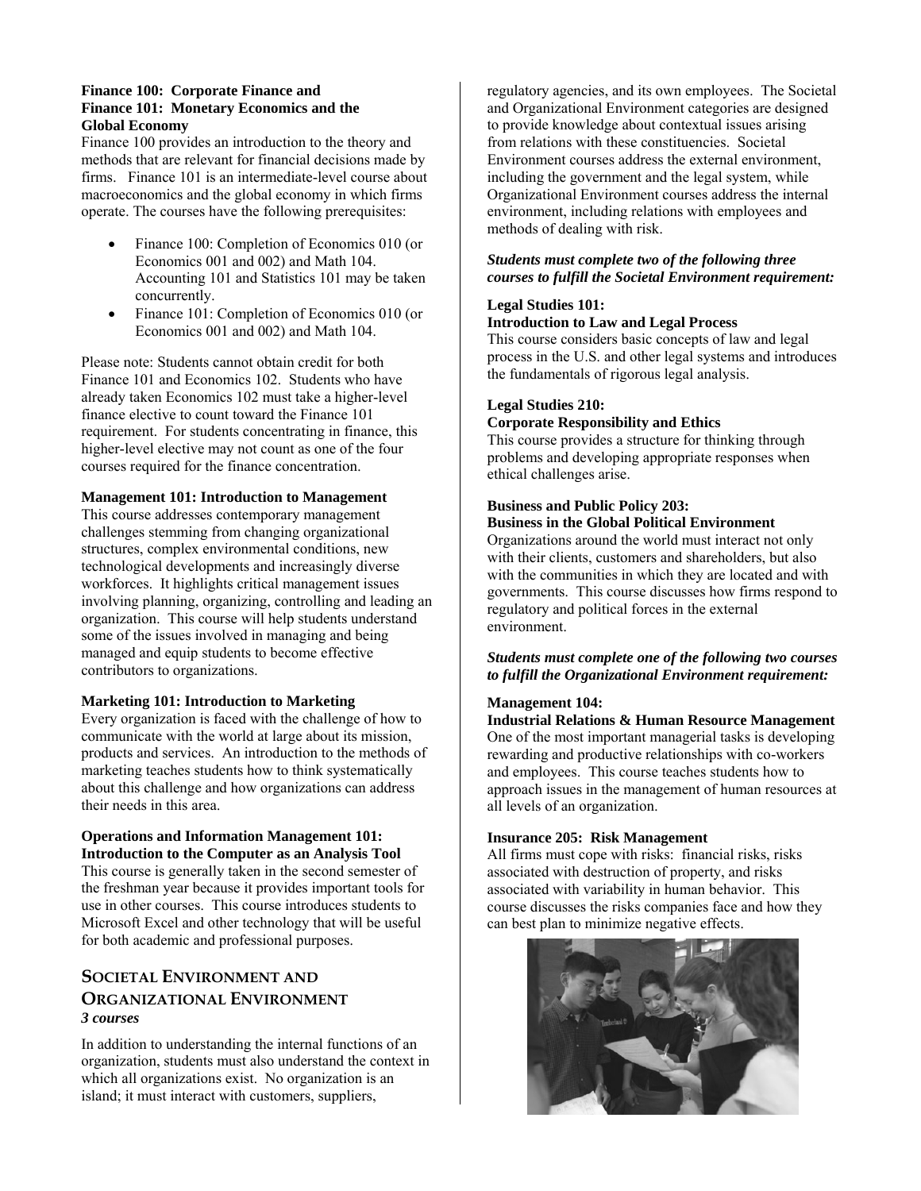**Finance 100: Corporate Finance and Finance 101: Monetary Economics and the Global Economy**

Finance 100 provides an introduction to the theory and methods that are relevant for financial decisions made by firms. Finance 101 is an intermediate-level course about macroeconomics and the global economy in which firms operate. The courses have the following prerequisites:

- Finance 100: Completion of Economics 010 (or Economics 001 and 002) and Math 104. Accounting 101 and Statistics 101 may be taken concurrently.
- Finance 101: Completion of Economics 010 (or Economics 001 and 002) and Math 104.

Please note: Students cannot obtain credit for both Finance 101 and Economics 102. Students who have already taken Economics 102 must take a higher-level finance elective to count toward the Finance 101 requirement. For students concentrating in finance, this higher-level elective may not count as one of the four courses required for the finance concentration.

**Management 101: Introduction to Management**

This course addresses contemporary management challenges stemming from changing organizational structures, complex environmental conditions, new technological developments and increasingly diverse workforces. It highlights critical management issues involving planning, organizing, controlling and leading an organization. This course will help students understand some of the issues involved in managing and being managed and equip students to become effective contributors to organizations.

**Marketing 101: Introduction to Marketing**

Every organization is faced with the challenge of how to communicate with the world at large about its mission, products and services. An introduction to the methods of marketing teaches students how to think systematically about this challenge and how organizations can address their needs in this area.

**Operations and Information Management 101: Introduction to the Computer as an Analysis Tool**

This course is generally taken in the second semester of the freshman year because it provides important tools for use in other courses. This course introduces students to Microsoft Excel and other technology that will be useful for both academic and professional purposes.

## SOCIETAL ENVIRONMENT AND ORGANIZATIONAL ENVIRONMENT

***3 courses***

In addition to understanding the internal functions of an organization, students must also understand the context in which all organizations exist. No organization is an island; it must interact with customers, suppliers, regulatory agencies, and its own employees. The Societal and Organizational Environment categories are designed to provide knowledge about contextual issues arising from relations with these constituencies. Societal Environment courses address the external environment, including the government and the legal system, while Organizational Environment courses address the internal environment, including relations with employees and methods of dealing with risk.

***Students must complete two of the following three courses to fulfill the Societal Environment requirement:***

**Legal Studies 101: Introduction to Law and Legal Process**

This course considers basic concepts of law and legal process in the U.S. and other legal systems and introduces the fundamentals of rigorous legal analysis.

**Legal Studies 210: Corporate Responsibility and Ethics**

This course provides a structure for thinking through problems and developing appropriate responses when ethical challenges arise.

**Business and Public Policy 203: Business in the Global Political Environment**

Organizations around the world must interact not only with their clients, customers and shareholders, but also with the communities in which they are located and with governments. This course discusses how firms respond to regulatory and political forces in the external environment.

***Students must complete one of the following two courses to fulfill the Organizational Environment requirement:***

**Management 104: Industrial Relations & Human Resource Management**

One of the most important managerial tasks is developing rewarding and productive relationships with co-workers and employees. This course teaches students how to approach issues in the management of human resources at all levels of an organization.

**Insurance 205: Risk Management**

All firms must cope with risks: financial risks, risks associated with destruction of property, and risks associated with variability in human behavior. This course discusses the risks companies face and how they can best plan to minimize negative effects.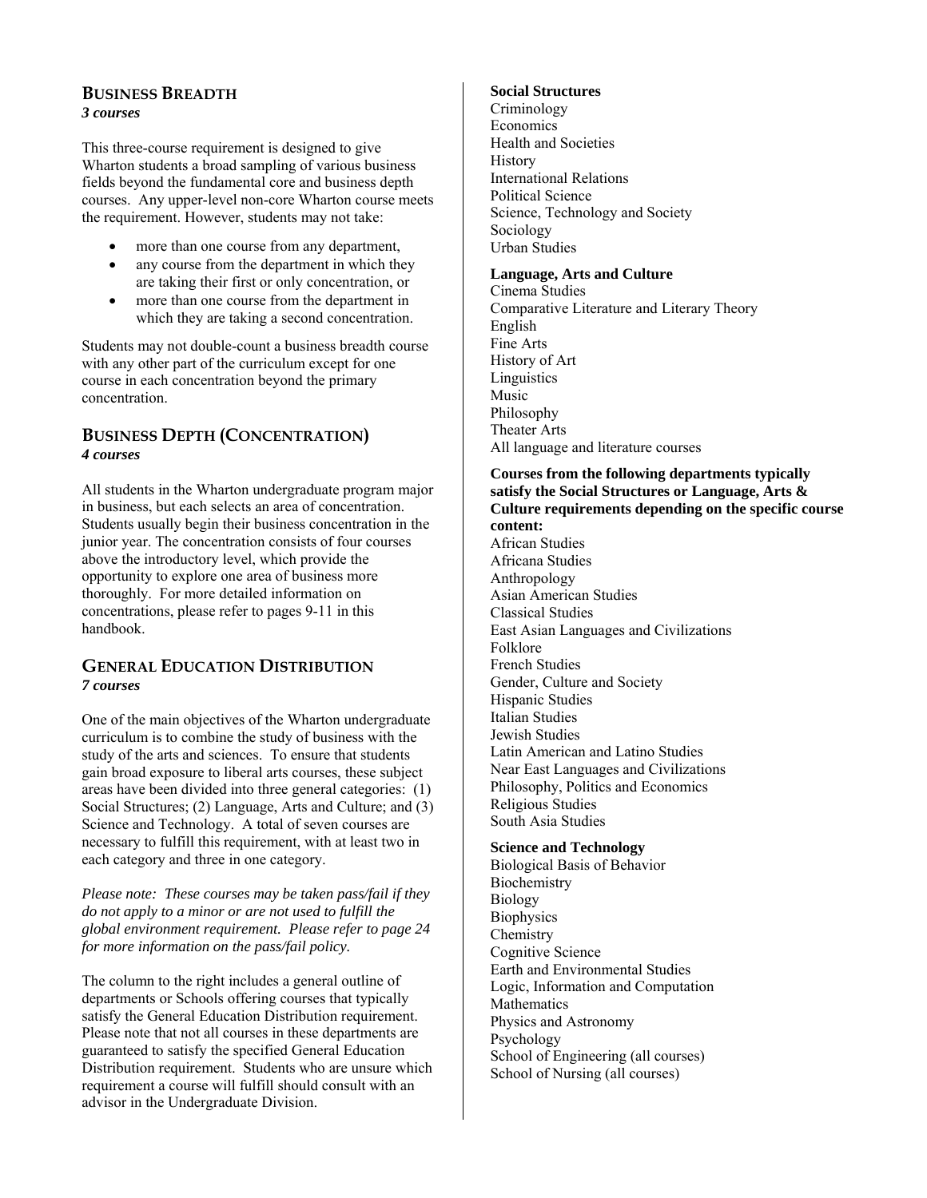## BUSINESS BREADTH

***3 courses***

This three-course requirement is designed to give Wharton students a broad sampling of various business fields beyond the fundamental core and business depth courses. Any upper-level non-core Wharton course meets the requirement. However, students may not take:

- more than one course from any department,
- any course from the department in which they are taking their first or only concentration, or
- more than one course from the department in which they are taking a second concentration.

Students may not double-count a business breadth course with any other part of the curriculum except for one course in each concentration beyond the primary concentration.

## BUSINESS DEPTH (CONCENTRATION)

***4 courses***

All students in the Wharton undergraduate program major in business, but each selects an area of concentration. Students usually begin their business concentration in the junior year. The concentration consists of four courses above the introductory level, which provide the opportunity to explore one area of business more thoroughly. For more detailed information on concentrations, please refer to pages 9-11 in this handbook.

## GENERAL EDUCATION DISTRIBUTION

***7 courses***

One of the main objectives of the Wharton undergraduate curriculum is to combine the study of business with the study of the arts and sciences. To ensure that students gain broad exposure to liberal arts courses, these subject areas have been divided into three general categories: (1) Social Structures; (2) Language, Arts and Culture; and (3) Science and Technology. A total of seven courses are necessary to fulfill this requirement, with at least two in each category and three in one category.

*Please note: These courses may be taken pass/fail if they do not apply to a minor or are not used to fulfill the global environment requirement. Please refer to page 24 for more information on the pass/fail policy.*

The column to the right includes a general outline of departments or Schools offering courses that typically satisfy the General Education Distribution requirement. Please note that not all courses in these departments are guaranteed to satisfy the specified General Education Distribution requirement. Students who are unsure which requirement a course will fulfill should consult with an advisor in the Undergraduate Division.

**Social Structures**

Criminology  
Economics  
Health and Societies  
History  
International Relations  
Political Science  
Science, Technology and Society  
Sociology  
Urban Studies

**Language, Arts and Culture**

Cinema Studies  
Comparative Literature and Literary Theory  
English  
Fine Arts  
History of Art  
Linguistics  
Music  
Philosophy  
Theater Arts  
All language and literature courses

**Courses from the following departments typically satisfy the Social Structures or Language, Arts & Culture requirements depending on the specific course content:**

African Studies  
Africana Studies  
Anthropology  
Asian American Studies  
Classical Studies  
East Asian Languages and Civilizations  
Folklore  
French Studies  
Gender, Culture and Society  
Hispanic Studies  
Italian Studies  
Jewish Studies  
Latin American and Latino Studies  
Near East Languages and Civilizations  
Philosophy, Politics and Economics  
Religious Studies  
South Asia Studies

**Science and Technology**

Biological Basis of Behavior  
Biochemistry  
Biology  
Biophysics  
Chemistry  
Cognitive Science  
Earth and Environmental Studies  
Logic, Information and Computation  
Mathematics  
Physics and Astronomy  
Psychology  
School of Engineering (all courses)  
School of Nursing (all courses)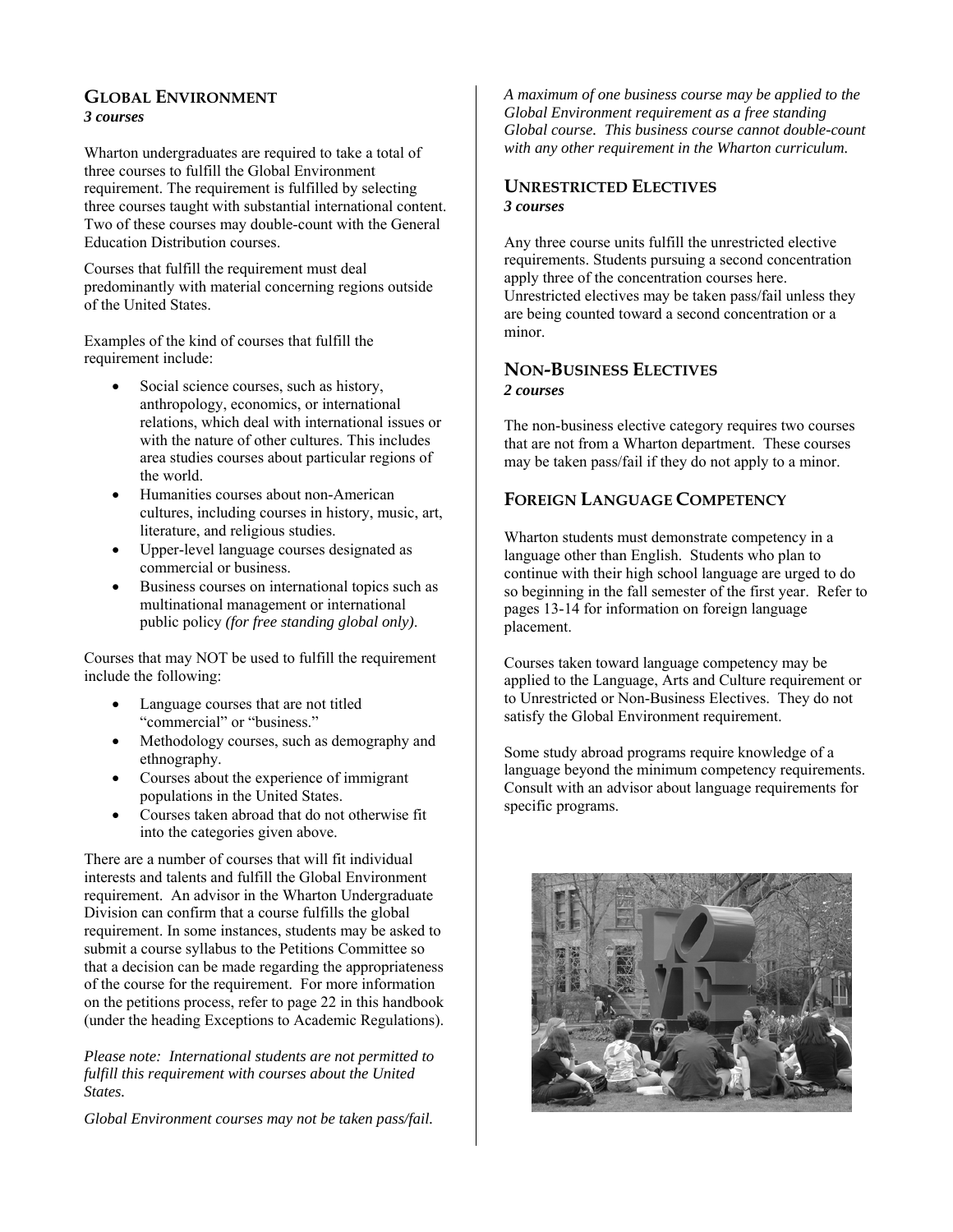## GLOBAL ENVIRONMENT

***3 courses***

Wharton undergraduates are required to take a total of three courses to fulfill the Global Environment requirement. The requirement is fulfilled by selecting three courses taught with substantial international content. Two of these courses may double-count with the General Education Distribution courses.

Courses that fulfill the requirement must deal predominantly with material concerning regions outside of the United States.

Examples of the kind of courses that fulfill the requirement include:

- Social science courses, such as history, anthropology, economics, or international relations, which deal with international issues or with the nature of other cultures. This includes area studies courses about particular regions of the world.
- Humanities courses about non-American cultures, including courses in history, music, art, literature, and religious studies.
- Upper-level language courses designated as commercial or business.
- Business courses on international topics such as multinational management or international public policy *(for free standing global only)*.

Courses that may NOT be used to fulfill the requirement include the following:

- Language courses that are not titled "commercial" or "business."
- Methodology courses, such as demography and ethnography.
- Courses about the experience of immigrant populations in the United States.
- Courses taken abroad that do not otherwise fit into the categories given above.

There are a number of courses that will fit individual interests and talents and fulfill the Global Environment requirement. An advisor in the Wharton Undergraduate Division can confirm that a course fulfills the global requirement. In some instances, students may be asked to submit a course syllabus to the Petitions Committee so that a decision can be made regarding the appropriateness of the course for the requirement. For more information on the petitions process, refer to page 22 in this handbook (under the heading Exceptions to Academic Regulations).

*Please note: International students are not permitted to fulfill this requirement with courses about the United States.*

*Global Environment courses may not be taken pass/fail.*

*A maximum of one business course may be applied to the Global Environment requirement as a free standing Global course. This business course cannot double-count with any other requirement in the Wharton curriculum.*

## UNRESTRICTED ELECTIVES

***3 courses***

Any three course units fulfill the unrestricted elective requirements. Students pursuing a second concentration apply three of the concentration courses here. Unrestricted electives may be taken pass/fail unless they are being counted toward a second concentration or a minor.

## NON-BUSINESS ELECTIVES

***2 courses***

The non-business elective category requires two courses that are not from a Wharton department. These courses may be taken pass/fail if they do not apply to a minor.

## FOREIGN LANGUAGE COMPETENCY

Wharton students must demonstrate competency in a language other than English. Students who plan to continue with their high school language are urged to do so beginning in the fall semester of the first year. Refer to pages 13-14 for information on foreign language placement.

Courses taken toward language competency may be applied to the Language, Arts and Culture requirement or to Unrestricted or Non-Business Electives. They do not satisfy the Global Environment requirement.

Some study abroad programs require knowledge of a language beyond the minimum competency requirements. Consult with an advisor about language requirements for specific programs.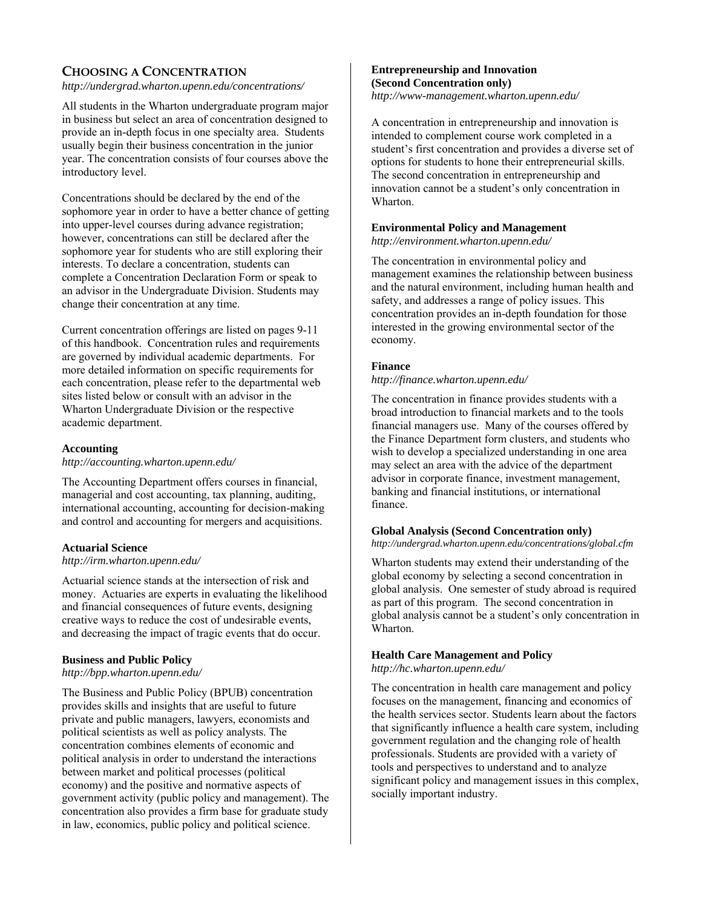## Choosing a Concentration

*http://undergrad.wharton.upenn.edu/concentrations/*

All students in the Wharton undergraduate program major in business but select an area of concentration designed to provide an in-depth focus in one specialty area. Students usually begin their business concentration in the junior year. The concentration consists of four courses above the introductory level.

Concentrations should be declared by the end of the sophomore year in order to have a better chance of getting into upper-level courses during advance registration; however, concentrations can still be declared after the sophomore year for students who are still exploring their interests. To declare a concentration, students can complete a Concentration Declaration Division Form or speak to an advisor in the Undergraduate Division. Students may change their concentration at any time.

Current concentration offerings are listed on pages 9-11 of this handbook. Concentration rules and requirements are governed by individual academic departments. For more detailed information on specific requirements for each concentration, please refer to the departmental web sites listed below or consult with an advisor in the Wharton Undergraduate Division or the respective academic department.

### Accounting

*http://accounting.wharton.upenn.edu/*

The Accounting Department offers courses in financial, managerial and cost accounting, tax planning, auditing, international accounting, accounting for decision-making and control and accounting for mergers and acquisitions.

### Actuarial Science

*http://irm.wharton.upenn.edu/*

Actuarial science stands at the intersection of risk and money. Actuaries are experts in evaluating the likelihood and financial consequences of future events, designing creative ways to reduce the cost of undesirable events, and decreasing the impact of tragic events that do occur.

### Business and Public Policy

*http://bpp.wharton.upenn.edu/*

The Business and Public Policy (BPUB) concentration provides skills and insights that are useful to future private and public managers, lawyers, economists and political scientists as well as policy analysts. The concentration combines elements of economic and political analysis in order to understand the interactions between market and political processes (political economy) and the positive and normative aspects of government activity (public policy and management). The concentration also provides a firm base for graduate study in law, economics, public policy and political science.

### Entrepreneurship and Innovation (Second Concentration only)

*http://www-management.wharton.upenn.edu/*

A concentration in entrepreneurship and innovation is intended to complement course work completed in a student's first concentration and provides a diverse set of options for students to hone their entrepreneurial skills. The second concentration in entrepreneurship and innovation cannot be a student's only concentration in Wharton.

### Environmental Policy and Management

*http://environment.wharton.upenn.edu/*

The concentration in environmental policy and management examines the relationship between business and the natural environment, including human health and safety, and addresses a range of policy issues. This concentration provides an in-depth foundation for those interested in the growing environmental sector of the economy.

### Finance

*http://finance.wharton.upenn.edu/*

The concentration in finance provides students with a broad introduction to financial markets and to the tools financial managers use. Many of the courses offered by the Finance Department form clusters, and students who wish to develop a specialized understanding in one area may select an area with the advice of the department advisor in corporate finance, investment management, banking and financial institutions, or international finance.

### Global Analysis (Second Concentration only)

*http://undergrad.wharton.upenn.edu/concentrations/global.cfm*

Wharton students may extend their understanding of the global economy by selecting a second concentration in global analysis. One semester of study abroad is required as part of this program. The second concentration in global analysis cannot be a student's only concentration in Wharton.

### Health Care Management and Policy

*http://hc.wharton.upenn.edu/*

The concentration in health care management and policy focuses on the management, financing and economics of the health services sector. Students learn about the factors that significantly influence a health care system, including government regulation and the changing role of health professionals. Students are provided with a variety of tools and perspectives to understand and to analyze significant policy and management issues in this complex, socially important industry.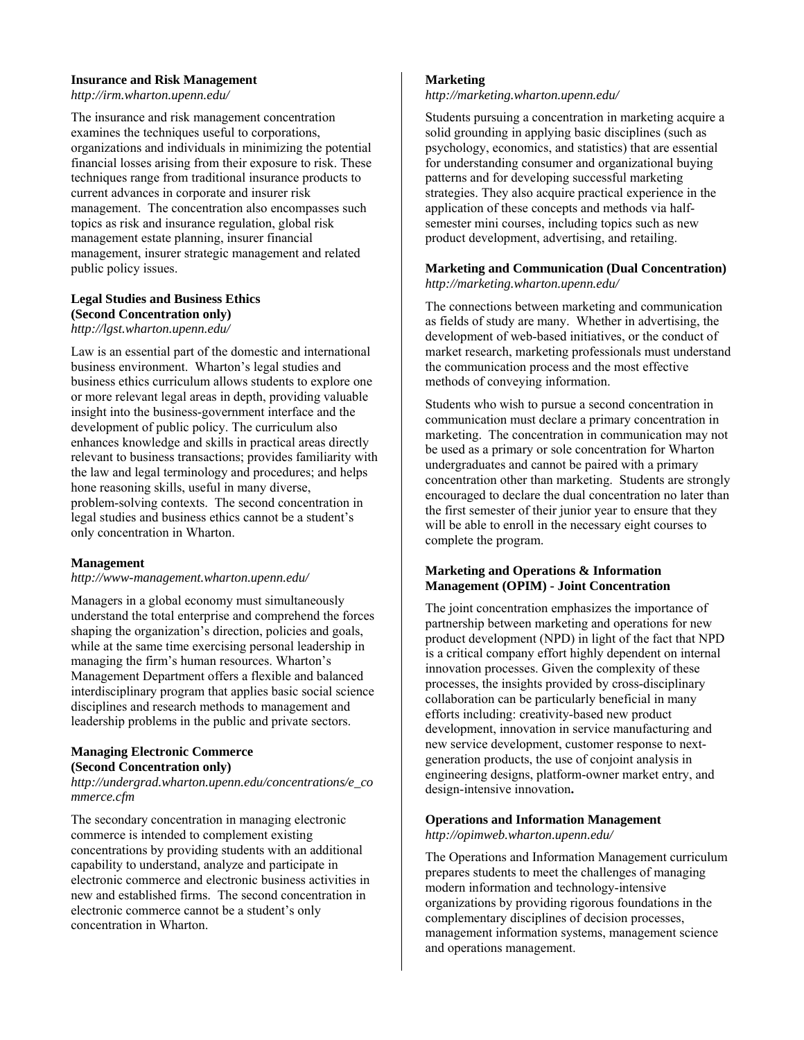**Insurance and Risk Management**
*http://irm.wharton.upenn.edu/*

The insurance and risk management concentration examines the techniques useful to corporations, organizations and individuals in minimizing the potential financial losses arising from their exposure to risk. These techniques range from traditional insurance products to current advances in corporate and insurer risk management. The concentration also encompasses such topics as risk and insurance regulation, global risk management estate planning, insurer financial management, insurer strategic management and related public policy issues.

**Legal Studies and Business Ethics (Second Concentration only)**
*http://lgst.wharton.upenn.edu/*

Law is an essential part of the domestic and international business environment. Wharton's legal studies and business ethics curriculum allows students to explore one or more relevant legal areas in depth, providing valuable insight into the business-government interface and the development of public policy. The curriculum also enhances knowledge and skills in practical areas directly relevant to business transactions; provides familiarity with the law and legal terminology and procedures; and helps hone reasoning skills, useful in many diverse, problem-solving contexts. The second concentration in legal studies and business ethics cannot be a student's only concentration in Wharton.

**Management**
*http://www-management.wharton.upenn.edu/*

Managers in a global economy must simultaneously understand the total enterprise and comprehend the forces shaping the organization's direction, policies and goals, while at the same time exercising personal leadership in managing the firm's human resources. Wharton's Management Department offers a flexible and balanced interdisciplinary program that applies basic social science disciplines and research methods to management and leadership problems in the public and private sectors.

**Managing Electronic Commerce (Second Concentration only)**
*http://undergrad.wharton.upenn.edu/concentrations/e_commerce.cfm*

The secondary concentration in managing electronic commerce is intended to complement existing concentrations by providing students with an additional capability to understand, analyze and participate in electronic commerce and electronic business activities in new and established firms. The second concentration in electronic commerce cannot be a student's only concentration in Wharton.

**Marketing**
*http://marketing.wharton.upenn.edu/*

Students pursuing a concentration in marketing acquire a solid grounding in applying basic disciplines (such as psychology, economics, and statistics) that are essential for understanding consumer and organizational buying patterns and for developing successful marketing strategies. They also acquire practical experience in the application of these concepts and methods via half-semester mini courses, including topics such as new product development, advertising, and retailing.

**Marketing and Communication (Dual Concentration)**
*http://marketing.wharton.upenn.edu/*

The connections between marketing and communication as fields of study are many. Whether in advertising, the development of web-based initiatives, or the conduct of market research, marketing professionals must understand the communication process and the most effective methods of conveying information.

Students who wish to pursue a second concentration in communication must declare a primary concentration in marketing. The concentration in communication may not be used as a primary or sole concentration for Wharton undergraduates and cannot be paired with a primary concentration other than marketing. Students are strongly encouraged to declare the dual concentration no later than the first semester of their junior year to ensure that they will be able to enroll in the necessary eight courses to complete the program.

**Marketing and Operations & Information Management (OPIM) - Joint Concentration**

The joint concentration emphasizes the importance of partnership between marketing and operations for new product development (NPD) in light of the fact that NPD is a critical company effort highly dependent on internal innovation processes. Given the complexity of these processes, the insights provided by cross-disciplinary collaboration can be particularly beneficial in many efforts including: creativity-based new product development, innovation in service manufacturing and new service development, customer response to next-generation products, the use of conjoint analysis in engineering designs, platform-owner market entry, and design-intensive innovation**.**

**Operations and Information Management**
*http://opimweb.wharton.upenn.edu/*

The Operations and Information Management curriculum prepares students to meet the challenges of managing modern information and technology-intensive organizations by providing rigorous foundations in the complementary disciplines of decision processes, management information systems, management science and operations management.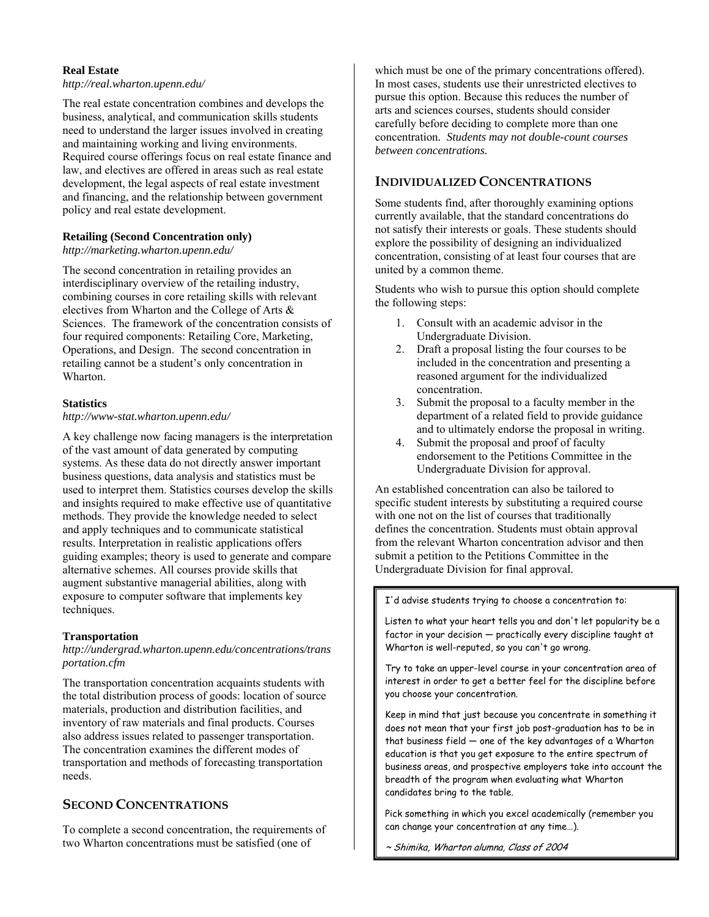**Real Estate**
*http://real.wharton.upenn.edu/*

The real estate concentration combines and develops the business, analytical, and communication skills students need to understand the larger issues involved in creating and maintaining working and living environments. Required course offerings focus on real estate finance and law, and electives are offered in areas such as real estate development, the legal aspects of real estate investment and financing, and the relationship between government policy and real estate development.

**Retailing (Second Concentration only)**
*http://marketing.wharton.upenn.edu/*

The second concentration in retailing provides an interdisciplinary overview of the retailing industry, combining courses in core retailing skills with relevant electives from Wharton and the College of Arts & Sciences. The framework of the concentration consists of four required components: Retailing Core, Marketing, Operations, and Design. The second concentration in retailing cannot be a student's only concentration in Wharton.

**Statistics**
*http://www-stat.wharton.upenn.edu/*

A key challenge now facing managers is the interpretation of the vast amount of data generated by computing systems. As these data do not directly answer important business questions, data analysis and statistics must be used to interpret them. Statistics courses develop the skills and insights required to make effective use of quantitative methods. They provide the knowledge needed to select and apply techniques and to communicate statistical results. Interpretation in realistic applications offers guiding examples; theory is used to generate and compare alternative schemes. All courses provide skills that augment substantive managerial abilities, along with exposure to computer software that implements key techniques.

**Transportation**
*http://undergrad.wharton.upenn.edu/concentrations/transportation.cfm*

The transportation concentration acquaints students with the total distribution process of goods: location of source materials, production and distribution facilities, and inventory of raw materials and final products. Courses also address issues related to passenger transportation. The concentration examines the different modes of transportation and methods of forecasting transportation needs.

## SECOND CONCENTRATIONS

To complete a second concentration, the requirements of two Wharton concentrations must be satisfied (one of which must be one of the primary concentrations offered). In most cases, students use their unrestricted electives to pursue this option. Because this reduces the number of arts and sciences courses, students should consider carefully before deciding to complete more than one concentration. *Students may not double-count courses between concentrations.*

## INDIVIDUALIZED CONCENTRATIONS

Some students find, after thoroughly examining options currently available, that the standard concentrations do not satisfy their interests or goals. These students should explore the possibility of designing an individualized concentration, consisting of at least four courses that are united by a common theme.

Students who wish to pursue this option should complete the following steps:

1. Consult with an academic advisor in the Undergraduate Division.
2. Draft a proposal listing the four courses to be included in the concentration and presenting a reasoned argument for the individualized concentration.
3. Submit the proposal to a faculty member in the department of a related field to provide guidance and to ultimately endorse the proposal in writing.
4. Submit the proposal and proof of faculty endorsement to the Petitions Committee in the Undergraduate Division for approval.

An established concentration can also be tailored to specific student interests by substituting a required course with one not on the list of courses that traditionally defines the concentration. Students must obtain approval from the relevant Wharton concentration advisor and then submit a petition to the Petitions Committee in the Undergraduate Division for final approval.

> I'd advise students trying to choose a concentration to:
>
> Listen to what your heart tells you and don't let popularity be a factor in your decision — practically every discipline taught at Wharton is well-reputed, so you can't go wrong.
>
> Try to take an upper-level course in your concentration area of interest in order to get a better feel for the discipline before you choose your concentration.
>
> Keep in mind that just because you concentrate in something it does not mean that your first job post-graduation has to be in that business field — one of the key advantages of a Wharton education is that you get exposure to the entire spectrum of business areas, and prospective employers take into account the breadth of the program when evaluating what Wharton candidates bring to the table.
>
> Pick something in which you excel academically (remember you can change your concentration at any time…).
>
> *~ Shimika, Wharton alumna, Class of 2004*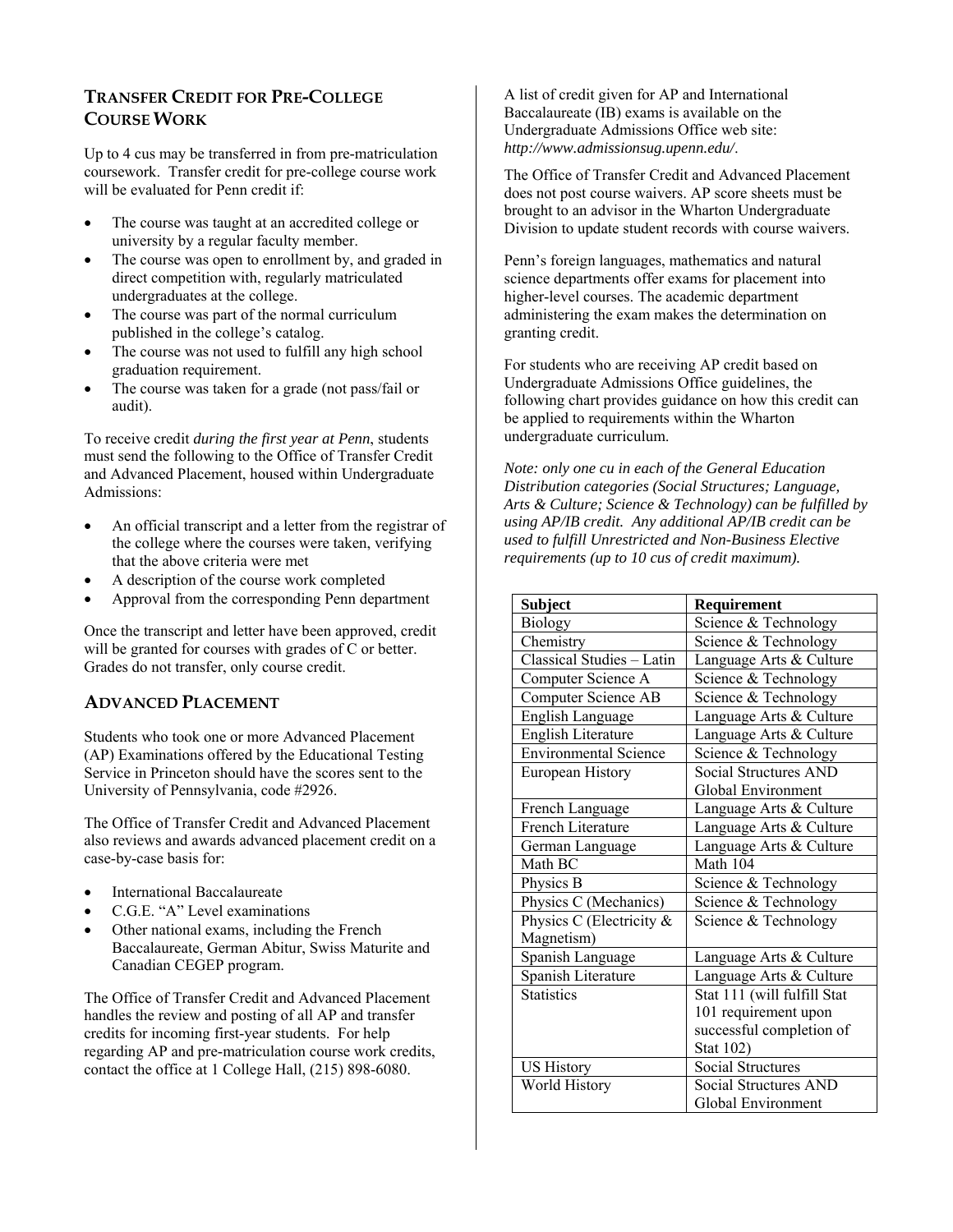## Transfer Credit for Pre-College Course Work

Up to 4 cus may be transferred in from pre-matriculation coursework. Transfer credit for pre-college course work will be evaluated for Penn credit if:

- The course was taught at an accredited college or university by a regular faculty member.
- The course was open to enrollment by, and graded in direct competition with, regularly matriculated undergraduates at the college.
- The course was part of the normal curriculum published in the college's catalog.
- The course was not used to fulfill any high school graduation requirement.
- The course was taken for a grade (not pass/fail or audit).

To receive credit *during the first year at Penn*, students must send the following to the Office of Transfer Credit and Advanced Placement, housed within Undergraduate Admissions:

- An official transcript and a letter from the registrar of the college where the courses were taken, verifying that the above criteria were met
- A description of the course work completed
- Approval from the corresponding Penn department

Once the transcript and letter have been approved, credit will be granted for courses with grades of C or better. Grades do not transfer, only course credit.

## Advanced Placement

Students who took one or more Advanced Placement (AP) Examinations offered by the Educational Testing Service in Princeton should have the scores sent to the University of Pennsylvania, code #2926.

The Office of Transfer Credit and Advanced Placement also reviews and awards advanced placement credit on a case-by-case basis for:

- International Baccalaureate
- C.G.E. "A" Level examinations
- Other national exams, including the French Baccalaureate, German Abitur, Swiss Maturite and Canadian CEGEP program.

The Office of Transfer Credit and Advanced Placement handles the review and posting of all AP and transfer credits for incoming first-year students. For help regarding AP and pre-matriculation course work credits, contact the office at 1 College Hall, (215) 898-6080.

A list of credit given for AP and International Baccalaureate (IB) exams is available on the Undergraduate Admissions Office web site: *http://www.admissionsug.upenn.edu/*.

The Office of Transfer Credit and Advanced Placement does not post course waivers. AP score sheets must be brought to an advisor in the Wharton Undergraduate Division to update student records with course waivers.

Penn's foreign languages, mathematics and natural science departments offer exams for placement into higher-level courses. The academic department administering the exam makes the determination on granting credit.

For students who are receiving AP credit based on Undergraduate Admissions Office guidelines, the following chart provides guidance on how this credit can be applied to requirements within the Wharton undergraduate curriculum.

*Note: only one cu in each of the General Education Distribution categories (Social Structures; Language, Arts & Culture; Science & Technology) can be fulfilled by using AP/IB credit. Any additional AP/IB credit can be used to fulfill Unrestricted and Non-Business Elective requirements (up to 10 cus of credit maximum).*

| **Subject** | **Requirement** |
|---|---|
| Biology | Science & Technology |
| Chemistry | Science & Technology |
| Classical Studies – Latin | Language Arts & Culture |
| Computer Science A | Science & Technology |
| Computer Science AB | Science & Technology |
| English Language | Language Arts & Culture |
| English Literature | Language Arts & Culture |
| Environmental Science | Science & Technology |
| European History | Social Structures AND Global Environment |
| French Language | Language Arts & Culture |
| French Literature | Language Arts & Culture |
| German Language | Language Arts & Culture |
| Math BC | Math 104 |
| Physics B | Science & Technology |
| Physics C (Mechanics) | Science & Technology |
| Physics C (Electricity & Magnetism) | Science & Technology |
| Spanish Language | Language Arts & Culture |
| Spanish Literature | Language Arts & Culture |
| Statistics | Stat 111 (will fulfill Stat 101 requirement upon successful completion of Stat 102) |
| US History | Social Structures |
| World History | Social Structures AND Global Environment |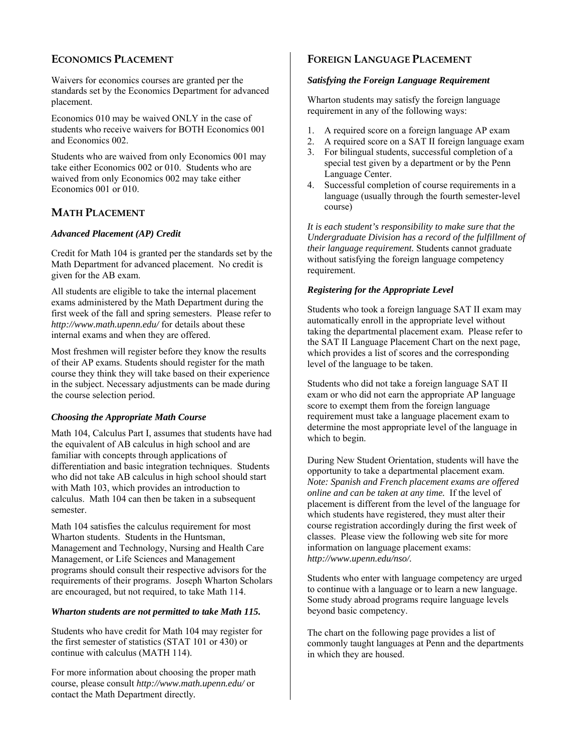## ECONOMICS PLACEMENT

Waivers for economics courses are granted per the standards set by the Economics Department for advanced placement.

Economics 010 may be waived ONLY in the case of students who receive waivers for BOTH Economics 001 and Economics 002.

Students who are waived from only Economics 001 may take either Economics 002 or 010. Students who are waived from only Economics 002 may take either Economics 001 or 010.

## MATH PLACEMENT

### *Advanced Placement (AP) Credit*

Credit for Math 104 is granted per the standards set by the Math Department for advanced placement. No credit is given for the AB exam.

All students are eligible to take the internal placement exams administered by the Math Department during the first week of the fall and spring semesters. Please refer to *http://www.math.upenn.edu/* for details about these internal exams and when they are offered.

Most freshmen will register before they know the results of their AP exams. Students should register for the math course they think they will take based on their experience in the subject. Necessary adjustments can be made during the course selection period.

### *Choosing the Appropriate Math Course*

Math 104, Calculus Part I, assumes that students have had the equivalent of AB calculus in high school and are familiar with concepts through applications of differentiation and basic integration techniques. Students who did not take AB calculus in high school should start with Math 103, which provides an introduction to calculus. Math 104 can then be taken in a subsequent semester.

Math 104 satisfies the calculus requirement for most Wharton students. Students in the Huntsman, Management and Technology, Nursing and Health Care Management, or Life Sciences and Management programs should consult their respective advisors for the requirements of their programs. Joseph Wharton Scholars are encouraged, but not required, to take Math 114.

***Wharton students are not permitted to take Math 115.***

Students who have credit for Math 104 may register for the first semester of statistics (STAT 101 or 430) or continue with calculus (MATH 114).

For more information about choosing the proper math course, please consult *http://www.math.upenn.edu/* or contact the Math Department directly.

## FOREIGN LANGUAGE PLACEMENT

### *Satisfying the Foreign Language Requirement*

Wharton students may satisfy the foreign language requirement in any of the following ways:

1. A required score on a foreign language AP exam
2. A required score on a SAT II foreign language exam
3. For bilingual students, successful completion of a special test given by a department or by the Penn Language Center.
4. Successful completion of course requirements in a language (usually through the fourth semester-level course)

***It is each student's responsibility to make sure that the Undergraduate Division has a record of the fulfillment of their language requirement.*** Students cannot graduate without satisfying the foreign language competency requirement.

### *Registering for the Appropriate Level*

Students who took a foreign language SAT II exam may automatically enroll in the appropriate level without taking the departmental placement exam. Please refer to the SAT II Language Placement Chart on the next page, which provides a list of scores and the corresponding level of the language to be taken.

Students who did not take a foreign language SAT II exam or who did not earn the appropriate AP language score to exempt them from the foreign language requirement must take a language placement exam to determine the most appropriate level of the language in which to begin.

During New Student Orientation, students will have the opportunity to take a departmental placement exam. ***Note: Spanish and French placement exams are offered online and can be taken at any time.*** If the level of placement is different from the level of the language for which students have registered, they must alter their course registration accordingly during the first week of classes. Please view the following web site for more information on language placement exams: *http://www.upenn.edu/nso/*.

Students who enter with language competency are urged to continue with a language or to learn a new language. Some study abroad programs require language levels beyond basic competency.

The chart on the following page provides a list of commonly taught languages at Penn and the departments in which they are housed.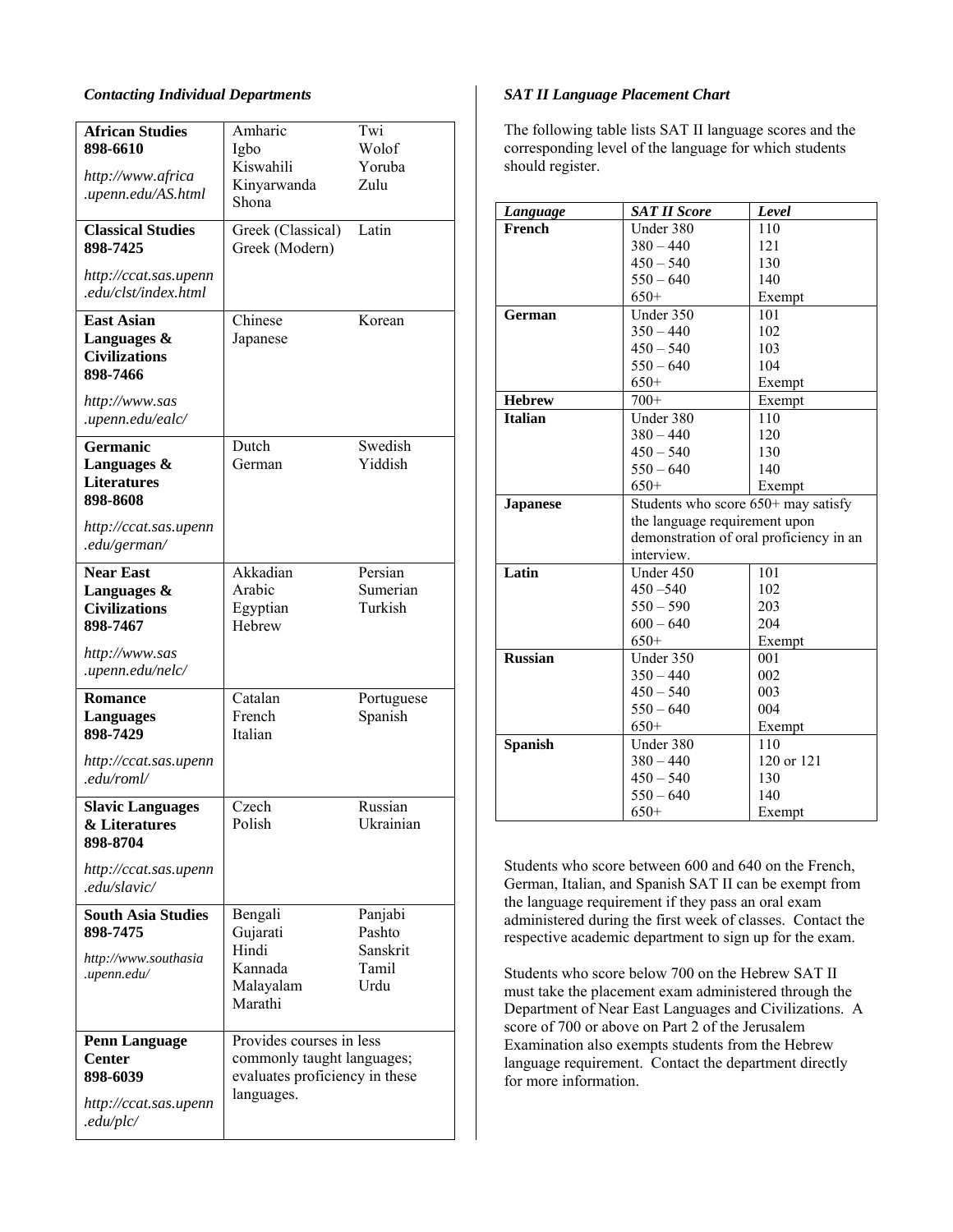### *Contacting Individual Departments*

| Department | Languages | |
|---|---|---|
| **African Studies 898-6610** *http://www.africa.upenn.edu/AS.html* | Amharic<br>Igbo<br>Kiswahili<br>Kinyarwanda<br>Shona | Twi<br>Wolof<br>Yoruba<br>Zulu |
| **Classical Studies 898-7425** *http://ccat.sas.upenn.edu/clst/index.html* | Greek (Classical)<br>Greek (Modern) | Latin |
| **East Asian Languages & Civilizations 898-7466** *http://www.sas.upenn.edu/ealc/* | Chinese<br>Japanese | Korean |
| **Germanic Languages & Literatures 898-8608** *http://ccat.sas.upenn.edu/german/* | Dutch<br>German | Swedish<br>Yiddish |
| **Near East Languages & Civilizations 898-7467** *http://www.sas.upenn.edu/nelc/* | Akkadian<br>Arabic<br>Egyptian<br>Hebrew | Persian<br>Sumerian<br>Turkish |
| **Romance Languages 898-7429** *http://ccat.sas.upenn.edu/roml/* | Catalan<br>French<br>Italian | Portuguese<br>Spanish |
| **Slavic Languages & Literatures 898-8704** *http://ccat.sas.upenn.edu/slavic/* | Czech<br>Polish | Russian<br>Ukrainian |
| **South Asia Studies 898-7475** *http://www.southasia.upenn.edu/* | Bengali<br>Gujarati<br>Hindi<br>Kannada<br>Malayalam<br>Marathi | Panjabi<br>Pashto<br>Sanskrit<br>Tamil<br>Urdu |
| **Penn Language Center 898-6039** *http://ccat.sas.upenn.edu/plc/* | Provides courses in less commonly taught languages; evaluates proficiency in these languages. | |

### *SAT II Language Placement Chart*

The following table lists SAT II language scores and the corresponding level of the language for which students should register.

| *Language* | *SAT II Score* | *Level* |
|---|---|---|
| **French** | Under 380 | 110 |
| | 380 – 440 | 121 |
| | 450 – 540 | 130 |
| | 550 – 640 | 140 |
| | 650+ | Exempt |
| **German** | Under 350 | 101 |
| | 350 – 440 | 102 |
| | 450 – 540 | 103 |
| | 550 – 640 | 104 |
| | 650+ | Exempt |
| **Hebrew** | 700+ | Exempt |
| **Italian** | Under 380 | 110 |
| | 380 – 440 | 120 |
| | 450 – 540 | 130 |
| | 550 – 640 | 140 |
| | 650+ | Exempt |
| **Japanese** | Students who score 650+ may satisfy the language requirement upon demonstration of oral proficiency in an interview. | |
| **Latin** | Under 450 | 101 |
| | 450 –540 | 102 |
| | 550 – 590 | 203 |
| | 600 – 640 | 204 |
| | 650+ | Exempt |
| **Russian** | Under 350 | 001 |
| | 350 – 440 | 002 |
| | 450 – 540 | 003 |
| | 550 – 640 | 004 |
| | 650+ | Exempt |
| **Spanish** | Under 380 | 110 |
| | 380 – 440 | 120 or 121 |
| | 450 – 540 | 130 |
| | 550 – 640 | 140 |
| | 650+ | Exempt |

Students who score between 600 and 640 on the French, German, Italian, and Spanish SAT II can be exempt from the language requirement if they pass an oral exam administered during the first week of classes. Contact the respective academic department to sign up for the exam.

Students who score below 700 on the Hebrew SAT II must take the placement exam administered through the Department of Near East Languages and Civilizations. A score of 700 or above on Part 2 of the Jerusalem Examination also exempts students from the Hebrew language requirement. Contact the department directly for more information.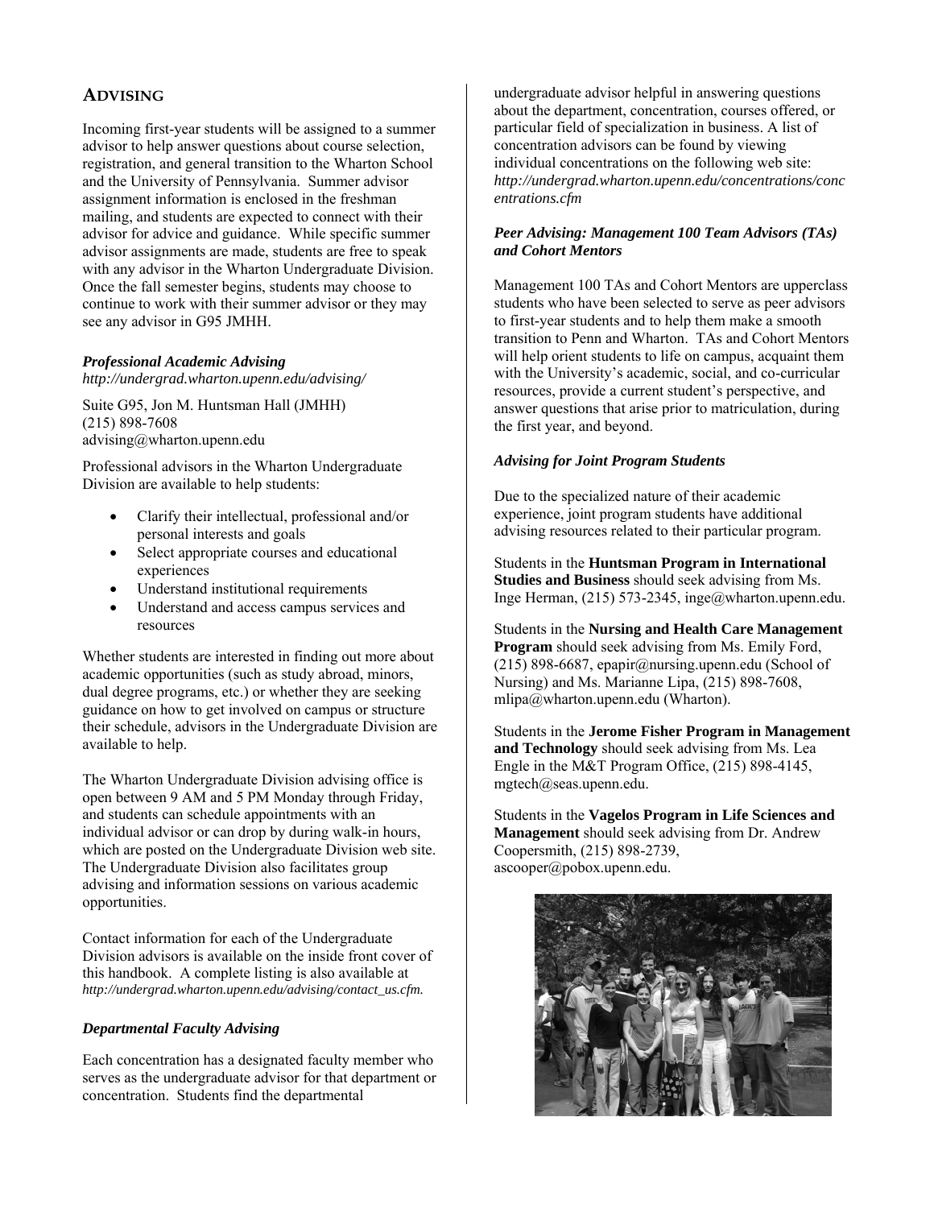## ADVISING

Incoming first-year students will be assigned to a summer advisor to help answer questions about course selection, registration, and general transition to the Wharton School and the University of Pennsylvania. Summer advisor assignment information is enclosed in the freshman mailing, and students are expected to connect with their advisor for advice and guidance. While specific summer advisor assignments are made, students are free to speak with any advisor in the Wharton Undergraduate Division. Once the fall semester begins, students may choose to continue to work with their summer advisor or they may see any advisor in G95 JMHH.

### *Professional Academic Advising*

*http://undergrad.wharton.upenn.edu/advising/*

Suite G95, Jon M. Huntsman Hall (JMHH)
(215) 898-7608
advising@wharton.upenn.edu

Professional advisors in the Wharton Undergraduate Division are available to help students:

- Clarify their intellectual, professional and/or personal interests and goals
- Select appropriate courses and educational experiences
- Understand institutional requirements
- Understand and access campus services and resources

Whether students are interested in finding out more about academic opportunities (such as study abroad, minors, dual degree programs, etc.) or whether they are seeking guidance on how to get involved on campus or structure their schedule, advisors in the Undergraduate Division are available to help.

The Wharton Undergraduate Division advising office is open between 9 AM and 5 PM Monday through Friday, and students can schedule appointments with an individual advisor or can drop by during walk-in hours, which are posted on the Undergraduate Division web site. The Undergraduate Division also facilitates group advising and information sessions on various academic opportunities.

Contact information for each of the Undergraduate Division advisors is available on the inside front cover of this handbook. A complete listing is also available at *http://undergrad.wharton.upenn.edu/advising/contact_us.cfm.*

### *Departmental Faculty Advising*

Each concentration has a designated faculty member who serves as the undergraduate advisor for that department or concentration. Students find the departmental undergraduate advisor helpful in answering questions about the department, concentration, courses offered, or particular field of specialization in business. A list of concentration advisors can be found by viewing individual concentrations on the following web site: *http://undergrad.wharton.upenn.edu/concentrations/concentrations.cfm*

### *Peer Advising: Management 100 Team Advisors (TAs) and Cohort Mentors*

Management 100 TAs and Cohort Mentors are upperclass students who have been selected to serve as peer advisors to first-year students and to help them make a smooth transition to Penn and Wharton. TAs and Cohort Mentors will help orient students to life on campus, acquaint them with the University's academic, social, and co-curricular resources, provide a current student's perspective, and answer questions that arise prior to matriculation, during the first year, and beyond.

### *Advising for Joint Program Students*

Due to the specialized nature of their academic experience, joint program students have additional advising resources related to their particular program.

Students in the **Huntsman Program in International Studies and Business** should seek advising from Ms. Inge Herman, (215) 573-2345, inge@wharton.upenn.edu.

Students in the **Nursing and Health Care Management Program** should seek advising from Ms. Emily Ford, (215) 898-6687, epapir@nursing.upenn.edu (School of Nursing) and Ms. Marianne Lipa, (215) 898-7608, mlipa@wharton.upenn.edu (Wharton).

Students in the **Jerome Fisher Program in Management and Technology** should seek advising from Ms. Lea Engle in the M&T Program Office, (215) 898-4145, mgtech@seas.upenn.edu.

Students in the **Vagelos Program in Life Sciences and Management** should seek advising from Dr. Andrew Coopersmith, (215) 898-2739, ascooper@pobox.upenn.edu.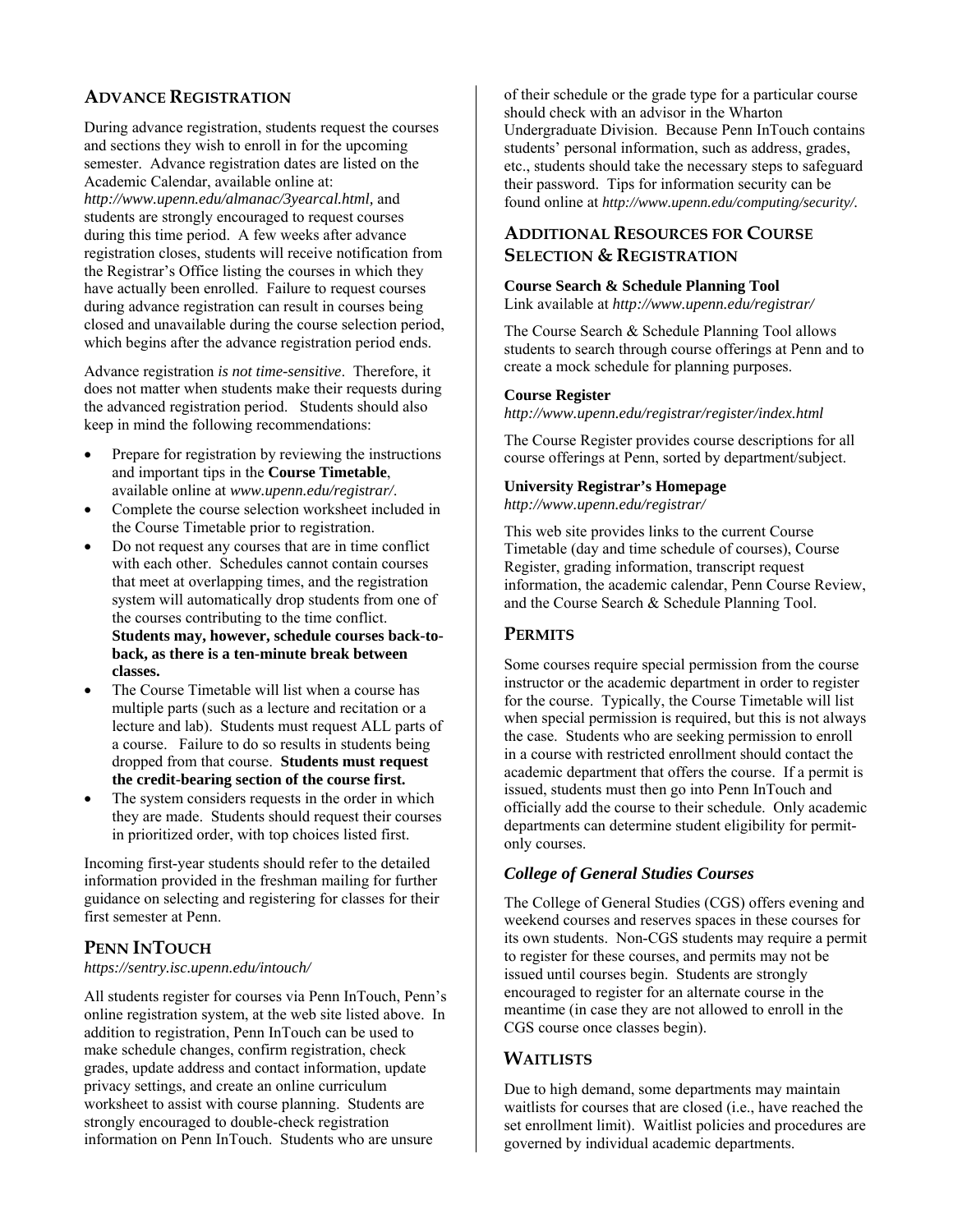## Advance Registration

During advance registration, students request the courses and sections they wish to enroll in for the upcoming semester. Advance registration dates are listed on the Academic Calendar, available online at: *http://www.upenn.edu/almanac/3yearcal.html,* and students are strongly encouraged to request courses during this time period. A few weeks after advance registration closes, students will receive notification from the Registrar's Office listing the courses in which they have actually been enrolled. Failure to request courses during advance registration can result in courses being closed and unavailable during the course selection period, which begins after the advance registration period ends.

Advance registration *is not time-sensitive*. Therefore, it does not matter when students make their requests during the advanced registration period. Students should also keep in mind the following recommendations:

- Prepare for registration by reviewing the instructions and important tips in the **Course Timetable**, available online at *www.upenn.edu/registrar/*.
- Complete the course selection worksheet included in the Course Timetable prior to registration.
- Do not request any courses that are in time conflict with each other. Schedules cannot contain courses that meet at overlapping times, and the registration system will automatically drop students from one of the courses contributing to the time conflict. **Students may, however, schedule courses back-to-back, as there is a ten-minute break between classes.**
- The Course Timetable will list when a course has multiple parts (such as a lecture and recitation or a lecture and lab). Students must request ALL parts of a course. Failure to do so results in students being dropped from that course. **Students must request the credit-bearing section of the course first.**
- The system considers requests in the order in which they are made. Students should request their courses in prioritized order, with top choices listed first.

Incoming first-year students should refer to the detailed information provided in the freshman mailing for further guidance on selecting and registering for classes for their first semester at Penn.

## Penn InTouch

*https://sentry.isc.upenn.edu/intouch/*

All students register for courses via Penn InTouch, Penn's online registration system, at the web site listed above. In addition to registration, Penn InTouch can be used to make schedule changes, confirm registration, check grades, update address and contact information, update privacy settings, and create an online curriculum worksheet to assist with course planning. Students are strongly encouraged to double-check registration information on Penn InTouch. Students who are unsure of their schedule or the grade type for a particular course should check with an advisor in the Wharton Undergraduate Division. Because Penn InTouch contains students' personal information, such as address, grades, etc., students should take the necessary steps to safeguard their password. Tips for information security can be found online at *http://www.upenn.edu/computing/security/*.

## Additional Resources for Course Selection & Registration

**Course Search & Schedule Planning Tool**
Link available at *http://www.upenn.edu/registrar/*

The Course Search & Schedule Planning Tool allows students to search through course offerings at Penn and to create a mock schedule for planning purposes.

**Course Register**
*http://www.upenn.edu/registrar/register/index.html*

The Course Register provides course descriptions for all course offerings at Penn, sorted by department/subject.

**University Registrar's Homepage**
*http://www.upenn.edu/registrar/*

This web site provides links to the current Course Timetable (day and time schedule of courses), Course Register, grading information, transcript request information, the academic calendar, Penn Course Review, and the Course Search & Schedule Planning Tool.

## Permits

Some courses require special permission from the course instructor or the academic department in order to register for the course. Typically, the Course Timetable will list when special permission is required, but this is not always the case. Students who are seeking permission to enroll in a course with restricted enrollment should contact the academic department that offers the course. If a permit is issued, students must then go into Penn InTouch and officially add the course to their schedule. Only academic departments can determine student eligibility for permit-only courses.

### *College of General Studies Courses*

The College of General Studies (CGS) offers evening and weekend courses and reserves spaces in these courses for its own students. Non-CGS students may require a permit to register for these courses, and permits may not be issued until courses begin. Students are strongly encouraged to register for an alternate course in the meantime (in case they are not allowed to enroll in the CGS course once classes begin).

## Waitlists

Due to high demand, some departments may maintain waitlists for courses that are closed (i.e., have reached the set enrollment limit). Waitlist policies and procedures are governed by individual academic departments.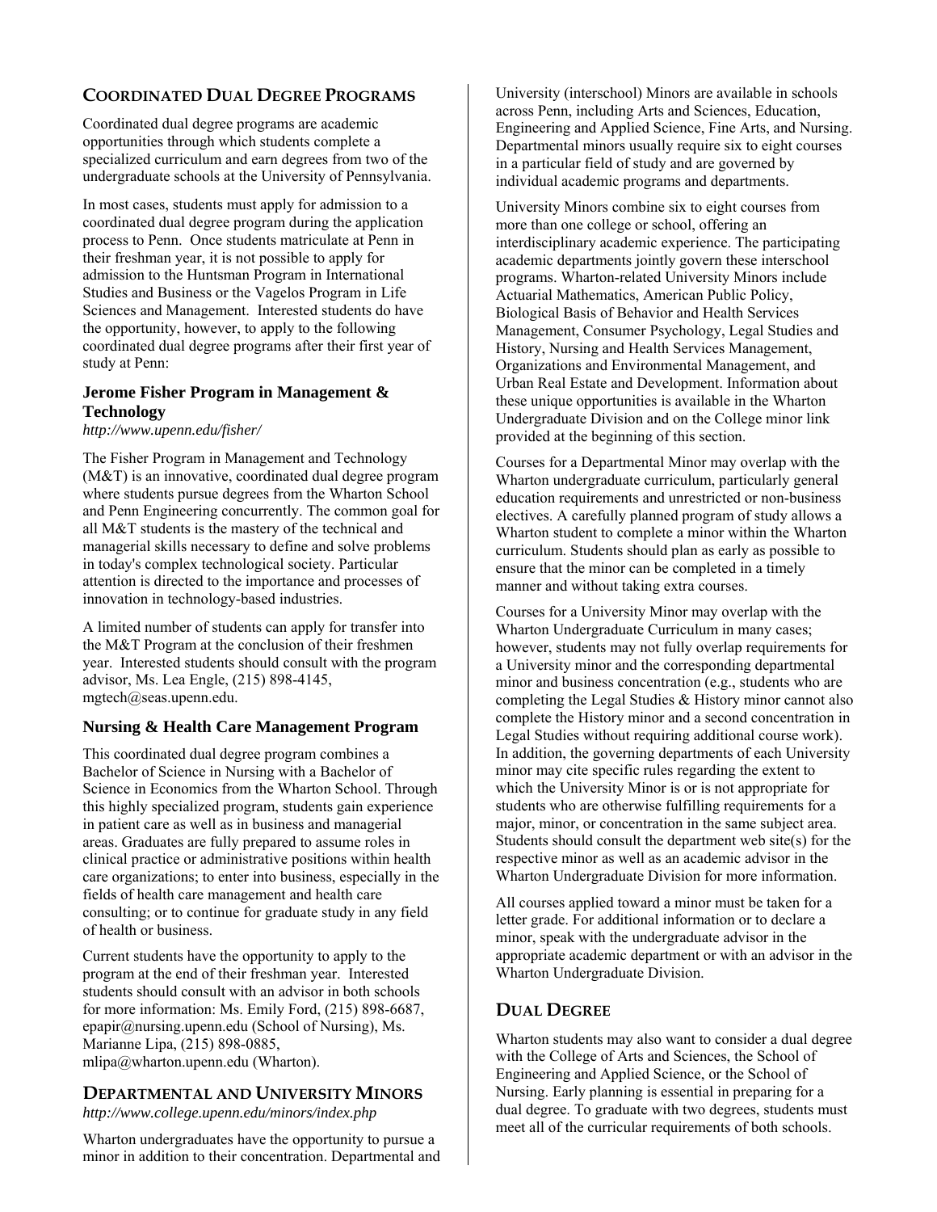## Coordinated Dual Degree Programs

Coordinated dual degree programs are academic opportunities through which students complete a specialized curriculum and earn degrees from two of the undergraduate schools at the University of Pennsylvania.

In most cases, students must apply for admission to a coordinated dual degree program during the application process to Penn. Once students matriculate at Penn in their freshman year, it is not possible to apply for admission to the Huntsman Program in International Studies and Business or the Vagelos Program in Life Sciences and Management. Interested students do have the opportunity, however, to apply to the following coordinated dual degree programs after their first year of study at Penn:

### Jerome Fisher Program in Management & Technology

*http://www.upenn.edu/fisher/*

The Fisher Program in Management and Technology (M&T) is an innovative, coordinated dual degree program where students pursue degrees from the Wharton School and Penn Engineering concurrently. The common goal for all M&T students is the mastery of the technical and managerial skills necessary to define and solve problems in today's complex technological society. Particular attention is directed to the importance and processes of innovation in technology-based industries.

A limited number of students can apply for transfer into the M&T Program at the conclusion of their freshmen year. Interested students should consult with the program advisor, Ms. Lea Engle, (215) 898-4145, mgtech@seas.upenn.edu.

### Nursing & Health Care Management Program

This coordinated dual degree program combines a Bachelor of Science in Nursing with a Bachelor of Science in Economics from the Wharton School. Through this highly specialized program, students gain experience in patient care as well as in business and managerial areas. Graduates are fully prepared to assume roles in clinical practice or administrative positions within health care organizations; to enter into business, especially in the fields of health care management and health care consulting; or to continue for graduate study in any field of health or business.

Current students have the opportunity to apply to the program at the end of their freshman year. Interested students should consult with an advisor in both schools for more information: Ms. Emily Ford, (215) 898-6687, epapir@nursing.upenn.edu (School of Nursing), Ms. Marianne Lipa, (215) 898-0885, mlipa@wharton.upenn.edu (Wharton).

## Departmental and University Minors

*http://www.college.upenn.edu/minors/index.php*

Wharton undergraduates have the opportunity to pursue a minor in addition to their concentration. Departmental and University (interschool) Minors are available in schools across Penn, including Arts and Sciences, Education, Engineering and Applied Science, Fine Arts, and Nursing. Departmental minors usually require six to eight courses in a particular field of study and are governed by individual academic programs and departments.

University Minors combine six to eight courses from more than one college or school, offering an interdisciplinary academic experience. The participating academic departments jointly govern these interschool programs. Wharton-related University Minors include Actuarial Mathematics, American Public Policy, Biological Basis of Behavior and Health Services Management, Consumer Psychology, Legal Studies and History, Nursing and Health Services Management, Organizations and Environmental Management, and Urban Real Estate and Development. Information about these unique opportunities is available in the Wharton Undergraduate Division and on the College minor link provided at the beginning of this section.

Courses for a Departmental Minor may overlap with the Wharton undergraduate curriculum, particularly general education requirements and unrestricted or non-business electives. A carefully planned program of study allows a Wharton student to complete a minor within the Wharton curriculum. Students should plan as early as possible to ensure that the minor can be completed in a timely manner and without taking extra courses.

Courses for a University Minor may overlap with the Wharton Undergraduate Curriculum in many cases; however, students may not fully overlap requirements for a University minor and the corresponding departmental minor and business concentration (e.g., students who are completing the Legal Studies & History minor cannot also complete the History minor and a second concentration in Legal Studies without requiring additional course work). In addition, the governing departments of each University minor may cite specific rules regarding the extent to which the University Minor is or is not appropriate for students who are otherwise fulfilling requirements for a major, minor, or concentration in the same subject area. Students should consult the department web site(s) for the respective minor as well as an academic advisor in the Wharton Undergraduate Division for more information.

All courses applied toward a minor must be taken for a letter grade. For additional information or to declare a minor, speak with the undergraduate advisor in the appropriate academic department or with an advisor in the Wharton Undergraduate Division.

## Dual Degree

Wharton students may also want to consider a dual degree with the College of Arts and Sciences, the School of Engineering and Applied Science, or the School of Nursing. Early planning is essential in preparing for a dual degree. To graduate with two degrees, students must meet all of the curricular requirements of both schools.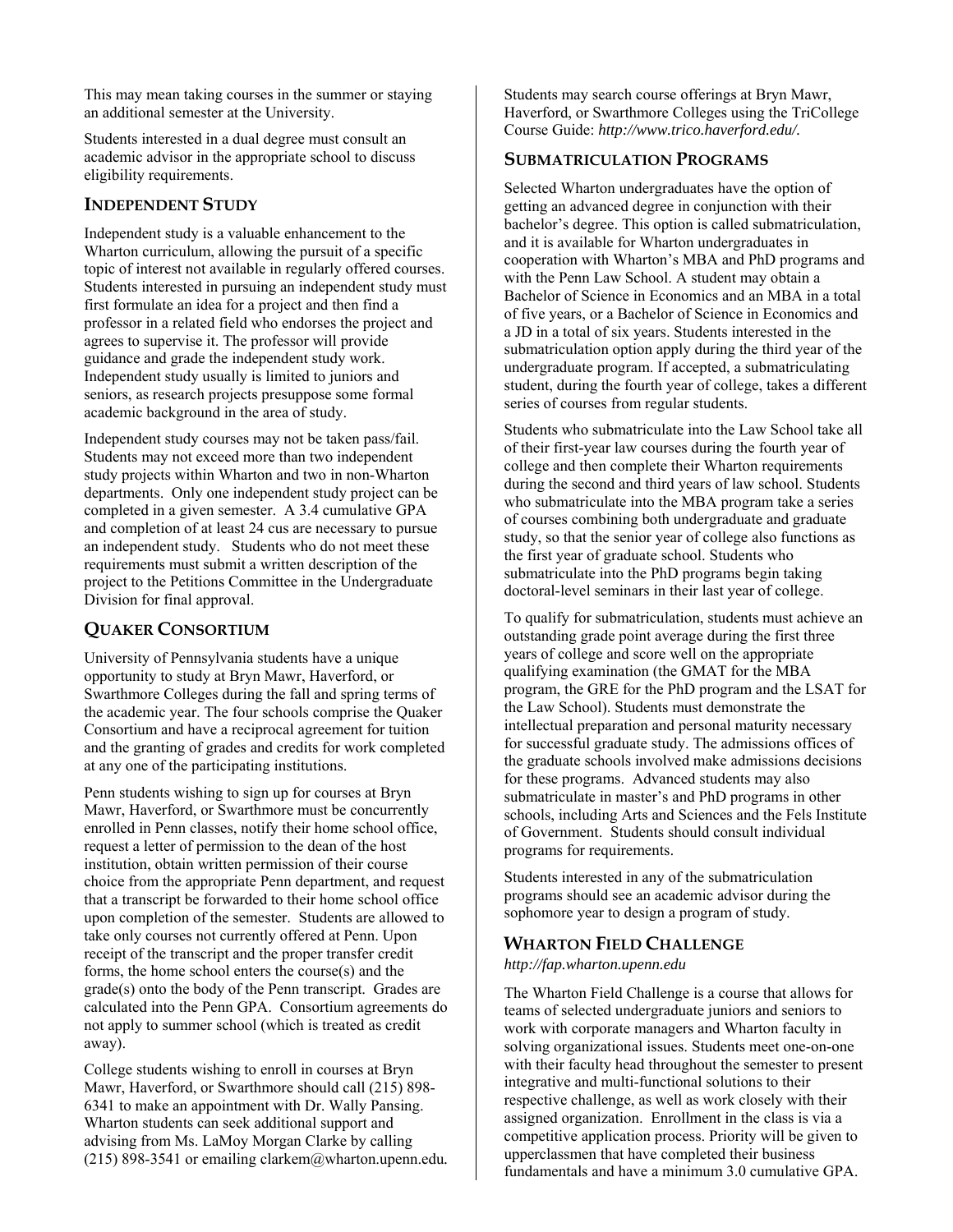This may mean taking courses in the summer or staying an additional semester at the University.

Students interested in a dual degree must consult an academic advisor in the appropriate school to discuss eligibility requirements.

## INDEPENDENT STUDY

Independent study is a valuable enhancement to the Wharton curriculum, allowing the pursuit of a specific topic of interest not available in regularly offered courses. Students interested in pursuing an independent study must first formulate an idea for a project and then find a professor in a related field who endorses the project and agrees to supervise it. The professor will provide guidance and grade the independent study work. Independent study usually is limited to juniors and seniors, as research projects presuppose some formal academic background in the area of study.

Independent study courses may not be taken pass/fail. Students may not exceed more than two independent study projects within Wharton and two in non-Wharton departments. Only one independent study project can be completed in a given semester. A 3.4 cumulative GPA and completion of at least 24 cus are necessary to pursue an independent study. Students who do not meet these requirements must submit a written description of the project to the Petitions Committee in the Undergraduate Division for final approval.

## QUAKER CONSORTIUM

University of Pennsylvania students have a unique opportunity to study at Bryn Mawr, Haverford, or Swarthmore Colleges during the fall and spring terms of the academic year. The four schools comprise the Quaker Consortium and have a reciprocal agreement for tuition and the granting of grades and credits for work completed at any one of the participating institutions.

Penn students wishing to sign up for courses at Bryn Mawr, Haverford, or Swarthmore must be concurrently enrolled in Penn classes, notify their home school office, request a letter of permission to the dean of the host institution, obtain written permission of their course choice from the appropriate Penn department, and request that a transcript be forwarded to their home school office upon completion of the semester. Students are allowed to take only courses not currently offered at Penn. Upon receipt of the transcript and the proper transfer credit forms, the home school enters the course(s) and the grade(s) onto the body of the Penn transcript. Grades are calculated into the Penn GPA. Consortium agreements do not apply to summer school (which is treated as credit away).

College students wishing to enroll in courses at Bryn Mawr, Haverford, or Swarthmore should call (215) 898-6341 to make an appointment with Dr. Wally Pansing. Wharton students can seek additional support and advising from Ms. LaMoy Morgan Clarke by calling (215) 898-3541 or emailing clarkem@wharton.upenn.edu.

Students may search course offerings at Bryn Mawr, Haverford, or Swarthmore Colleges using the TriCollege Course Guide: *http://www.trico.haverford.edu/.*

## SUBMATRICULATION PROGRAMS

Selected Wharton undergraduates have the option of getting an advanced degree in conjunction with their bachelor's degree. This option is called submatriculation, and it is available for Wharton undergraduates in cooperation with Wharton's MBA and PhD programs and with the Penn Law School. A student may obtain a Bachelor of Science in Economics and an MBA in a total of five years, or a Bachelor of Science in Economics and a JD in a total of six years. Students interested in the submatriculation option apply during the third year of the undergraduate program. If accepted, a submatriculating student, during the fourth year of college, takes a different series of courses from regular students.

Students who submatriculate into the Law School take all of their first-year law courses during the fourth year of college and then complete their Wharton requirements during the second and third years of law school. Students who submatriculate into the MBA program take a series of courses combining both undergraduate and graduate study, so that the senior year of college also functions as the first year of graduate school. Students who submatriculate into the PhD programs begin taking doctoral-level seminars in their last year of college.

To qualify for submatriculation, students must achieve an outstanding grade point average during the first three years of college and score well on the appropriate qualifying examination (the GMAT for the MBA program, the GRE for the PhD program and the LSAT for the Law School). Students must demonstrate the intellectual preparation and personal maturity necessary for successful graduate study. The admissions offices of the graduate schools involved make admissions decisions for these programs. Advanced students may also submatriculate in master's and PhD programs in other schools, including Arts and Sciences and the Fels Institute of Government. Students should consult individual programs for requirements.

Students interested in any of the submatriculation programs should see an academic advisor during the sophomore year to design a program of study.

## WHARTON FIELD CHALLENGE

*http://fap.wharton.upenn.edu*

The Wharton Field Challenge is a course that allows for teams of selected undergraduate juniors and seniors to work with corporate managers and Wharton faculty in solving organizational issues. Students meet one-on-one with their faculty head throughout the semester to present integrative and multi-functional solutions to their respective challenge, as well as work closely with their assigned organization. Enrollment in the class is via a competitive application process. Priority will be given to upperclassmen that have completed their business fundamentals and have a minimum 3.0 cumulative GPA.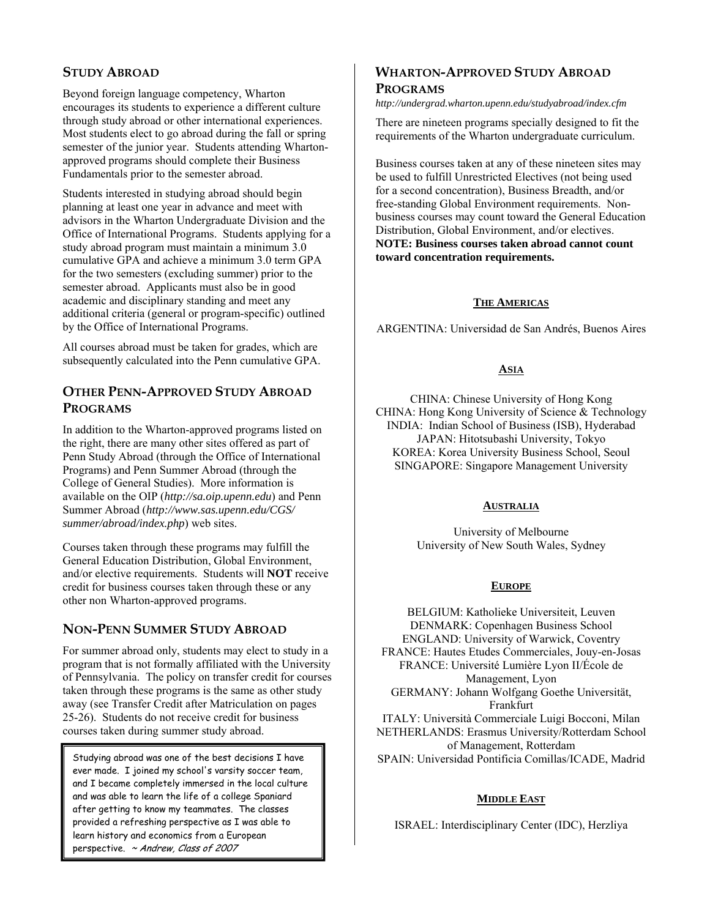## STUDY ABROAD

Beyond foreign language competency, Wharton encourages its students to experience a different culture through study abroad or other international experiences. Most students elect to go abroad during the fall or spring semester of the junior year. Students attending Wharton-approved programs should complete their Business Fundamentals prior to the semester abroad.

Students interested in studying abroad should begin planning at least one year in advance and meet with advisors in the Wharton Undergraduate Division and the Office of International Programs. Students applying for a study abroad program must maintain a minimum 3.0 cumulative GPA and achieve a minimum 3.0 term GPA for the two semesters (excluding summer) prior to the semester abroad. Applicants must also be in good academic and disciplinary standing and meet any additional criteria (general or program-specific) outlined by the Office of International Programs.

All courses abroad must be taken for grades, which are subsequently calculated into the Penn cumulative GPA.

## OTHER PENN-APPROVED STUDY ABROAD PROGRAMS

In addition to the Wharton-approved programs listed on the right, there are many other sites offered as part of Penn Study Abroad (through the Office of International Programs) and Penn Summer Abroad (through the College of General Studies). More information is available on the OIP (*http://sa.oip.upenn.edu*) and Penn Summer Abroad (*http://www.sas.upenn.edu/CGS/summer/abroad/index.php*) web sites.

Courses taken through these programs may fulfill the General Education Distribution, Global Environment, and/or elective requirements. Students will **NOT** receive credit for business courses taken through these or any other non Wharton-approved programs.

## NON-PENN SUMMER STUDY ABROAD

For summer abroad only, students may elect to study in a program that is not formally affiliated with the University of Pennsylvania. The policy on transfer credit for courses taken through these programs is the same as other study away (see Transfer Credit after Matriculation on pages 25-26). Students do not receive credit for business courses taken during summer study abroad.

> Studying abroad was one of the best decisions I have ever made. I joined my school's varsity soccer team, and I became completely immersed in the local culture and was able to learn the life of a college Spaniard after getting to know my teammates. The classes provided a refreshing perspective as I was able to learn history and economics from a European perspective. *~ Andrew, Class of 2007*

## WHARTON-APPROVED STUDY ABROAD PROGRAMS

*http://undergrad.wharton.upenn.edu/studyabroad/index.cfm*

There are nineteen programs specially designed to fit the requirements of the Wharton undergraduate curriculum.

Business courses taken at any of these nineteen sites may be used to fulfill Unrestricted Electives (not being used for a second concentration), Business Breadth, and/or free-standing Global Environment requirements. Non-business courses may count toward the General Education Distribution, Global Environment, and/or electives. **NOTE: Business courses taken abroad cannot count toward concentration requirements.**

### THE AMERICAS

ARGENTINA: Universidad de San Andrés, Buenos Aires

### ASIA

CHINA: Chinese University of Hong Kong
CHINA: Hong Kong University of Science & Technology
INDIA: Indian School of Business (ISB), Hyderabad
JAPAN: Hitotsubashi University, Tokyo
KOREA: Korea University Business School, Seoul
SINGAPORE: Singapore Management University

### AUSTRALIA

University of Melbourne
University of New South Wales, Sydney

### EUROPE

BELGIUM: Katholieke Universiteit, Leuven
DENMARK: Copenhagen Business School
ENGLAND: University of Warwick, Coventry
FRANCE: Hautes Etudes Commerciales, Jouy-en-Josas
FRANCE: Université Lumière Lyon II/École de Management, Lyon
GERMANY: Johann Wolfgang Goethe Universität, Frankfurt
ITALY: Università Commerciale Luigi Bocconi, Milan
NETHERLANDS: Erasmus University/Rotterdam School of Management, Rotterdam
SPAIN: Universidad Pontificia Comillas/ICADE, Madrid

### MIDDLE EAST

ISRAEL: Interdisciplinary Center (IDC), Herzliya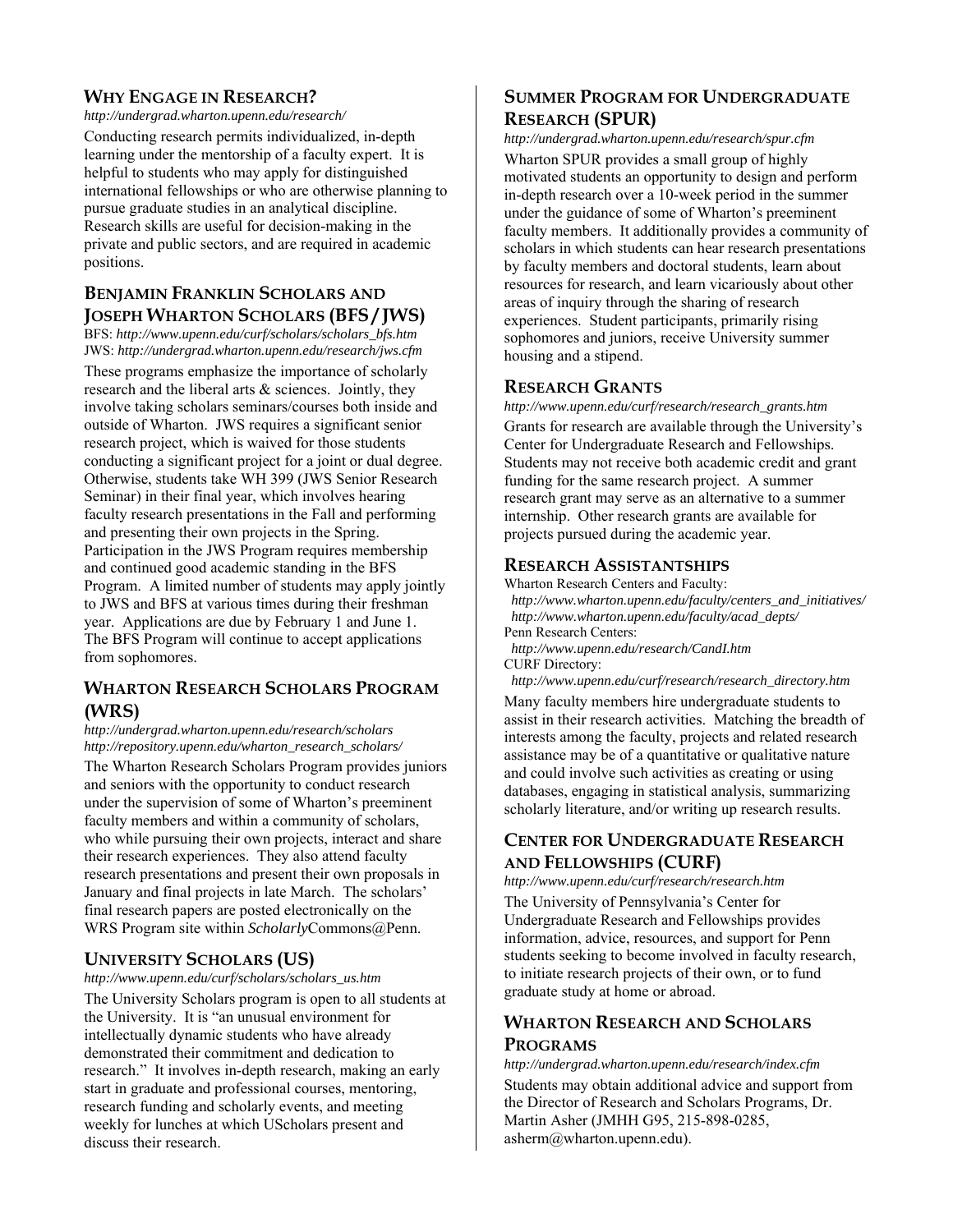## Why Engage in Research?

*http://undergrad.wharton.upenn.edu/research/*

Conducting research permits individualized, in-depth learning under the mentorship of a faculty expert. It is helpful to students who may apply for distinguished international fellowships or who are otherwise planning to pursue graduate studies in an analytical discipline. Research skills are useful for decision-making in the private and public sectors, and are required in academic positions.

## Benjamin Franklin Scholars and Joseph Wharton Scholars (BFS / JWS)

BFS: *http://www.upenn.edu/curf/scholars/scholars_bfs.htm*
JWS: *http://undergrad.wharton.upenn.edu/research/jws.cfm*

These programs emphasize the importance of scholarly research and the liberal arts & sciences. Jointly, they involve taking scholars seminars/courses both inside and outside of Wharton. JWS requires a significant senior research project, which is waived for those students conducting a significant project for a joint or dual degree. Otherwise, students take WH 399 (JWS Senior Research Seminar) in their final year, which involves hearing faculty research presentations in the Fall and performing and presenting their own projects in the Spring. Participation in the JWS Program requires membership and continued good academic standing in the BFS Program. A limited number of students may apply jointly to JWS and BFS at various times during their freshman year. Applications are due by February 1 and June 1. The BFS Program will continue to accept applications from sophomores.

## Wharton Research Scholars Program (WRS)

*http://undergrad.wharton.upenn.edu/research/scholars*
*http://repository.upenn.edu/wharton_research_scholars/*

The Wharton Research Scholars Program provides juniors and seniors with the opportunity to conduct research under the supervision of some of Wharton's preeminent faculty members and within a community of scholars, who while pursuing their own projects, interact and share their research experiences. They also attend faculty research presentations and present their own proposals in January and final projects in late March. The scholars' final research papers are posted electronically on the WRS Program site within *Scholarly*Commons@Penn.

## University Scholars (US)

*http://www.upenn.edu/curf/scholars/scholars_us.htm*

The University Scholars program is open to all students at the University. It is "an unusual environment for intellectually dynamic students who have already demonstrated their commitment and dedication to research." It involves in-depth research, making an early start in graduate and professional courses, mentoring, research funding and scholarly events, and meeting weekly for lunches at which UScholars present and discuss their research.

## Summer Program for Undergraduate Research (SPUR)

*http://undergrad.wharton.upenn.edu/research/spur.cfm*

Wharton SPUR provides a small group of highly motivated students an opportunity to design and perform in-depth research over a 10-week period in the summer under the guidance of some of Wharton's preeminent faculty members. It additionally provides a community of scholars in which students can hear research presentations by faculty members and doctoral students, learn about resources for research, and learn vicariously about other areas of inquiry through the sharing of research experiences. Student participants, primarily rising sophomores and juniors, receive University summer housing and a stipend.

## Research Grants

*http://www.upenn.edu/curf/research/research_grants.htm*

Grants for research are available through the University's Center for Undergraduate Research and Fellowships. Students may not receive both academic credit and grant funding for the same research project. A summer research grant may serve as an alternative to a summer internship. Other research grants are available for projects pursued during the academic year.

## Research Assistantships

Wharton Research Centers and Faculty:
*http://www.wharton.upenn.edu/faculty/centers_and_initiatives/*
*http://www.wharton.upenn.edu/faculty/acad_depts/*
Penn Research Centers:
*http://www.upenn.edu/research/CandI.htm*
CURF Directory:
*http://www.upenn.edu/curf/research/research_directory.htm*

Many faculty members hire undergraduate students to assist in their research activities. Matching the breadth of interests among the faculty, projects and related research assistance may be of a quantitative or qualitative nature and could involve such activities as creating or using databases, engaging in statistical analysis, summarizing scholarly literature, and/or writing up research results.

## Center for Undergraduate Research and Fellowships (CURF)

*http://www.upenn.edu/curf/research/research.htm*

The University of Pennsylvania's Center for Undergraduate Research and Fellowships provides information, advice, resources, and support for Penn students seeking to become involved in faculty research, to initiate research projects of their own, or to fund graduate study at home or abroad.

## Wharton Research and Scholars Programs

*http://undergrad.wharton.upenn.edu/research/index.cfm*

Students may obtain additional advice and support from the Director of Research and Scholars Programs, Dr. Martin Asher (JMHH G95, 215-898-0285, asherm@wharton.upenn.edu).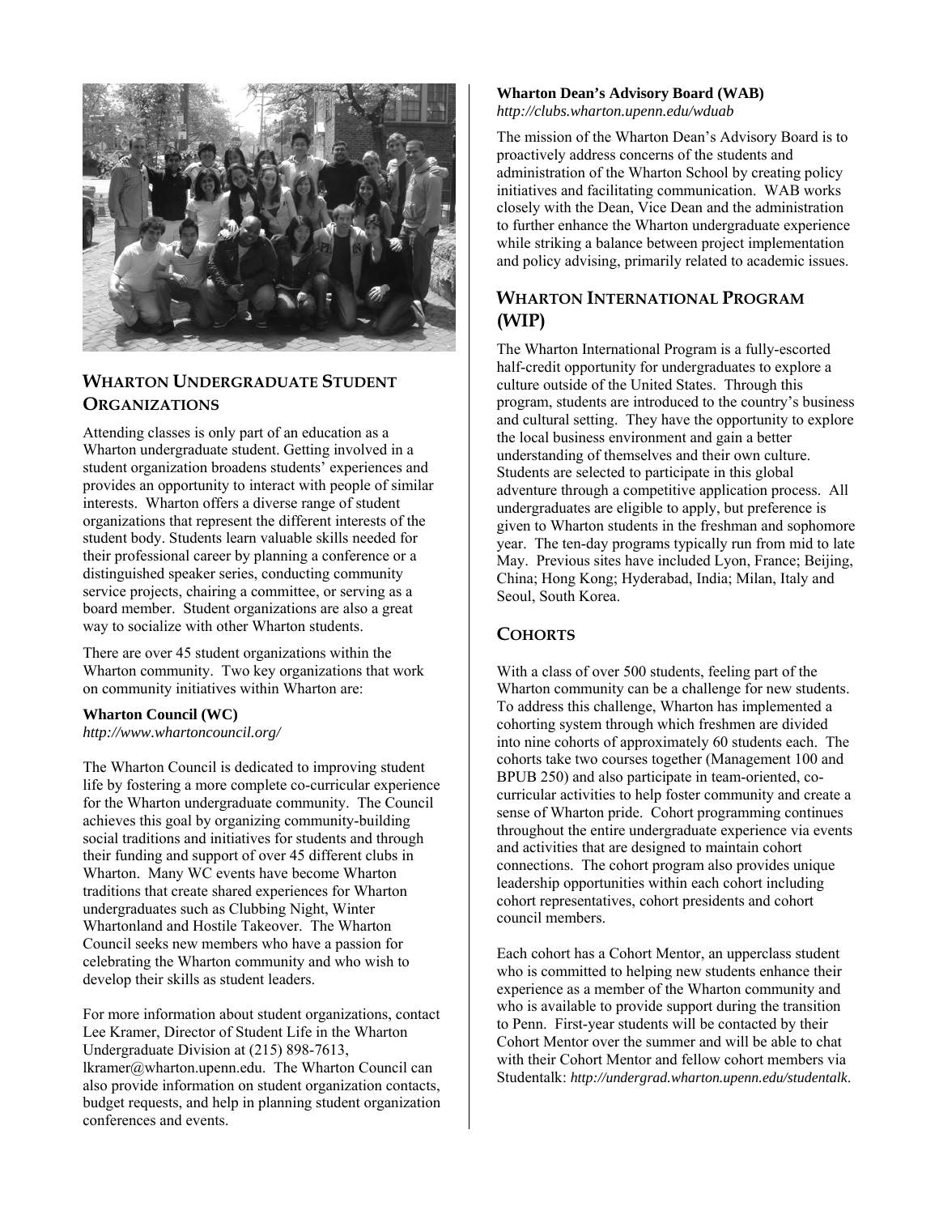## WHARTON UNDERGRADUATE STUDENT ORGANIZATIONS

Attending classes is only part of an education as a Wharton undergraduate student. Getting involved in a student organization broadens students' experiences and provides an opportunity to interact with people of similar interests. Wharton offers a diverse range of student organizations that represent the different interests of the student body. Students learn valuable skills needed for their professional career by planning a conference or a distinguished speaker series, conducting community service projects, chairing a committee, or serving as a board member. Student organizations are also a great way to socialize with other Wharton students.

There are over 45 student organizations within the Wharton community. Two key organizations that work on community initiatives within Wharton are:

**Wharton Council (WC)**
*http://www.whartoncouncil.org/*

The Wharton Council is dedicated to improving student life by fostering a more complete co-curricular experience for the Wharton undergraduate community. The Council achieves this goal by organizing community-building social traditions and initiatives for students and through their funding and support of over 45 different clubs in Wharton. Many WC events have become Wharton traditions that create shared experiences for Wharton undergraduates such as Clubbing Night, Winter Whartonland and Hostile Takeover. The Wharton Council seeks new members who have a passion for celebrating the Wharton community and who wish to develop their skills as student leaders.

For more information about student organizations, contact Lee Kramer, Director of Student Life in the Wharton Undergraduate Division at (215) 898-7613, lkramer@wharton.upenn.edu. The Wharton Council can also provide information on student organization contacts, budget requests, and help in planning student organization conferences and events.

**Wharton Dean's Advisory Board (WAB)**
*http://clubs.wharton.upenn.edu/wduab*

The mission of the Wharton Dean's Advisory Board is to proactively address concerns of the students and administration of the Wharton School by creating policy initiatives and facilitating communication. WAB works closely with the Dean, Vice Dean and the administration to further enhance the Wharton undergraduate experience while striking a balance between project implementation and policy advising, primarily related to academic issues.

## WHARTON INTERNATIONAL PROGRAM (WIP)

The Wharton International Program is a fully-escorted half-credit opportunity for undergraduates to explore a culture outside of the United States. Through this program, students are introduced to the country's business and cultural setting. They have the opportunity to explore the local business environment and gain a better understanding of themselves and their own culture. Students are selected to participate in this global adventure through a competitive application process. All undergraduates are eligible to apply, but preference is given to Wharton students in the freshman and sophomore year. The ten-day programs typically run from mid to late May. Previous sites have included Lyon, France; Beijing, China; Hong Kong; Hyderabad, India; Milan, Italy and Seoul, South Korea.

## COHORTS

With a class of over 500 students, feeling part of the Wharton community can be a challenge for new students. To address this challenge, Wharton has implemented a cohorting system through which freshmen are divided into nine cohorts of approximately 60 students each. The cohorts take two courses together (Management 100 and BPUB 250) and also participate in team-oriented, co-curricular activities to help foster community and create a sense of Wharton pride. Cohort programming continues throughout the entire undergraduate experience via events and activities that are designed to maintain cohort connections. The cohort program also provides unique leadership opportunities within each cohort including cohort representatives, cohort presidents and cohort council members.

Each cohort has a Cohort Mentor, an upperclass student who is committed to helping new students enhance their experience as a member of the Wharton community and who is available to provide support during the transition to Penn. First-year students will be contacted by their Cohort Mentor over the summer and will be able to chat with their Cohort Mentor and fellow cohort members via Studentalk: *http://undergrad.wharton.upenn.edu/studentalk*.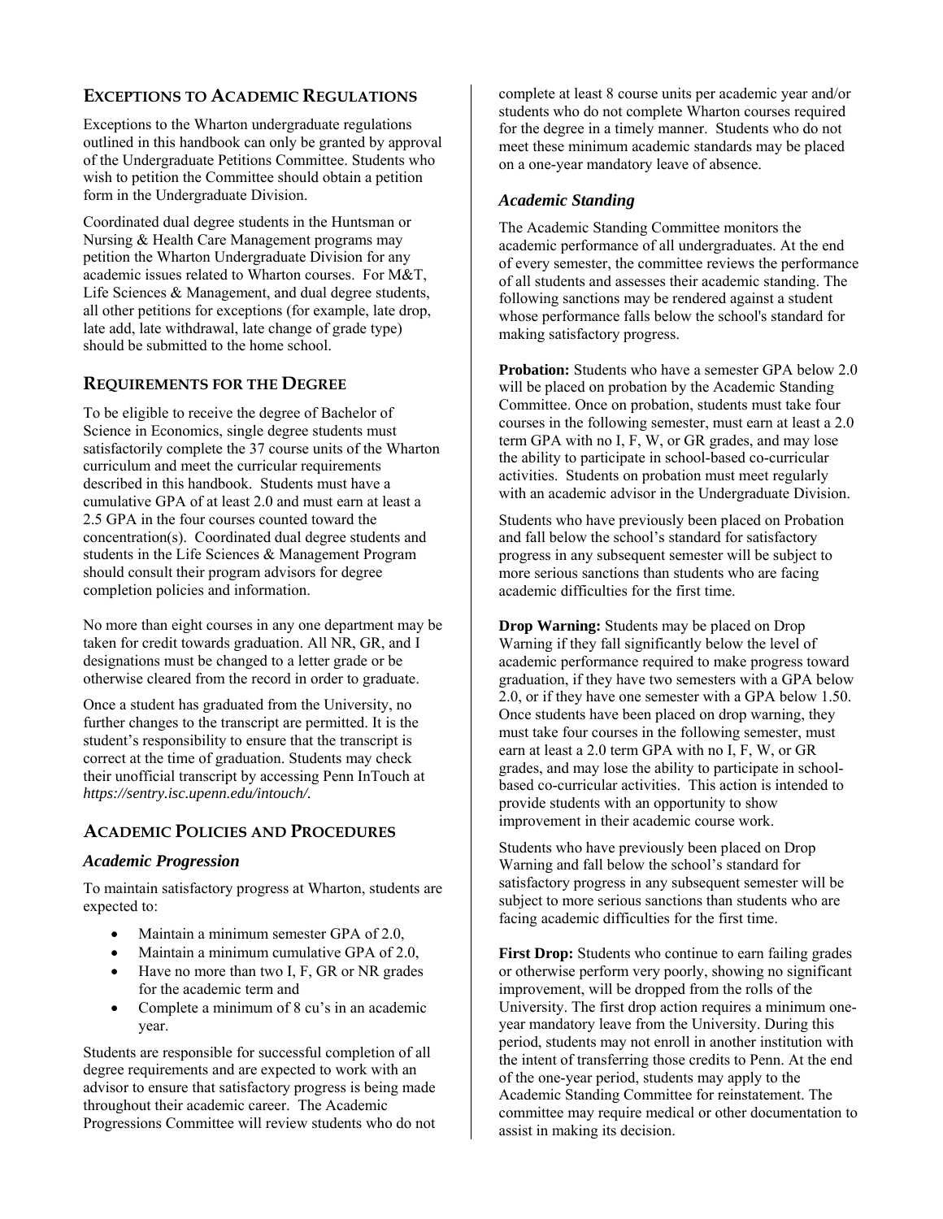## EXCEPTIONS TO ACADEMIC REGULATIONS

Exceptions to the Wharton undergraduate regulations outlined in this handbook can only be granted by approval of the Undergraduate Petitions Committee. Students who wish to petition the Committee should obtain a petition form in the Undergraduate Division.

Coordinated dual degree students in the Huntsman or Nursing & Health Care Management programs may petition the Wharton Undergraduate Division for any academic issues related to Wharton courses. For M&T, Life Sciences & Management, and dual degree students, all other petitions for exceptions (for example, late drop, late add, late withdrawal, late change of grade type) should be submitted to the home school.

## REQUIREMENTS FOR THE DEGREE

To be eligible to receive the degree of Bachelor of Science in Economics, single degree students must satisfactorily complete the 37 course units of the Wharton curriculum and meet the curricular requirements described in this handbook. Students must have a cumulative GPA of at least 2.0 and must earn at least a 2.5 GPA in the four courses counted toward the concentration(s). Coordinated dual degree students and students in the Life Sciences & Management Program should consult their program advisors for degree completion policies and information.

No more than eight courses in any one department may be taken for credit towards graduation. All NR, GR, and I designations must be changed to a letter grade or be otherwise cleared from the record in order to graduate.

Once a student has graduated from the University, no further changes to the transcript are permitted. It is the student's responsibility to ensure that the transcript is correct at the time of graduation. Students may check their unofficial transcript by accessing Penn InTouch at *https://sentry.isc.upenn.edu/intouch/*.

## ACADEMIC POLICIES AND PROCEDURES

### *Academic Progression*

To maintain satisfactory progress at Wharton, students are expected to:

- Maintain a minimum semester GPA of 2.0,
- Maintain a minimum cumulative GPA of 2.0,
- Have no more than two I, F, GR or NR grades for the academic term and
- Complete a minimum of 8 cu's in an academic year.

Students are responsible for successful completion of all degree requirements and are expected to work with an advisor to ensure that satisfactory progress is being made throughout their academic career. The Academic Progressions Committee will review students who do not complete at least 8 course units per academic year and/or students who do not complete Wharton courses required for the degree in a timely manner. Students who do not meet these minimum academic standards may be placed on a one-year mandatory leave of absence.

### *Academic Standing*

The Academic Standing Committee monitors the academic performance of all undergraduates. At the end of every semester, the committee reviews the performance of all students and assesses their academic standing. The following sanctions may be rendered against a student whose performance falls below the school's standard for making satisfactory progress.

**Probation:** Students who have a semester GPA below 2.0 will be placed on probation by the Academic Standing Committee. Once on probation, students must take four courses in the following semester, must earn at least a 2.0 term GPA with no I, F, W, or GR grades, and may lose the ability to participate in school-based co-curricular activities. Students on probation must meet regularly with an academic advisor in the Undergraduate Division.

Students who have previously been placed on Probation and fall below the school's standard for satisfactory progress in any subsequent semester will be subject to more serious sanctions than students who are facing academic difficulties for the first time.

**Drop Warning:** Students may be placed on Drop Warning if they fall significantly below the level of academic performance required to make progress toward graduation, if they have two semesters with a GPA below 2.0, or if they have one semester with a GPA below 1.50. Once students have been placed on drop warning, they must take four courses in the following semester, must earn at least a 2.0 term GPA with no I, F, W, or GR grades, and may lose the ability to participate in school-based co-curricular activities. This action is intended to provide students with an opportunity to show improvement in their academic course work.

Students who have previously been placed on Drop Warning and fall below the school's standard for satisfactory progress in any subsequent semester will be subject to more serious sanctions than students who are facing academic difficulties for the first time.

**First Drop:** Students who continue to earn failing grades or otherwise perform very poorly, showing no significant improvement, will be dropped from the rolls of the University. The first drop action requires a minimum one-year mandatory leave from the University. During this period, students may not enroll in another institution with the intent of transferring those credits to Penn. At the end of the one-year period, students may apply to the Academic Standing Committee for reinstatement. The committee may require medical or other documentation to assist in making its decision.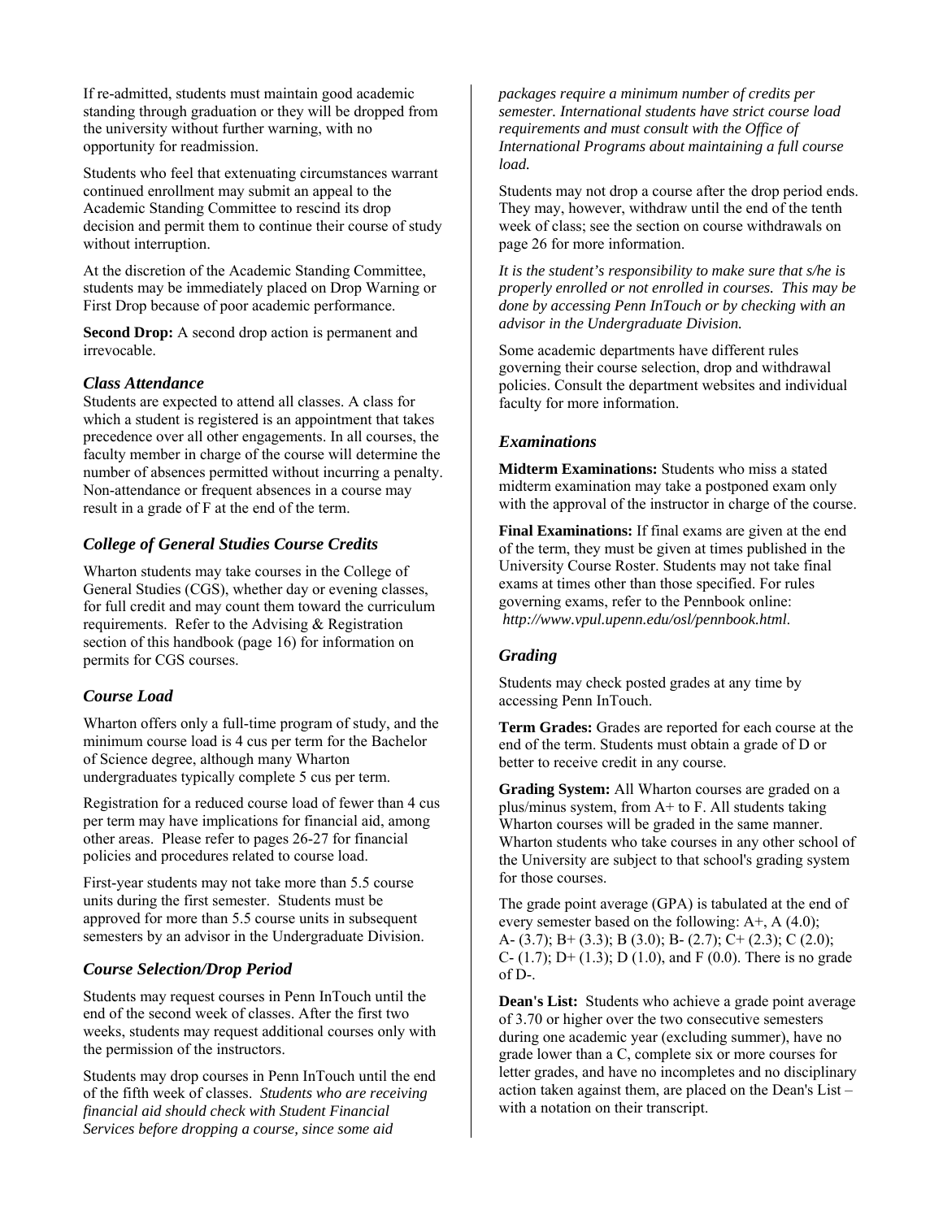If re-admitted, students must maintain good academic standing through graduation or they will be dropped from the university without further warning, with no opportunity for readmission.

Students who feel that extenuating circumstances warrant continued enrollment may submit an appeal to the Academic Standing Committee to rescind its drop decision and permit them to continue their course of study without interruption.

At the discretion of the Academic Standing Committee, students may be immediately placed on Drop Warning or First Drop because of poor academic performance.

**Second Drop:** A second drop action is permanent and irrevocable.

### *Class Attendance*

Students are expected to attend all classes. A class for which a student is registered is an appointment that takes precedence over all other engagements. In all courses, the faculty member in charge of the course will determine the number of absences permitted without incurring a penalty. Non-attendance or frequent absences in a course may result in a grade of F at the end of the term.

### *College of General Studies Course Credits*

Wharton students may take courses in the College of General Studies (CGS), whether day or evening classes, for full credit and may count them toward the curriculum requirements. Refer to the Advising & Registration section of this handbook (page 16) for information on permits for CGS courses.

### *Course Load*

Wharton offers only a full-time program of study, and the minimum course load is 4 cus per term for the Bachelor of Science degree, although many Wharton undergraduates typically complete 5 cus per term.

Registration for a reduced course load of fewer than 4 cus per term may have implications for financial aid, among other areas. Please refer to pages 26-27 for financial policies and procedures related to course load.

First-year students may not take more than 5.5 course units during the first semester. Students must be approved for more than 5.5 course units in subsequent semesters by an advisor in the Undergraduate Division.

### *Course Selection/Drop Period*

Students may request courses in Penn InTouch until the end of the second week of classes. After the first two weeks, students may request additional courses only with the permission of the instructors.

Students may drop courses in Penn InTouch until the end of the fifth week of classes. *Students who are receiving financial aid should check with Student Financial Services before dropping a course, since some aid packages require a minimum number of credits per semester. International students have strict course load requirements and must consult with the Office of International Programs about maintaining a full course load.*

Students may not drop a course after the drop period ends. They may, however, withdraw until the end of the tenth week of class; see the section on course withdrawals on page 26 for more information.

*It is the student's responsibility to make sure that s/he is properly enrolled or not enrolled in courses. This may be done by accessing Penn InTouch or by checking with an advisor in the Undergraduate Division.*

Some academic departments have different rules governing their course selection, drop and withdrawal policies. Consult the department websites and individual faculty for more information.

### *Examinations*

**Midterm Examinations:** Students who miss a stated midterm examination may take a postponed exam only with the approval of the instructor in charge of the course.

**Final Examinations:** If final exams are given at the end of the term, they must be given at times published in the University Course Roster. Students may not take final exams at times other than those specified. For rules governing exams, refer to the Pennbook online: *http://www.vpul.upenn.edu/osl/pennbook.html*.

### *Grading*

Students may check posted grades at any time by accessing Penn InTouch.

**Term Grades:** Grades are reported for each course at the end of the term. Students must obtain a grade of D or better to receive credit in any course.

**Grading System:** All Wharton courses are graded on a plus/minus system, from A+ to F. All students taking Wharton courses will be graded in the same manner. Wharton students who take courses in any other school of the University are subject to that school's grading system for those courses.

The grade point average (GPA) is tabulated at the end of every semester based on the following: A+, A (4.0); A- (3.7); B+ (3.3); B (3.0); B- (2.7); C+ (2.3); C (2.0); C- (1.7); D+ (1.3); D (1.0), and F (0.0). There is no grade of D-.

**Dean's List:** Students who achieve a grade point average of 3.70 or higher over the two consecutive semesters during one academic year (excluding summer), have no grade lower than a C, complete six or more courses for letter grades, and have no incompletes and no disciplinary action taken against them, are placed on the Dean's List – with a notation on their transcript.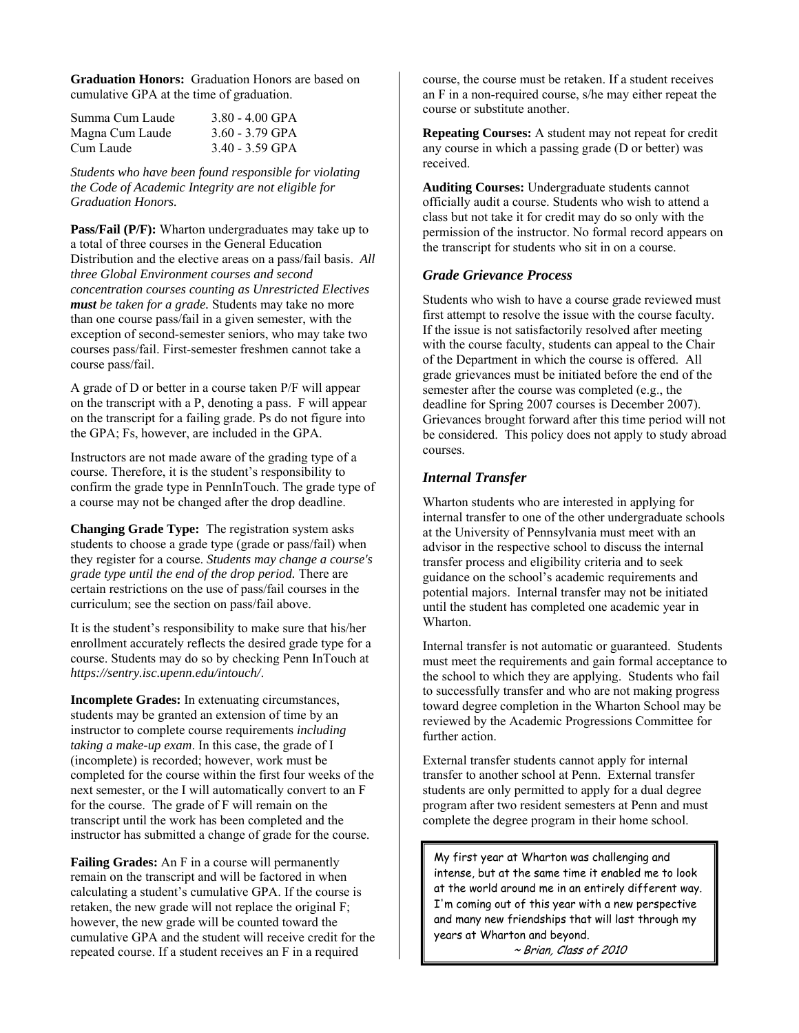**Graduation Honors:** Graduation Honors are based on cumulative GPA at the time of graduation.

| | |
|---|---|
| Summa Cum Laude | 3.80 - 4.00 GPA |
| Magna Cum Laude | 3.60 - 3.79 GPA |
| Cum Laude | 3.40 - 3.59 GPA |

*Students who have been found responsible for violating the Code of Academic Integrity are not eligible for Graduation Honors.*

**Pass/Fail (P/F):** Wharton undergraduates may take up to a total of three courses in the General Education Distribution and the elective areas on a pass/fail basis. *All three Global Environment courses and second concentration courses counting as Unrestricted Electives **must** be taken for a grade.* Students may take no more than one course pass/fail in a given semester, with the exception of second-semester seniors, who may take two courses pass/fail. First-semester freshmen cannot take a course pass/fail.

A grade of D or better in a course taken P/F will appear on the transcript with a P, denoting a pass. F will appear on the transcript for a failing grade. Ps do not figure into the GPA; Fs, however, are included in the GPA.

Instructors are not made aware of the grading type of a course. Therefore, it is the student's responsibility to confirm the grade type in PennInTouch. The grade type of a course may not be changed after the drop deadline.

**Changing Grade Type:** The registration system asks students to choose a grade type (grade or pass/fail) when they register for a course. *Students may change a course's grade type until the end of the drop period.* There are certain restrictions on the use of pass/fail courses in the curriculum; see the section on pass/fail above.

It is the student's responsibility to make sure that his/her enrollment accurately reflects the desired grade type for a course. Students may do so by checking Penn InTouch at *https://sentry.isc.upenn.edu/intouch/*.

**Incomplete Grades:** In extenuating circumstances, students may be granted an extension of time by an instructor to complete course requirements *including taking a make-up exam*. In this case, the grade of I (incomplete) is recorded; however, work must be completed for the course within the first four weeks of the next semester, or the I will automatically convert to an F for the course. The grade of F will remain on the transcript until the work has been completed and the instructor has submitted a change of grade for the course.

**Failing Grades:** An F in a course will permanently remain on the transcript and will be factored in when calculating a student's cumulative GPA. If the course is retaken, the new grade will not replace the original F; however, the new grade will be counted toward the cumulative GPA and the student will receive credit for the repeated course. If a student receives an F in a required course, the course must be retaken. If a student receives an F in a non-required course, s/he may either repeat the course or substitute another.

**Repeating Courses:** A student may not repeat for credit any course in which a passing grade (D or better) was received.

**Auditing Courses:** Undergraduate students cannot officially audit a course. Students who wish to attend a class but not take it for credit may do so only with the permission of the instructor. No formal record appears on the transcript for students who sit in on a course.

### *Grade Grievance Process*

Students who wish to have a course grade reviewed must first attempt to resolve the issue with the course faculty. If the issue is not satisfactorily resolved after meeting with the course faculty, students can appeal to the Chair of the Department in which the course is offered. All grade grievances must be initiated before the end of the semester after the course was completed (e.g., the deadline for Spring 2007 courses is December 2007). Grievances brought forward after this time period will not be considered. This policy does not apply to study abroad courses.

### *Internal Transfer*

Wharton students who are interested in applying for internal transfer to one of the other undergraduate schools at the University of Pennsylvania must meet with an advisor in the respective school to discuss the internal transfer process and eligibility criteria and to seek guidance on the school's academic requirements and potential majors. Internal transfer may not be initiated until the student has completed one academic year in Wharton.

Internal transfer is not automatic or guaranteed. Students must meet the requirements and gain formal acceptance to the school to which they are applying. Students who fail to successfully transfer and who are not making progress toward degree completion in the Wharton School may be reviewed by the Academic Progressions Committee for further action.

External transfer students cannot apply for internal transfer to another school at Penn. External transfer students are only permitted to apply for a dual degree program after two resident semesters at Penn and must complete the degree program in their home school.

> My first year at Wharton was challenging and intense, but at the same time it enabled me to look at the world around me in an entirely different way. I'm coming out of this year with a new perspective and many new friendships that will last through my years at Wharton and beyond.
>
> *~ Brian, Class of 2010*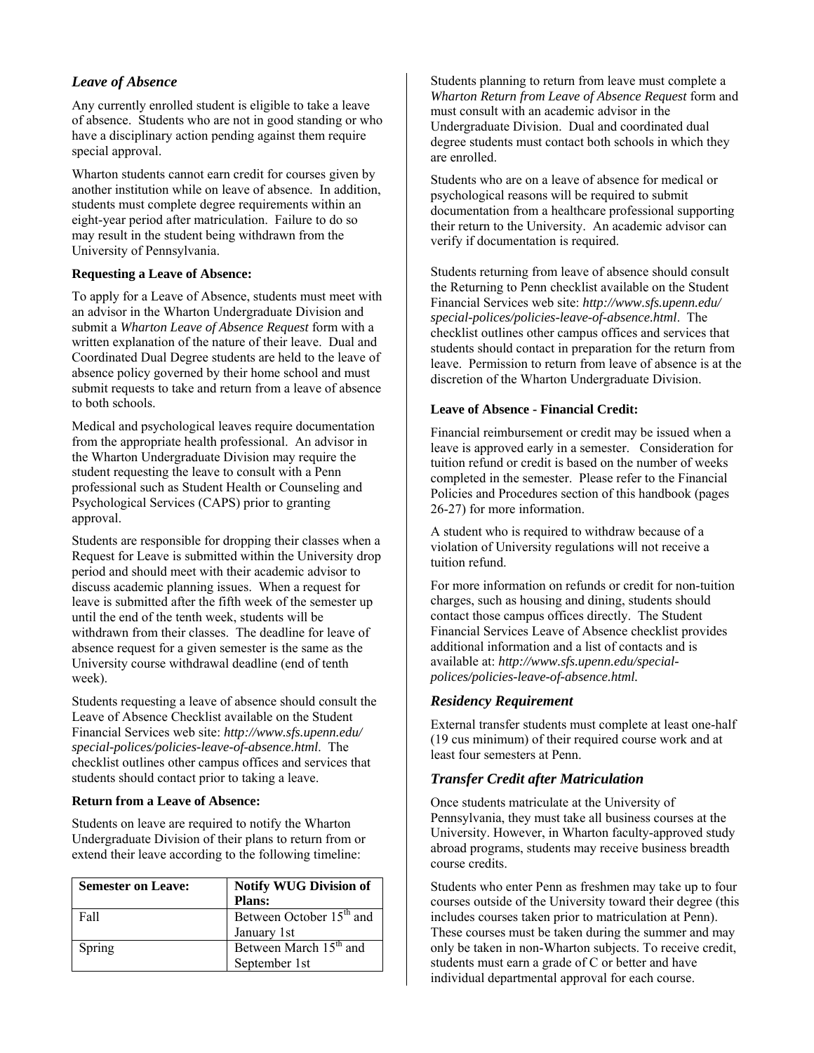## *Leave of Absence*

Any currently enrolled student is eligible to take a leave of absence. Students who are not in good standing or who have a disciplinary action pending against them require special approval.

Wharton students cannot earn credit for courses given by another institution while on leave of absence. In addition, students must complete degree requirements within an eight-year period after matriculation. Failure to do so may result in the student being withdrawn from the University of Pennsylvania.

**Requesting a Leave of Absence:**

To apply for a Leave of Absence, students must meet with an advisor in the Wharton Undergraduate Division and submit a *Wharton Leave of Absence Request* form with a written explanation of the nature of their leave. Dual and Coordinated Dual Degree students are held to the leave of absence policy governed by their home school and must submit requests to take and return from a leave of absence to both schools.

Medical and psychological leaves require documentation from the appropriate health professional. An advisor in the Wharton Undergraduate Division may require the student requesting the leave to consult with a Penn professional such as Student Health or Counseling and Psychological Services (CAPS) prior to granting approval.

Students are responsible for dropping their classes when a Request for Leave is submitted within the University drop period and should meet with their academic advisor to discuss academic planning issues. When a request for leave is submitted after the fifth week of the semester up until the end of the tenth week, students will be withdrawn from their classes. The deadline for leave of absence request for a given semester is the same as the University course withdrawal deadline (end of tenth week).

Students requesting a leave of absence should consult the Leave of Absence Checklist available on the Student Financial Services web site: *http://www.sfs.upenn.edu/special-polices/policies-leave-of-absence.html*. The checklist outlines other campus offices and services that students should contact prior to taking a leave.

**Return from a Leave of Absence:**

Students on leave are required to notify the Wharton Undergraduate Division of their plans to return from or extend their leave according to the following timeline:

| Semester on Leave: | Notify WUG Division of Plans: |
|---|---|
| Fall | Between October 15th and January 1st |
| Spring | Between March 15th and September 1st |

Students planning to return from leave must complete a *Wharton Return from Leave of Absence Request* form and must consult with an academic advisor in the Undergraduate Division. Dual and coordinated dual degree students must contact both schools in which they are enrolled.

Students who are on a leave of absence for medical or psychological reasons will be required to submit documentation from a healthcare professional supporting their return to the University. An academic advisor can verify if documentation is required.

Students returning from leave of absence should consult the Returning to Penn checklist available on the Student Financial Services web site: *http://www.sfs.upenn.edu/special-polices/policies-leave-of-absence.html*. The checklist outlines other campus offices and services that students should contact in preparation for the return from leave. Permission to return from leave of absence is at the discretion of the Wharton Undergraduate Division.

**Leave of Absence - Financial Credit:**

Financial reimbursement or credit may be issued when a leave is approved early in a semester. Consideration for tuition refund or credit is based on the number of weeks completed in the semester. Please refer to the Financial Policies and Procedures section of this handbook (pages 26-27) for more information.

A student who is required to withdraw because of a violation of University regulations will not receive a tuition refund.

For more information on refunds or credit for non-tuition charges, such as housing and dining, students should contact those campus offices directly. The Student Financial Services Leave of Absence checklist provides additional information and a list of contacts and is available at: *http://www.sfs.upenn.edu/special-polices/policies-leave-of-absence.html.*

## *Residency Requirement*

External transfer students must complete at least one-half (19 cus minimum) of their required course work and at least four semesters at Penn.

## *Transfer Credit after Matriculation*

Once students matriculate at the University of Pennsylvania, they must take all business courses at the University. However, in Wharton faculty-approved study abroad programs, students may receive business breadth course credits.

Students who enter Penn as freshmen may take up to four courses outside of the University toward their degree (this includes courses taken prior to matriculation at Penn). These courses must be taken during the summer and may only be taken in non-Wharton subjects. To receive credit, students must earn a grade of C or better and have individual departmental approval for each course.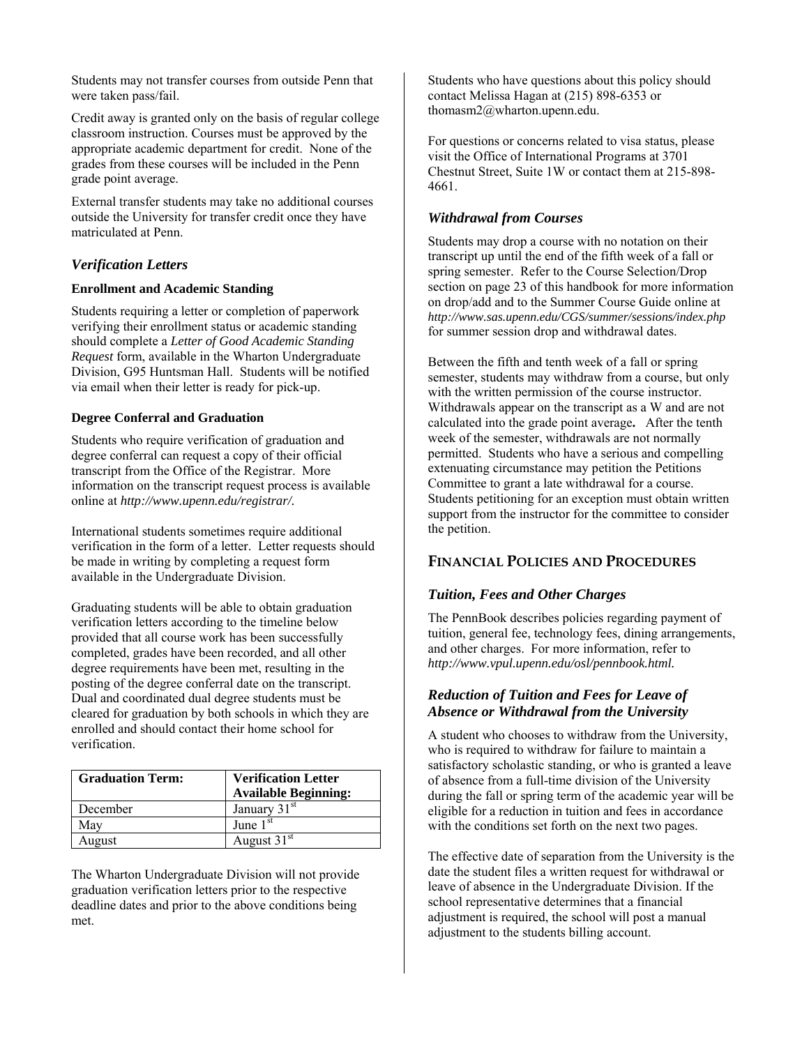Students may not transfer courses from outside Penn that were taken pass/fail.

Credit away is granted only on the basis of regular college classroom instruction. Courses must be approved by the appropriate academic department for credit. None of the grades from these courses will be included in the Penn grade point average.

External transfer students may take no additional courses outside the University for transfer credit once they have matriculated at Penn.

### *Verification Letters*

**Enrollment and Academic Standing**

Students requiring a letter or completion of paperwork verifying their enrollment status or academic standing should complete a *Letter of Good Academic Standing Request* form, available in the Wharton Undergraduate Division, G95 Huntsman Hall. Students will be notified via email when their letter is ready for pick-up.

**Degree Conferral and Graduation**

Students who require verification of graduation and degree conferral can request a copy of their official transcript from the Office of the Registrar. More information on the transcript request process is available online at *http://www.upenn.edu/registrar/*.

International students sometimes require additional verification in the form of a letter. Letter requests should be made in writing by completing a request form available in the Undergraduate Division.

Graduating students will be able to obtain graduation verification letters according to the timeline below provided that all course work has been successfully completed, grades have been recorded, and all other degree requirements have been met, resulting in the posting of the degree conferral date on the transcript. Dual and coordinated dual degree students must be cleared for graduation by both schools in which they are enrolled and should contact their home school for verification.

| Graduation Term: | Verification Letter Available Beginning: |
| --- | --- |
| December | January 31st |
| May | June 1st |
| August | August 31st |

The Wharton Undergraduate Division will not provide graduation verification letters prior to the respective deadline dates and prior to the above conditions being met.

Students who have questions about this policy should contact Melissa Hagan at (215) 898-6353 or thomasm2@wharton.upenn.edu.

For questions or concerns related to visa status, please visit the Office of International Programs at 3701 Chestnut Street, Suite 1W or contact them at 215-898-4661.

### *Withdrawal from Courses*

Students may drop a course with no notation on their transcript up until the end of the fifth week of a fall or spring semester. Refer to the Course Selection/Drop section on page 23 of this handbook for more information on drop/add and to the Summer Course Guide online at *http://www.sas.upenn.edu/CGS/summer/sessions/index.php* for summer session drop and withdrawal dates.

Between the fifth and tenth week of a fall or spring semester, students may withdraw from a course, but only with the written permission of the course instructor. Withdrawals appear on the transcript as a W and are not calculated into the grade point average**.** After the tenth week of the semester, withdrawals are not normally permitted. Students who have a serious and compelling extenuating circumstance may petition the Petitions Committee to grant a late withdrawal for a course. Students petitioning for an exception must obtain written support from the instructor for the committee to consider the petition.

## FINANCIAL POLICIES AND PROCEDURES

### *Tuition, Fees and Other Charges*

The PennBook describes policies regarding payment of tuition, general fee, technology fees, dining arrangements, and other charges. For more information, refer to *http://www.vpul.upenn.edu/osl/pennbook.html.*

### *Reduction of Tuition and Fees for Leave of Absence or Withdrawal from the University*

A student who chooses to withdraw from the University, who is required to withdraw for failure to maintain a satisfactory scholastic standing, or who is granted a leave of absence from a full-time division of the University during the fall or spring term of the academic year will be eligible for a reduction in tuition and fees in accordance with the conditions set forth on the next two pages.

The effective date of separation from the University is the date the student files a written request for withdrawal or leave of absence in the Undergraduate Division. If the school representative determines that a financial adjustment is required, the school will post a manual adjustment to the students billing account.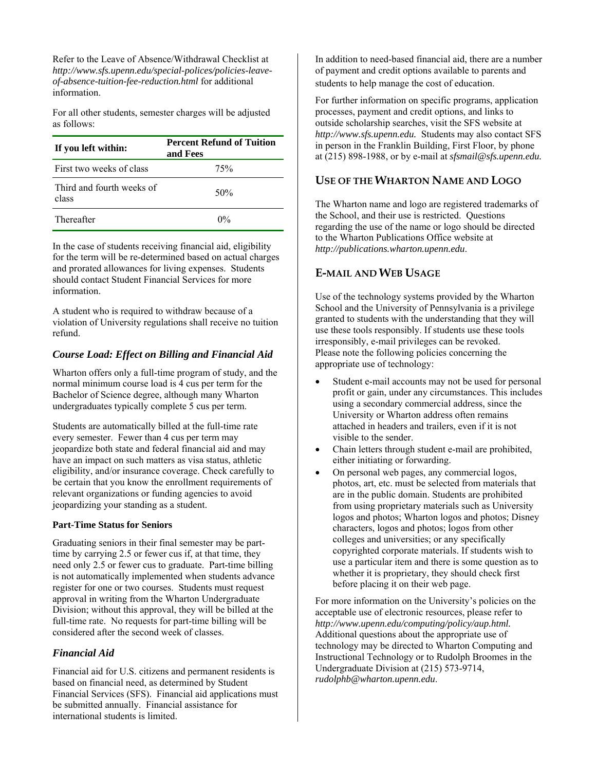Refer to the Leave of Absence/Withdrawal Checklist at *http://www.sfs.upenn.edu/special-polices/policies-leave-of-absence-tuition-fee-reduction.html* for additional information.

For all other students, semester charges will be adjusted as follows:

| If you left within: | Percent Refund of Tuition and Fees |
|---|---|
| First two weeks of class | 75% |
| Third and fourth weeks of class | 50% |
| Thereafter | 0% |

In the case of students receiving financial aid, eligibility for the term will be re-determined based on actual charges and prorated allowances for living expenses. Students should contact Student Financial Services for more information.

A student who is required to withdraw because of a violation of University regulations shall receive no tuition refund.

### *Course Load: Effect on Billing and Financial Aid*

Wharton offers only a full-time program of study, and the normal minimum course load is 4 cus per term for the Bachelor of Science degree, although many Wharton undergraduates typically complete 5 cus per term.

Students are automatically billed at the full-time rate every semester. Fewer than 4 cus per term may jeopardize both state and federal financial aid and may have an impact on such matters as visa status, athletic eligibility, and/or insurance coverage. Check carefully to be certain that you know the enrollment requirements of relevant organizations or funding agencies to avoid jeopardizing your standing as a student.

**Part-Time Status for Seniors**

Graduating seniors in their final semester may be part-time by carrying 2.5 or fewer cus if, at that time, they need only 2.5 or fewer cus to graduate. Part-time billing is not automatically implemented when students advance register for one or two courses. Students must request approval in writing from the Wharton Undergraduate Division; without this approval, they will be billed at the full-time rate. No requests for part-time billing will be considered after the second week of classes.

### *Financial Aid*

Financial aid for U.S. citizens and permanent residents is based on financial need, as determined by Student Financial Services (SFS). Financial aid applications must be submitted annually. Financial assistance for international students is limited.

In addition to need-based financial aid, there are a number of payment and credit options available to parents and students to help manage the cost of education.

For further information on specific programs, application processes, payment and credit options, and links to outside scholarship searches, visit the SFS website at *http://www.sfs.upenn.edu.* Students may also contact SFS in person in the Franklin Building, First Floor, by phone at (215) 898-1988, or by e-mail at *sfsmail@sfs.upenn.edu.*

## USE OF THE WHARTON NAME AND LOGO

The Wharton name and logo are registered trademarks of the School, and their use is restricted. Questions regarding the use of the name or logo should be directed to the Wharton Publications Office website at *http://publications.wharton.upenn.edu*.

## E-MAIL AND WEB USAGE

Use of the technology systems provided by the Wharton School and the University of Pennsylvania is a privilege granted to students with the understanding that they will use these tools responsibly. If students use these tools irresponsibly, e-mail privileges can be revoked. Please note the following policies concerning the appropriate use of technology:

- Student e-mail accounts may not be used for personal profit or gain, under any circumstances. This includes using a secondary commercial address, since the University or Wharton address often remains attached in headers and trailers, even if it is not visible to the sender.
- Chain letters through student e-mail are prohibited, either initiating or forwarding.
- On personal web pages, any commercial logos, photos, art, etc. must be selected from materials that are in the public domain. Students are prohibited from using proprietary materials such as University logos and photos; Wharton logos and photos; Disney characters, logos and photos; logos from other colleges and universities; or any specifically copyrighted corporate materials. If students wish to use a particular item and there is some question as to whether it is proprietary, they should check first before placing it on their web page.

For more information on the University's policies on the acceptable use of electronic resources, please refer to *http://www.upenn.edu/computing/policy/aup.html.* Additional questions about the appropriate use of technology may be directed to Wharton Computing and Instructional Technology or to Rudolph Broomes in the Undergraduate Division at (215) 573-9714, *rudolphb@wharton.upenn.edu*.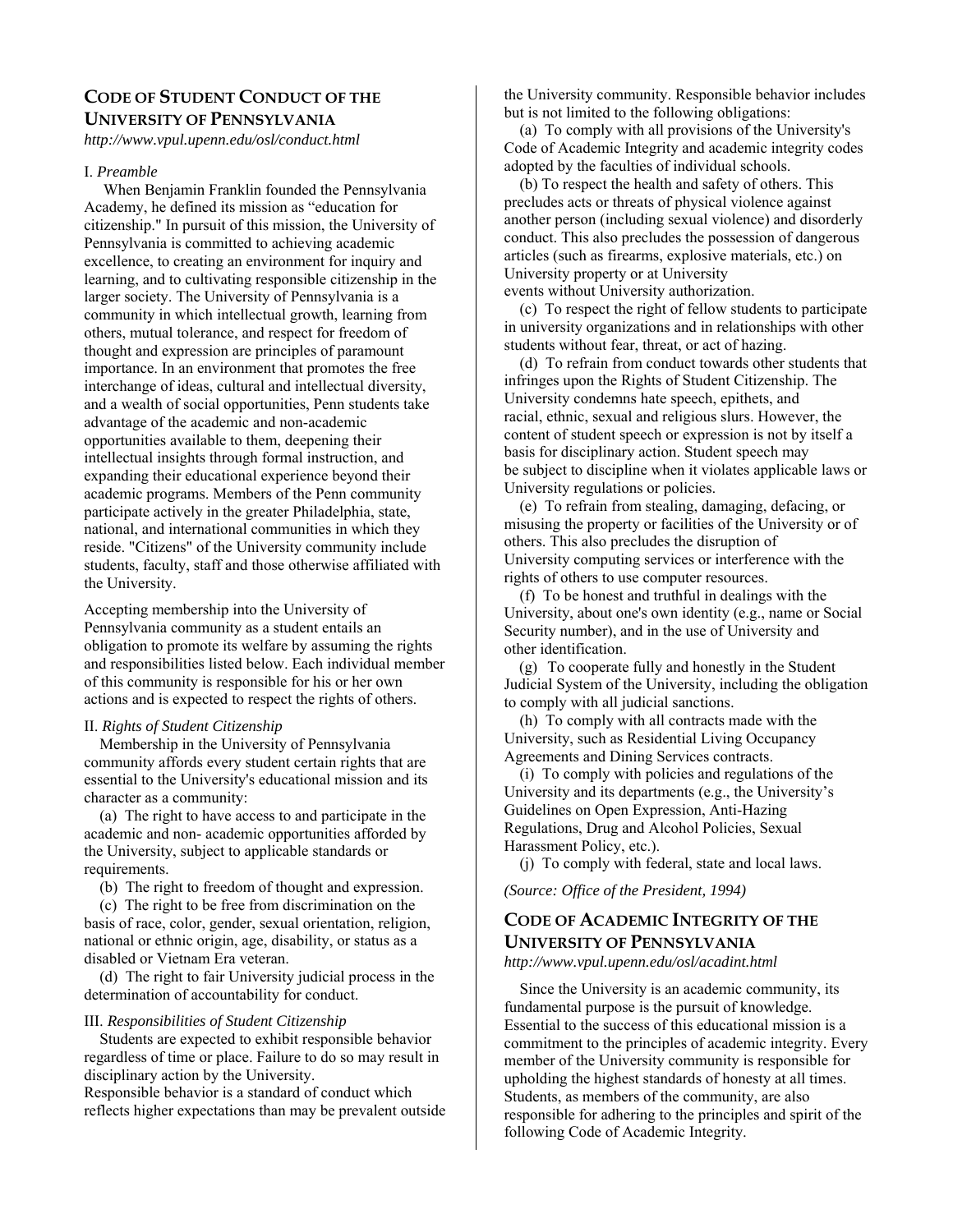## CODE OF STUDENT CONDUCT OF THE UNIVERSITY OF PENNSYLVANIA

*http://www.vpul.upenn.edu/osl/conduct.html*

I. *Preamble*

When Benjamin Franklin founded the Pennsylvania Academy, he defined its mission as "education for citizenship." In pursuit of this mission, the University of Pennsylvania is committed to achieving academic excellence, to creating an environment for inquiry and learning, and to cultivating responsible citizenship in the larger society. The University of Pennsylvania is a community in which intellectual growth, learning from others, mutual tolerance, and respect for freedom of thought and expression are principles of paramount importance. In an environment that promotes the free interchange of ideas, cultural and intellectual diversity, and a wealth of social opportunities, Penn students take advantage of the academic and non-academic opportunities available to them, deepening their intellectual insights through formal instruction, and expanding their educational experience beyond their academic programs. Members of the Penn community participate actively in the greater Philadelphia, state, national, and international communities in which they reside. "Citizens" of the University community include students, faculty, staff and those otherwise affiliated with the University.

Accepting membership into the University of Pennsylvania community as a student entails an obligation to promote its welfare by assuming the rights and responsibilities listed below. Each individual member of this community is responsible for his or her own actions and is expected to respect the rights of others.

II. *Rights of Student Citizenship*

Membership in the University of Pennsylvania community affords every student certain rights that are essential to the University's educational mission and its character as a community:

(a) The right to have access to and participate in the academic and non- academic opportunities afforded by the University, subject to applicable standards or requirements.

(b) The right to freedom of thought and expression.

(c) The right to be free from discrimination on the basis of race, color, gender, sexual orientation, religion, national or ethnic origin, age, disability, or status as a disabled or Vietnam Era veteran.

(d) The right to fair University judicial process in the determination of accountability for conduct.

III. *Responsibilities of Student Citizenship*

Students are expected to exhibit responsible behavior regardless of time or place. Failure to do so may result in disciplinary action by the University.
Responsible behavior is a standard of conduct which reflects higher expectations than may be prevalent outside the University community. Responsible behavior includes but is not limited to the following obligations:

(a) To comply with all provisions of the University's Code of Academic Integrity and academic integrity codes adopted by the faculties of individual schools.

(b) To respect the health and safety of others. This precludes acts or threats of physical violence against another person (including sexual violence) and disorderly conduct. This also precludes the possession of dangerous articles (such as firearms, explosive materials, etc.) on University property or at University events without University authorization.

(c) To respect the right of fellow students to participate in university organizations and in relationships with other students without fear, threat, or act of hazing.

(d) To refrain from conduct towards other students that infringes upon the Rights of Student Citizenship. The University condemns hate speech, epithets, and racial, ethnic, sexual and religious slurs. However, the content of student speech or expression is not by itself a basis for disciplinary action. Student speech may be subject to discipline when it violates applicable laws or University regulations or policies.

(e) To refrain from stealing, damaging, defacing, or misusing the property or facilities of the University or of others. This also precludes the disruption of University computing services or interference with the rights of others to use computer resources.

(f) To be honest and truthful in dealings with the University, about one's own identity (e.g., name or Social Security number), and in the use of University and other identification.

(g) To cooperate fully and honestly in the Student Judicial System of the University, including the obligation to comply with all judicial sanctions.

(h) To comply with all contracts made with the University, such as Residential Living Occupancy Agreements and Dining Services contracts.

(i) To comply with policies and regulations of the University and its departments (e.g., the University's Guidelines on Open Expression, Anti-Hazing Regulations, Drug and Alcohol Policies, Sexual Harassment Policy, etc.).

(j) To comply with federal, state and local laws.

*(Source: Office of the President, 1994)*

## CODE OF ACADEMIC INTEGRITY OF THE UNIVERSITY OF PENNSYLVANIA

*http://www.vpul.upenn.edu/osl/acadint.html*

Since the University is an academic community, its fundamental purpose is the pursuit of knowledge. Essential to the success of this educational mission is a commitment to the principles of academic integrity. Every member of the University community is responsible for upholding the highest standards of honesty at all times. Students, as members of the community, are also responsible for adhering to the principles and spirit of the following Code of Academic Integrity.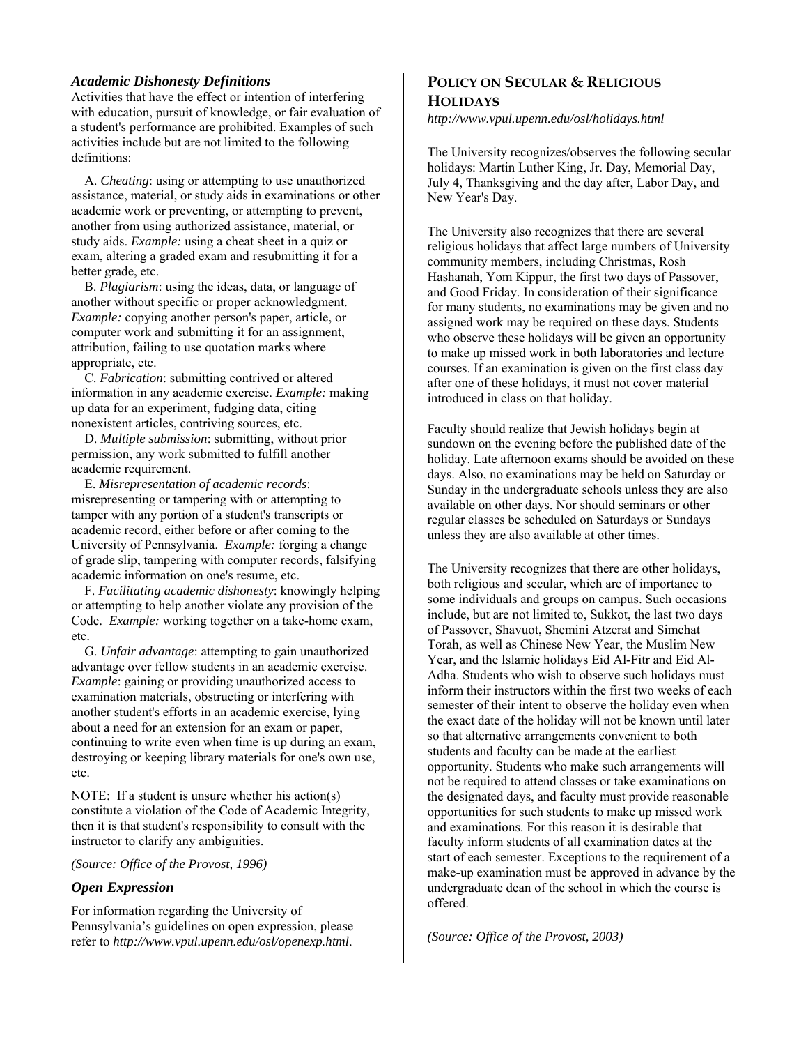### *Academic Dishonesty Definitions*

Activities that have the effect or intention of interfering with education, pursuit of knowledge, or fair evaluation of a student's performance are prohibited. Examples of such activities include but are not limited to the following definitions:

A. *Cheating*: using or attempting to use unauthorized assistance, material, or study aids in examinations or other academic work or preventing, or attempting to prevent, another from using authorized assistance, material, or study aids. *Example:* using a cheat sheet in a quiz or exam, altering a graded exam and resubmitting it for a better grade, etc.

B. *Plagiarism*: using the ideas, data, or language of another without specific or proper acknowledgment. *Example:* copying another person's paper, article, or computer work and submitting it for an assignment, attribution, failing to use quotation marks where appropriate, etc.

C. *Fabrication*: submitting contrived or altered information in any academic exercise. *Example:* making up data for an experiment, fudging data, citing nonexistent articles, contriving sources, etc.

D. *Multiple submission*: submitting, without prior permission, any work submitted to fulfill another academic requirement.

E. *Misrepresentation of academic records*: misrepresenting or tampering with or attempting to tamper with any portion of a student's transcripts or academic record, either before or after coming to the University of Pennsylvania. *Example:* forging a change of grade slip, tampering with computer records, falsifying academic information on one's resume, etc.

F. *Facilitating academic dishonesty*: knowingly helping or attempting to help another violate any provision of the Code. *Example:* working together on a take-home exam, etc.

G. *Unfair advantage*: attempting to gain unauthorized advantage over fellow students in an academic exercise. *Example*: gaining or providing unauthorized access to examination materials, obstructing or interfering with another student's efforts in an academic exercise, lying about a need for an extension for an exam or paper, continuing to write even when time is up during an exam, destroying or keeping library materials for one's own use, etc.

NOTE: If a student is unsure whether his action(s) constitute a violation of the Code of Academic Integrity, then it is that student's responsibility to consult with the instructor to clarify any ambiguities.

*(Source: Office of the Provost, 1996)*

### *Open Expression*

For information regarding the University of Pennsylvania's guidelines on open expression, please refer to *http://www.vpul.upenn.edu/osl/openexp.html*.

## POLICY ON SECULAR & RELIGIOUS HOLIDAYS

*http://www.vpul.upenn.edu/osl/holidays.html*

The University recognizes/observes the following secular holidays: Martin Luther King, Jr. Day, Memorial Day, July 4, Thanksgiving and the day after, Labor Day, and New Year's Day.

The University also recognizes that there are several religious holidays that affect large numbers of University community members, including Christmas, Rosh Hashanah, Yom Kippur, the first two days of Passover, and Good Friday. In consideration of their significance for many students, no examinations may be given and no assigned work may be required on these days. Students who observe these holidays will be given an opportunity to make up missed work in both laboratories and lecture courses. If an examination is given on the first class day after one of these holidays, it must not cover material introduced in class on that holiday.

Faculty should realize that Jewish holidays begin at sundown on the evening before the published date of the holiday. Late afternoon exams should be avoided on these days. Also, no examinations may be held on Saturday or Sunday in the undergraduate schools unless they are also available on other days. Nor should seminars or other regular classes be scheduled on Saturdays or Sundays unless they are also available at other times.

The University recognizes that there are other holidays, both religious and secular, which are of importance to some individuals and groups on campus. Such occasions include, but are not limited to, Sukkot, the last two days of Passover, Shavuot, Shemini Atzerat and Simchat Torah, as well as Chinese New Year, the Muslim New Year, and the Islamic holidays Eid Al-Fitr and Eid Al-Adha. Students who wish to observe such holidays must inform their instructors within the first two weeks of each semester of their intent to observe the holiday even when the exact date of the holiday will not be known until later so that alternative arrangements convenient to both students and faculty can be made at the earliest opportunity. Students who make such arrangements will not be required to attend classes or take examinations on the designated days, and faculty must provide reasonable opportunities for such students to make up missed work and examinations. For this reason it is desirable that faculty inform students of all examination dates at the start of each semester. Exceptions to the requirement of a make-up examination must be approved in advance by the undergraduate dean of the school in which the course is offered.

*(Source: Office of the Provost, 2003)*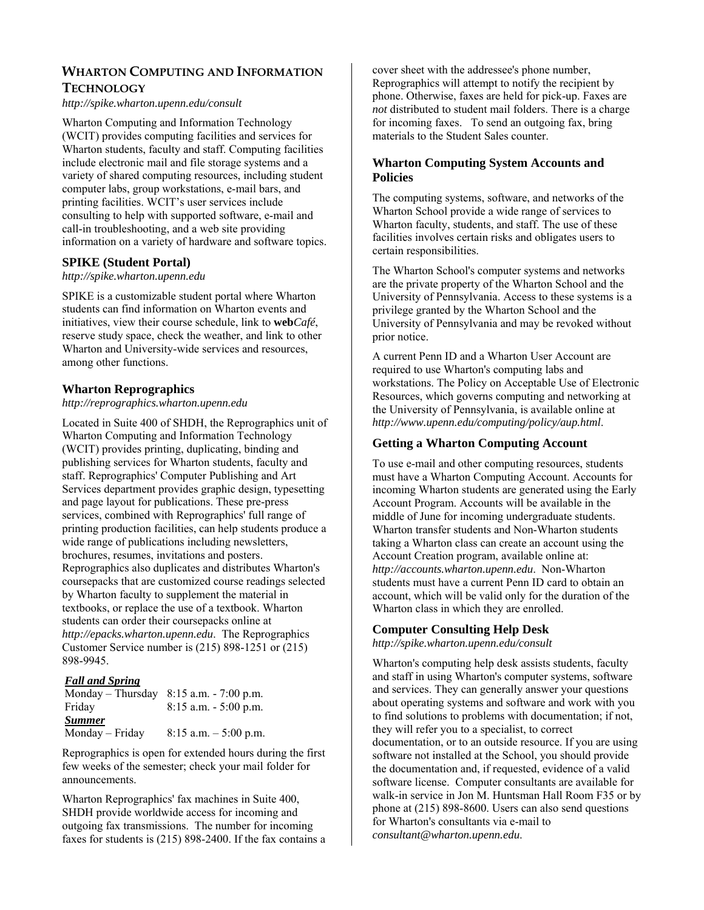## Wharton Computing and Information Technology

*http://spike.wharton.upenn.edu/consult*

Wharton Computing and Information Technology (WCIT) provides computing facilities and services for Wharton students, faculty and staff. Computing facilities include electronic mail and file storage systems and a variety of shared computing resources, including student computer labs, group workstations, e-mail bars, and printing facilities. WCIT's user services include consulting to help with supported software, e-mail and call-in troubleshooting, and a web site providing information on a variety of hardware and software topics.

### SPIKE (Student Portal)

*http://spike.wharton.upenn.edu*

SPIKE is a customizable student portal where Wharton students can find information on Wharton events and initiatives, view their course schedule, link to **web***Café*, reserve study space, check the weather, and link to other Wharton and University-wide services and resources, among other functions.

### Wharton Reprographics

*http://reprographics.wharton.upenn.edu*

Located in Suite 400 of SHDH, the Reprographics unit of Wharton Computing and Information Technology (WCIT) provides printing, duplicating, binding and publishing services for Wharton students, faculty and staff. Reprographics' Computer Publishing and Art Services department provides graphic design, typesetting and page layout for publications. These pre-press services, combined with Reprographics' full range of printing production facilities, can help students produce a wide range of publications including newsletters, brochures, resumes, invitations and posters. Reprographics also duplicates and distributes Wharton's coursepacks that are customized course readings selected by Wharton faculty to supplement the material in textbooks, or replace the use of a textbook. Wharton students can order their coursepacks online at *http://epacks.wharton.upenn.edu*. The Reprographics Customer Service number is (215) 898-1251 or (215) 898-9945.

***Fall and Spring***

| | |
|---|---|
| Monday – Thursday | 8:15 a.m. - 7:00 p.m. |
| Friday | 8:15 a.m. - 5:00 p.m. |
| ***Summer*** | |
| Monday – Friday | 8:15 a.m. – 5:00 p.m. |

Reprographics is open for extended hours during the first few weeks of the semester; check your mail folder for announcements.

Wharton Reprographics' fax machines in Suite 400, SHDH provide worldwide access for incoming and outgoing fax transmissions. The number for incoming faxes for students is (215) 898-2400. If the fax contains a cover sheet with the addressee's phone number, Reprographics will attempt to notify the recipient by phone. Otherwise, faxes are held for pick-up. Faxes are *not* distributed to student mail folders. There is a charge for incoming faxes. To send an outgoing fax, bring materials to the Student Sales counter.

### Wharton Computing System Accounts and Policies

The computing systems, software, and networks of the Wharton School provide a wide range of services to Wharton faculty, students, and staff. The use of these facilities involves certain risks and obligates users to certain responsibilities.

The Wharton School's computer systems and networks are the private property of the Wharton School and the University of Pennsylvania. Access to these systems is a privilege granted by the Wharton School and the University of Pennsylvania and may be revoked without prior notice.

A current Penn ID and a Wharton User Account are required to use Wharton's computing labs and workstations. The Policy on Acceptable Use of Electronic Resources, which governs computing and networking at the University of Pennsylvania, is available online at *http://www.upenn.edu/computing/policy/aup.html*.

### Getting a Wharton Computing Account

To use e-mail and other computing resources, students must have a Wharton Computing Account. Accounts for incoming Wharton students are generated using the Early Account Program. Accounts will be available in the middle of June for incoming undergraduate students. Wharton transfer students and Non-Wharton students taking a Wharton class can create an account using the Account Creation program, available online at: *http://accounts.wharton.upenn.edu*. Non-Wharton students must have a current Penn ID card to obtain an account, which will be valid only for the duration of the Wharton class in which they are enrolled.

### Computer Consulting Help Desk

*http://spike.wharton.upenn.edu/consult*

Wharton's computing help desk assists students, faculty and staff in using Wharton's computer systems, software and services. They can generally answer your questions about operating systems and software and work with you to find solutions to problems with documentation; if not, they will refer you to a specialist, to correct documentation, or to an outside resource. If you are using software not installed at the School, you should provide the documentation and, if requested, evidence of a valid software license. Computer consultants are available for walk-in service in Jon M. Huntsman Hall Room F35 or by phone at (215) 898-8600. Users can also send questions for Wharton's consultants via e-mail to *consultant@wharton.upenn.edu*.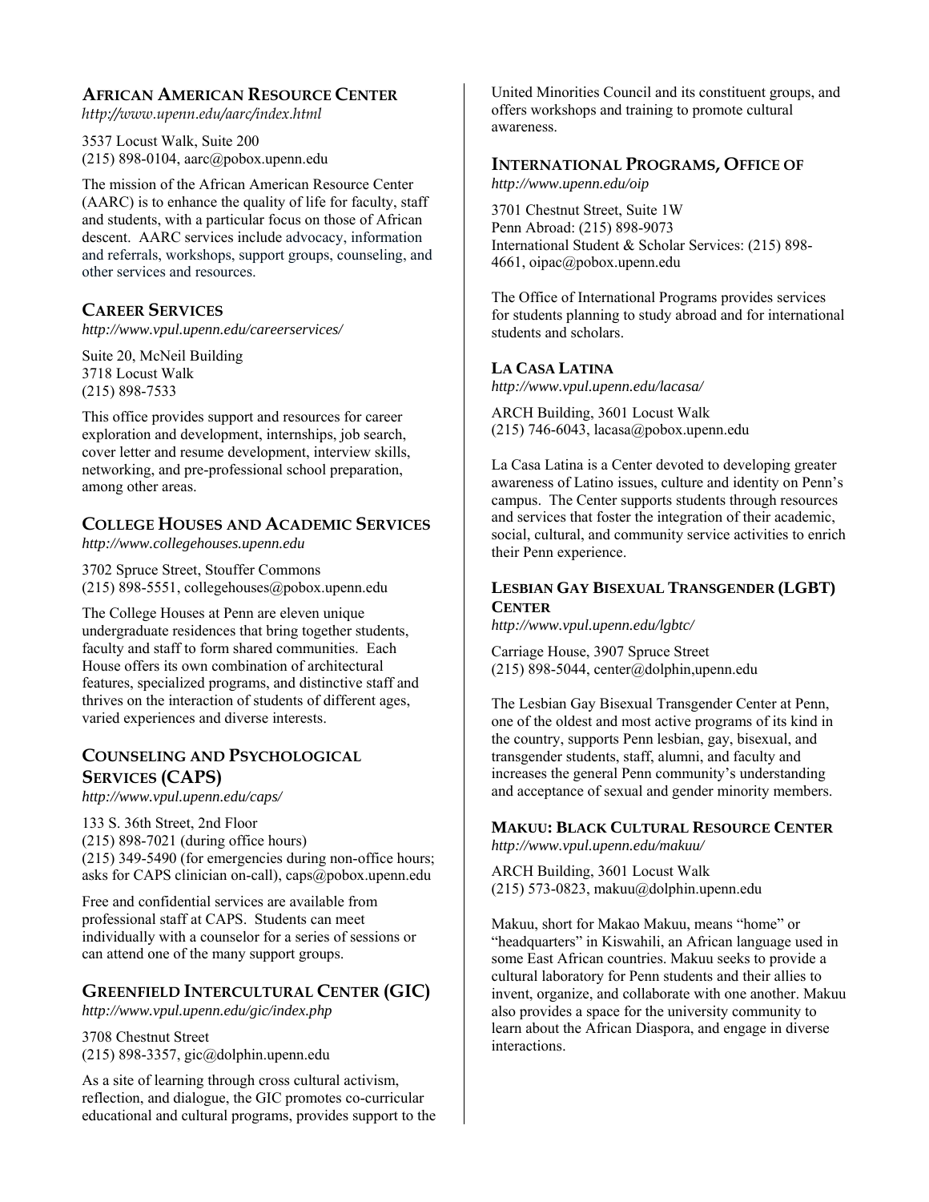## AFRICAN AMERICAN RESOURCE CENTER

*http://www.upenn.edu/aarc/index.html*

3537 Locust Walk, Suite 200
(215) 898-0104, aarc@pobox.upenn.edu

The mission of the African American Resource Center (AARC) is to enhance the quality of life for faculty, staff and students, with a particular focus on those of African descent. AARC services include advocacy, information and referrals, workshops, support groups, counseling, and other services and resources.

## CAREER SERVICES

*http://www.vpul.upenn.edu/careerservices/*

Suite 20, McNeil Building
3718 Locust Walk
(215) 898-7533

This office provides support and resources for career exploration and development, internships, job search, cover letter and resume development, interview skills, networking, and pre-professional school preparation, among other areas.

## COLLEGE HOUSES AND ACADEMIC SERVICES

*http://www.collegehouses.upenn.edu*

3702 Spruce Street, Stouffer Commons
(215) 898-5551, collegehouses@pobox.upenn.edu

The College Houses at Penn are eleven unique undergraduate residences that bring together students, faculty and staff to form shared communities. Each House offers its own combination of architectural features, specialized programs, and distinctive staff and thrives on the interaction of students of different ages, varied experiences and diverse interests.

## COUNSELING AND PSYCHOLOGICAL SERVICES (CAPS)

*http://www.vpul.upenn.edu/caps/*

133 S. 36th Street, 2nd Floor
(215) 898-7021 (during office hours)
(215) 349-5490 (for emergencies during non-office hours; asks for CAPS clinician on-call), caps@pobox.upenn.edu

Free and confidential services are available from professional staff at CAPS. Students can meet individually with a counselor for a series of sessions or can attend one of the many support groups.

## GREENFIELD INTERCULTURAL CENTER (GIC)

*http://www.vpul.upenn.edu/gic/index.php*

3708 Chestnut Street
(215) 898-3357, gic@dolphin.upenn.edu

As a site of learning through cross cultural activism, reflection, and dialogue, the GIC promotes co-curricular educational and cultural programs, provides support to the United Minorities Council and its constituent groups, and offers workshops and training to promote cultural awareness.

## INTERNATIONAL PROGRAMS, OFFICE OF

*http://www.upenn.edu/oip*

3701 Chestnut Street, Suite 1W
Penn Abroad: (215) 898-9073
International Student & Scholar Services: (215) 898-4661, oipac@pobox.upenn.edu

The Office of International Programs provides services for students planning to study abroad and for international students and scholars.

### LA CASA LATINA

*http://www.vpul.upenn.edu/lacasa/*

ARCH Building, 3601 Locust Walk
(215) 746-6043, lacasa@pobox.upenn.edu

La Casa Latina is a Center devoted to developing greater awareness of Latino issues, culture and identity on Penn's campus. The Center supports students through resources and services that foster the integration of their academic, social, cultural, and community service activities to enrich their Penn experience.

### LESBIAN GAY BISEXUAL TRANSGENDER (LGBT) CENTER

*http://www.vpul.upenn.edu/lgbtc/*

Carriage House, 3907 Spruce Street
(215) 898-5044, center@dolphin,upenn.edu

The Lesbian Gay Bisexual Transgender Center at Penn, one of the oldest and most active programs of its kind in the country, supports Penn lesbian, gay, bisexual, and transgender students, staff, alumni, and faculty and increases the general Penn community's understanding and acceptance of sexual and gender minority members.

### MAKUU: BLACK CULTURAL RESOURCE CENTER

*http://www.vpul.upenn.edu/makuu/*

ARCH Building, 3601 Locust Walk
(215) 573-0823, makuu@dolphin.upenn.edu

Makuu, short for Makao Makuu, means "home" or "headquarters" in Kiswahili, an African language used in some East African countries. Makuu seeks to provide a cultural laboratory for Penn students and their allies to invent, organize, and collaborate with one another. Makuu also provides a space for the university community to learn about the African Diaspora, and engage in diverse interactions.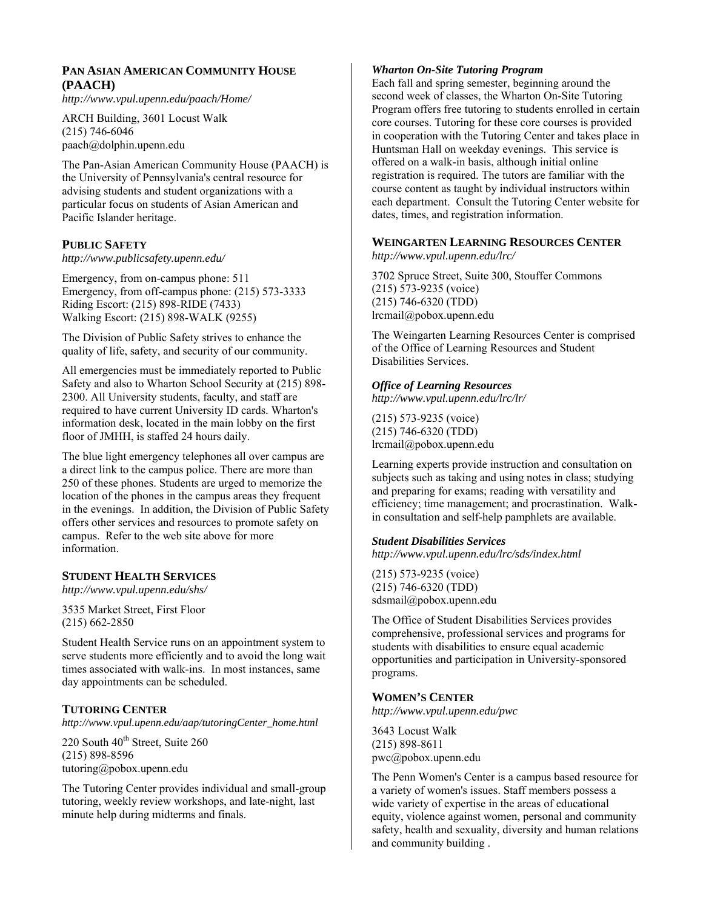## PAN ASIAN AMERICAN COMMUNITY HOUSE (PAACH)

*http://www.vpul.upenn.edu/paach/Home/*

ARCH Building, 3601 Locust Walk
(215) 746-6046
paach@dolphin.upenn.edu

The Pan-Asian American Community House (PAACH) is the University of Pennsylvania's central resource for advising students and student organizations with a particular focus on students of Asian American and Pacific Islander heritage.

## PUBLIC SAFETY

*http://www.publicsafety.upenn.edu/*

Emergency, from on-campus phone: 511
Emergency, from off-campus phone: (215) 573-3333
Riding Escort: (215) 898-RIDE (7433)
Walking Escort: (215) 898-WALK (9255)

The Division of Public Safety strives to enhance the quality of life, safety, and security of our community.

All emergencies must be immediately reported to Public Safety and also to Wharton School Security at (215) 898-2300. All University students, faculty, and staff are required to have current University ID cards. Wharton's information desk, located in the main lobby on the first floor of JMHH, is staffed 24 hours daily.

The blue light emergency telephones all over campus are a direct link to the campus police. There are more than 250 of these phones. Students are urged to memorize the location of the phones in the campus areas they frequent in the evenings. In addition, the Division of Public Safety offers other services and resources to promote safety on campus. Refer to the web site above for more information.

## STUDENT HEALTH SERVICES

*http://www.vpul.upenn.edu/shs/*

3535 Market Street, First Floor
(215) 662-2850

Student Health Service runs on an appointment system to serve students more efficiently and to avoid the long wait times associated with walk-ins. In most instances, same day appointments can be scheduled.

## TUTORING CENTER

*http://www.vpul.upenn.edu/aap/tutoringCenter_home.html*

220 South 40th Street, Suite 260
(215) 898-8596
tutoring@pobox.upenn.edu

The Tutoring Center provides individual and small-group tutoring, weekly review workshops, and late-night, last minute help during midterms and finals.

### *Wharton On-Site Tutoring Program*

Each fall and spring semester, beginning around the second week of classes, the Wharton On-Site Tutoring Program offers free tutoring to students enrolled in certain core courses. Tutoring for these core courses is provided in cooperation with the Tutoring Center and takes place in Huntsman Hall on weekday evenings. This service is offered on a walk-in basis, although initial online registration is required. The tutors are familiar with the course content as taught by individual instructors within each department. Consult the Tutoring Center website for dates, times, and registration information.

## WEINGARTEN LEARNING RESOURCES CENTER

*http://www.vpul.upenn.edu/lrc/*

3702 Spruce Street, Suite 300, Stouffer Commons
(215) 573-9235 (voice)
(215) 746-6320 (TDD)
lrcmail@pobox.upenn.edu

The Weingarten Learning Resources Center is comprised of the Office of Learning Resources and Student Disabilities Services.

### *Office of Learning Resources*

*http://www.vpul.upenn.edu/lrc/lr/*

(215) 573-9235 (voice)
(215) 746-6320 (TDD)
lrcmail@pobox.upenn.edu

Learning experts provide instruction and consultation on subjects such as taking and using notes in class; studying and preparing for exams; reading with versatility and efficiency; time management; and procrastination. Walk-in consultation and self-help pamphlets are available.

### *Student Disabilities Services*

*http://www.vpul.upenn.edu/lrc/sds/index.html*

(215) 573-9235 (voice)
(215) 746-6320 (TDD)
sdsmail@pobox.upenn.edu

The Office of Student Disabilities Services provides comprehensive, professional services and programs for students with disabilities to ensure equal academic opportunities and participation in University-sponsored programs.

## WOMEN'S CENTER

*http://www.vpul.upenn.edu/pwc*

3643 Locust Walk
(215) 898-8611
pwc@pobox.upenn.edu

The Penn Women's Center is a campus based resource for a variety of women's issues. Staff members possess a wide variety of expertise in the areas of educational equity, violence against women, personal and community safety, health and sexuality, diversity and human relations and community building .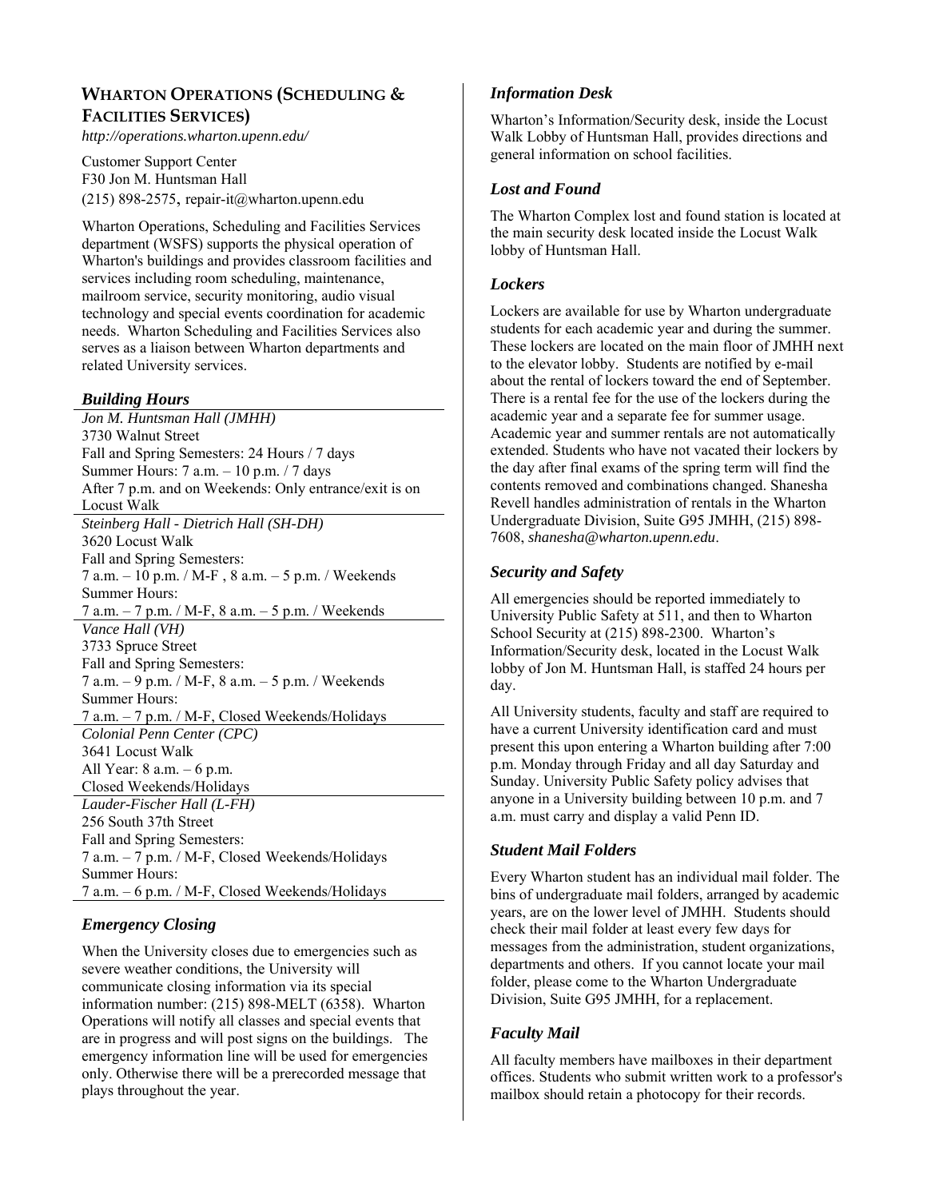## Wharton Operations (Scheduling & Facilities Services)

*http://operations.wharton.upenn.edu/*

Customer Support Center
F30 Jon M. Huntsman Hall
(215) 898-2575, repair-it@wharton.upenn.edu

Wharton Operations, Scheduling and Facilities Services department (WSFS) supports the physical operation of Wharton's buildings and provides classroom facilities and services including room scheduling, maintenance, mailroom service, security monitoring, audio visual technology and special events coordination for academic needs. Wharton Scheduling and Facilities Services also serves as a liaison between Wharton departments and related University services.

### *Building Hours*

*Jon M. Huntsman Hall (JMHH)*
3730 Walnut Street
Fall and Spring Semesters: 24 Hours / 7 days
Summer Hours: 7 a.m. – 10 p.m. / 7 days
After 7 p.m. and on Weekends: Only entrance/exit is on Locust Walk

*Steinberg Hall - Dietrich Hall (SH-DH)*
3620 Locust Walk
Fall and Spring Semesters:
7 a.m. – 10 p.m. / M-F , 8 a.m. – 5 p.m. / Weekends
Summer Hours:
7 a.m. – 7 p.m. / M-F, 8 a.m. – 5 p.m. / Weekends

*Vance Hall (VH)*
3733 Spruce Street
Fall and Spring Semesters:
7 a.m. – 9 p.m. / M-F, 8 a.m. – 5 p.m. / Weekends
Summer Hours:
7 a.m. – 7 p.m. / M-F, Closed Weekends/Holidays

*Colonial Penn Center (CPC)*
3641 Locust Walk
All Year: 8 a.m. – 6 p.m.
Closed Weekends/Holidays

*Lauder-Fischer Hall (L-FH)*
256 South 37th Street
Fall and Spring Semesters:
7 a.m. – 7 p.m. / M-F, Closed Weekends/Holidays
Summer Hours:
7 a.m. – 6 p.m. / M-F, Closed Weekends/Holidays

### *Emergency Closing*

When the University closes due to emergencies such as severe weather conditions, the University will communicate closing information via its special information number: (215) 898-MELT (6358). Wharton Operations will notify all classes and special events that are in progress and will post signs on the buildings. The emergency information line will be used for emergencies only. Otherwise there will be a prerecorded message that plays throughout the year.

### *Information Desk*

Wharton's Information/Security desk, inside the Locust Walk Lobby of Huntsman Hall, provides directions and general information on school facilities.

### *Lost and Found*

The Wharton Complex lost and found station is located at the main security desk located inside the Locust Walk lobby of Huntsman Hall.

### *Lockers*

Lockers are available for use by Wharton undergraduate students for each academic year and during the summer. These lockers are located on the main floor of JMHH next to the elevator lobby. Students are notified by e-mail about the rental of lockers toward the end of September. There is a rental fee for the use of the lockers during the academic year and a separate fee for summer usage. Academic year and summer rentals are not automatically extended. Students who have not vacated their lockers by the day after final exams of the spring term will find the contents removed and combinations changed. Shanesha Revell handles administration of rentals in the Wharton Undergraduate Division, Suite G95 JMHH, (215) 898-7608, *shanesha@wharton.upenn.edu*.

### *Security and Safety*

All emergencies should be reported immediately to University Public Safety at 511, and then to Wharton School Security at (215) 898-2300. Wharton's Information/Security desk, located in the Locust Walk lobby of Jon M. Huntsman Hall, is staffed 24 hours per day.

All University students, faculty and staff are required to have a current University identification card and must present this upon entering a Wharton building after 7:00 p.m. Monday through Friday and all day Saturday and Sunday. University Public Safety policy advises that anyone in a University building between 10 p.m. and 7 a.m. must carry and display a valid Penn ID.

### *Student Mail Folders*

Every Wharton student has an individual mail folder. The bins of undergraduate mail folders, arranged by academic years, are on the lower level of JMHH. Students should check their mail folder at least every few days for messages from the administration, student organizations, departments and others. If you cannot locate your mail folder, please come to the Wharton Undergraduate Division, Suite G95 JMHH, for a replacement.

### *Faculty Mail*

All faculty members have mailboxes in their department offices. Students who submit written work to a professor's mailbox should retain a photocopy for their records.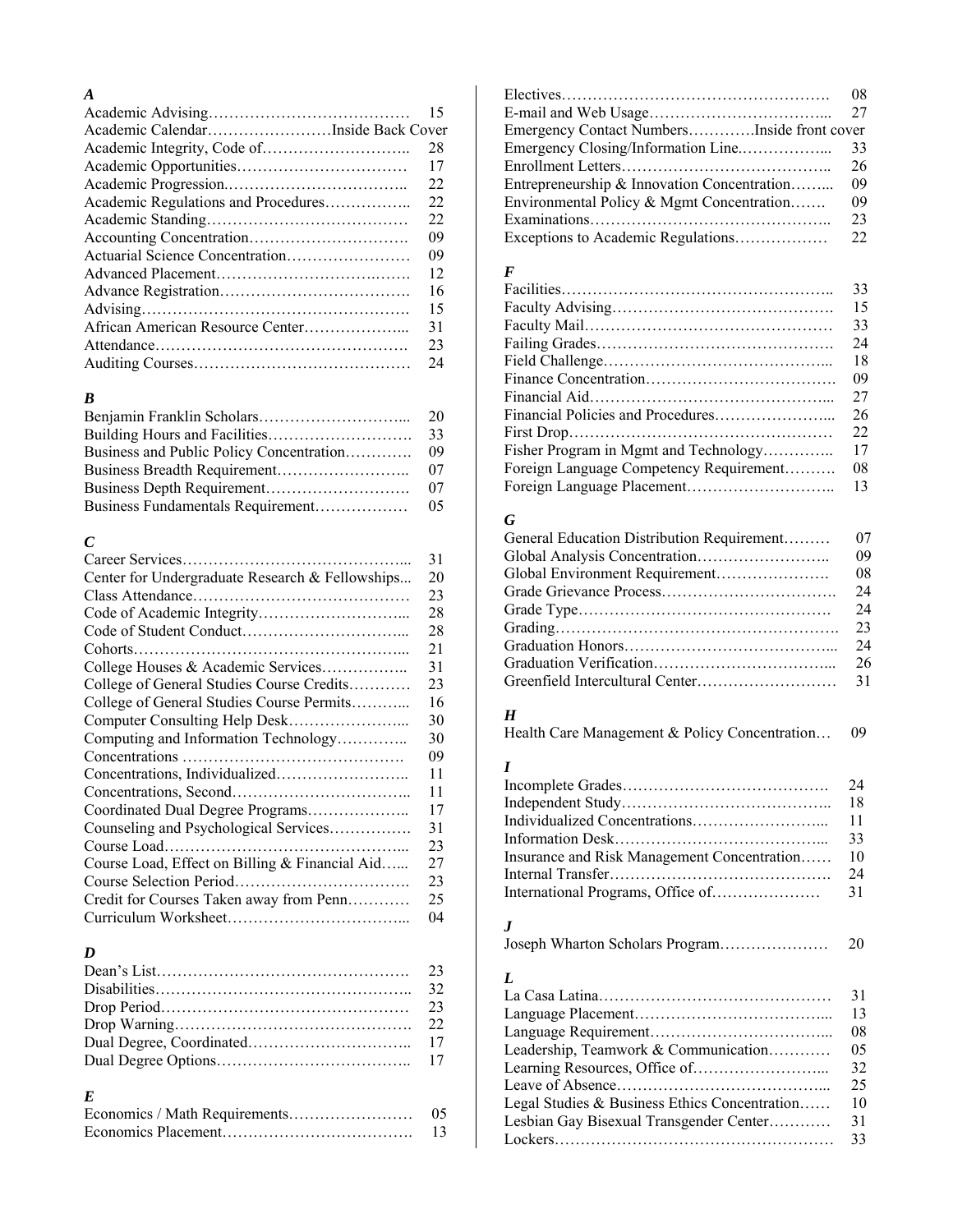### *A*

Academic Advising…………………………………… 15
Academic Calendar……………………Inside Back Cover
Academic Integrity, Code of……………………….. 28
Academic Opportunities…………………………… 17
Academic Progression.…………………………….. 22
Academic Regulations and Procedures…………….. 22
Academic Standing………………………………… 22
Accounting Concentration…………………………. 09
Actuarial Science Concentration…………………… 09
Advanced Placement………………………….……. 12
Advance Registration………………………………. 16
Advising……………………………………………. 15
African American Resource Center………………... 31
Attendance…………………………………………. 23
Auditing Courses…………………………………… 24

### *B*

Benjamin Franklin Scholars………………………... 20
Building Hours and Facilities………………………. 33
Business and Public Policy Concentration…………. 09
Business Breadth Requirement…………………….. 07
Business Depth Requirement………………………. 07
Business Fundamentals Requirement……………… 05

### *C*

Career Services……………………………………... 31
Center for Undergraduate Research & Fellowships... 20
Class Attendance…………………………………… 23
Code of Academic Integrity………………………... 28
Code of Student Conduct…………………………... 28
Cohorts……………………………………………... 21
College Houses & Academic Services…………….. 31
College of General Studies Course Credits………… 23
College of General Studies Course Permits………... 16
Computer Consulting Help Desk…………………... 30
Computing and Information Technology………….. 30
Concentrations ……………………………………. 09
Concentrations, Individualized…………………….. 11
Concentrations, Second…………………………….. 11
Coordinated Dual Degree Programs……………….. 17
Counseling and Psychological Services……………. 31
Course Load………………………………………... 23
Course Load, Effect on Billing & Financial Aid…... 27
Course Selection Period……………………………. 23
Credit for Courses Taken away from Penn………… 25
Curriculum Worksheet……………………………... 04

### *D*

Dean's List…………………………………………. 23
Disabilities…………………………………………. 32
Drop Period………………………………………… 23
Drop Warning………………………………………. 22
Dual Degree, Coordinated………………………….. 17
Dual Degree Options……………………………….. 17

### *E*

Economics / Math Requirements…………………… 05
Economics Placement………………………………. 13
Electives……………………………………………. 08
E-mail and Web Usage……………………………... 27
Emergency Contact Numbers………….Inside front cover
Emergency Closing/Information Line.……………... 33
Enrollment Letters…………………………………. 26
Entrepreneurship & Innovation Concentration……... 09
Environmental Policy & Mgmt Concentration……. 09
Examinations……………………………………….. 23
Exceptions to Academic Regulations……………… 22

### *F*

Facilities…………………………………………….. 33
Faculty Advising……………………………………. 15
Faculty Mail…………………………………………. 33
Failing Grades………………………………………. 24
Field Challenge……………………………………... 18
Finance Concentration………………………………. 09
Financial Aid………………………………………... 27
Financial Policies and Procedures…………………... 26
First Drop…………………………………………… 22
Fisher Program in Mgmt and Technology………….. 17
Foreign Language Competency Requirement………. 08
Foreign Language Placement……………………….. 13

### *G*

General Education Distribution Requirement……… 07
Global Analysis Concentration……………………. 09
Global Environment Requirement…………………. 08
Grade Grievance Process……………………………. 24
Grade Type………………………………………….. 24
Grading………………………………………………. 23
Graduation Honors………………………………….. 24
Graduation Verification……………………………... 26
Greenfield Intercultural Center……………………… 31

### *H*

Health Care Management & Policy Concentration… 09

### *I*

Incomplete Grades…………………………………. 24
Independent Study………………………………….. 18
Individualized Concentrations……………………... 11
Information Desk…………………………………... 33
Insurance and Risk Management Concentration…… 10
Internal Transfer……………………………………. 24
International Programs, Office of………………… 31

### *J*

Joseph Wharton Scholars Program………………… 20

### *L*

La Casa Latina……………………………………… 31
Language Placement………………………………... 13
Language Requirement……………………………... 08
Leadership, Teamwork & Communication………… 05
Learning Resources, Office of……………………... 32
Leave of Absence…………………………………... 25
Legal Studies & Business Ethics Concentration…… 10
Lesbian Gay Bisexual Transgender Center………… 31
Lockers……………………………………………… 33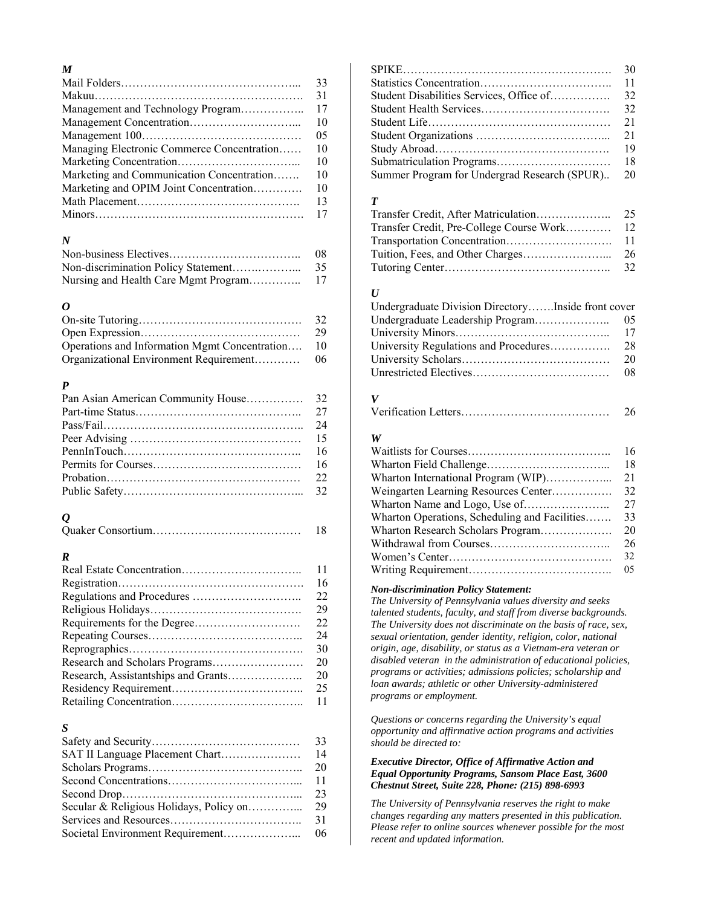### *M*

Mail Folders………………………………………... 33
Makuu………………………………………………. 31
Management and Technology Program…………….. 17
Management Concentration………………………... 10
Management 100…………………………………… 05
Managing Electronic Commerce Concentration…… 10
Marketing Concentration…………………………... 10
Marketing and Communication Concentration……. 10
Marketing and OPIM Joint Concentration…………. 10
Math Placement……………………………………. 13
Minors………………………………………………. 17

### *N*

Non-business Electives…………………………….. 08
Non-discrimination Policy Statement……………... 35
Nursing and Health Care Mgmt Program………….. 17

### *O*

On-site Tutoring……………………………………. 32
Open Expression…………………………………… 29
Operations and Information Mgmt Concentration…. 10
Organizational Environment Requirement………… 06

### *P*

Pan Asian American Community House…………… 32
Part-time Status…………………………………….. 27
Pass/Fail…………………………………………….. 24
Peer Advising ……………………………………… 15
PennInTouch……………………………………….. 16
Permits for Courses………………………………… 16
Probation…………………………………………… 22
Public Safety……………………………………….... 32

### *Q*

Quaker Consortium………………………………… 18

### *R*

Real Estate Concentration………………………….. 11
Registration…………………………………………. 16
Regulations and Procedures ……………………….. 22
Religious Holidays…………………………………. 29
Requirements for the Degree………………………. 22
Repeating Courses………………………………….. 24
Reprographics………………………………………. 30
Research and Scholars Programs…………………… 20
Research, Assistantships and Grants……………….. 20
Residency Requirement…………………………….. 25
Retailing Concentration…………………………….. 11

### *S*

Safety and Security………………………………… 33
SAT II Language Placement Chart………………… 14
Scholars Programs………………………………….. 20
Second Concentrations……………………………... 11
Second Drop………………………………………... 23
Secular & Religious Holidays, Policy on…………... 29
Services and Resources…………………………….. 31
Societal Environment Requirement………………... 06
SPIKE………………………………………………. 30
Statistics Concentration…………………………….. 11
Student Disabilities Services, Office of……………. 32
Student Health Services……………………………. 32
Student Life………………………………………… 21
Student Organizations ……………………………... 21
Study Abroad………………………………………. 19
Submatriculation Programs………………………… 18
Summer Program for Undergrad Research (SPUR).. 20

### *T*

Transfer Credit, After Matriculation……………….. 25
Transfer Credit, Pre-College Course Work………… 12
Transportation Concentration………………………. 11
Tuition, Fees, and Other Charges…………………... 26
Tutoring Center…………………………………….. 32

### *U*

Undergraduate Division Directory…….Inside front cover
Undergraduate Leadership Program……………….. 05
University Minors………………………………….. 17
University Regulations and Procedures……………. 28
University Scholars………………………………… 20
Unrestricted Electives……………………………… 08

### *V*

Verification Letters………………………………… 26

### *W*

Waitlists for Courses……………………………….. 16
Wharton Field Challenge…………………………... 18
Wharton International Program (WIP)……………... 21
Weingarten Learning Resources Center……………. 32
Wharton Name and Logo, Use of………………….. 27
Wharton Operations, Scheduling and Facilities……. 33
Wharton Research Scholars Program………………. 20
Withdrawal from Courses………………………….. 26
Women's Center……………………………………. 32
Writing Requirement……………………………….. 05

***Non-discrimination Policy Statement:***

*The University of Pennsylvania values diversity and seeks talented students, faculty, and staff from diverse backgrounds. The University does not discriminate on the basis of race, sex, sexual orientation, gender identity, religion, color, national origin, age, disability, or status as a Vietnam-era veteran or disabled veteran in the administration of educational policies, programs or activities; admissions policies; scholarship and loan awards; athletic or other University-administered programs or employment.*

*Questions or concerns regarding the University's equal opportunity and affirmative action programs and activities should be directed to:*

***Executive Director, Office of Affirmative Action and Equal Opportunity Programs, Sansom Place East, 3600 Chestnut Street, Suite 228, Phone: (215) 898-6993***

*The University of Pennsylvania reserves the right to make changes regarding any matters presented in this publication. Please refer to online sources whenever possible for the most recent and updated information.*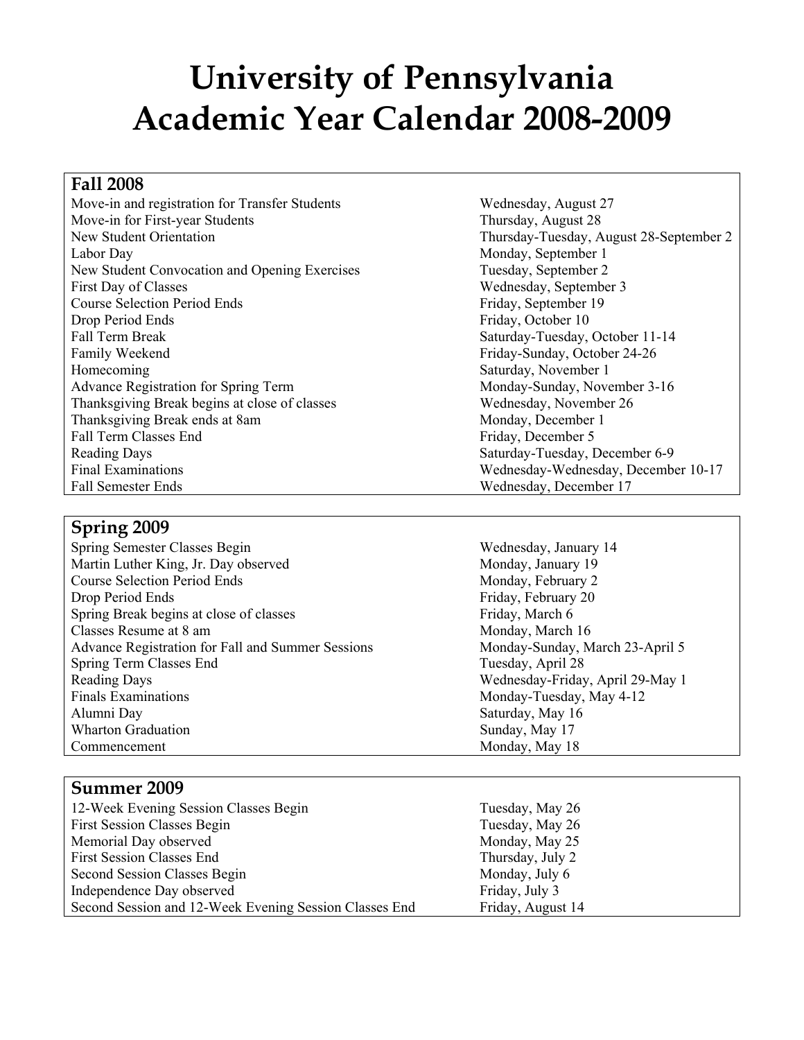# University of Pennsylvania
# Academic Year Calendar 2008-2009

## Fall 2008

| | |
|---|---|
| Move-in and registration for Transfer Students | Wednesday, August 27 |
| Move-in for First-year Students | Thursday, August 28 |
| New Student Orientation | Thursday-Tuesday, August 28-September 2 |
| Labor Day | Monday, September 1 |
| New Student Convocation and Opening Exercises | Tuesday, September 2 |
| First Day of Classes | Wednesday, September 3 |
| Course Selection Period Ends | Friday, September 19 |
| Drop Period Ends | Friday, October 10 |
| Fall Term Break | Saturday-Tuesday, October 11-14 |
| Family Weekend | Friday-Sunday, October 24-26 |
| Homecoming | Saturday, November 1 |
| Advance Registration for Spring Term | Monday-Sunday, November 3-16 |
| Thanksgiving Break begins at close of classes | Wednesday, November 26 |
| Thanksgiving Break ends at 8am | Monday, December 1 |
| Fall Term Classes End | Friday, December 5 |
| Reading Days | Saturday-Tuesday, December 6-9 |
| Final Examinations | Wednesday-Wednesday, December 10-17 |
| Fall Semester Ends | Wednesday, December 17 |

## Spring 2009

| | |
|---|---|
| Spring Semester Classes Begin | Wednesday, January 14 |
| Martin Luther King, Jr. Day observed | Monday, January 19 |
| Course Selection Period Ends | Monday, February 2 |
| Drop Period Ends | Friday, February 20 |
| Spring Break begins at close of classes | Friday, March 6 |
| Classes Resume at 8 am | Monday, March 16 |
| Advance Registration for Fall and Summer Sessions | Monday-Sunday, March 23-April 5 |
| Spring Term Classes End | Tuesday, April 28 |
| Reading Days | Wednesday-Friday, April 29-May 1 |
| Finals Examinations | Monday-Tuesday, May 4-12 |
| Alumni Day | Saturday, May 16 |
| Wharton Graduation | Sunday, May 17 |
| Commencement | Monday, May 18 |

## Summer 2009

| | |
|---|---|
| 12-Week Evening Session Classes Begin | Tuesday, May 26 |
| First Session Classes Begin | Tuesday, May 26 |
| Memorial Day observed | Monday, May 25 |
| First Session Classes End | Thursday, July 2 |
| Second Session Classes Begin | Monday, July 6 |
| Independence Day observed | Friday, July 3 |
| Second Session and 12-Week Evening Session Classes End | Friday, August 14 |